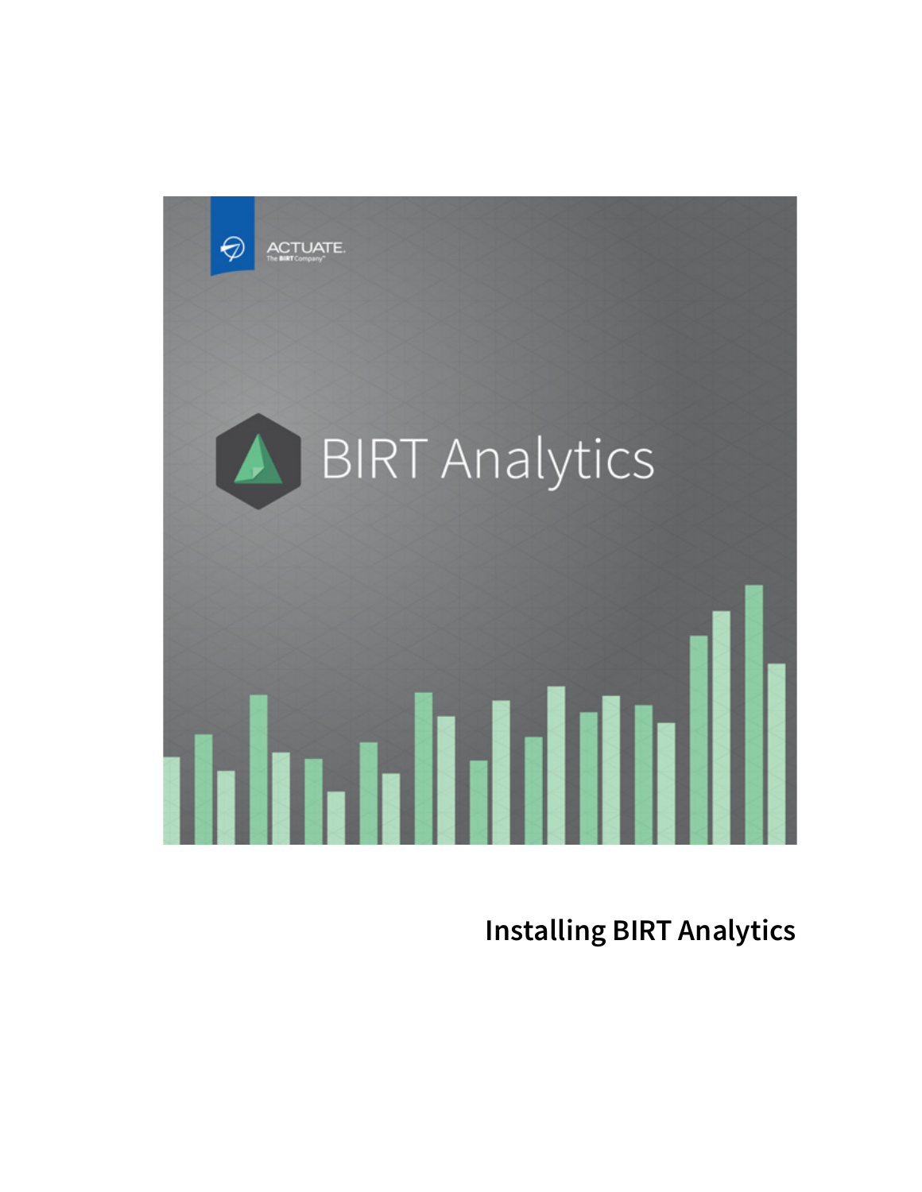ACTUATE.
The BIRT Company™

BIRT Analytics

# Installing BIRT Analytics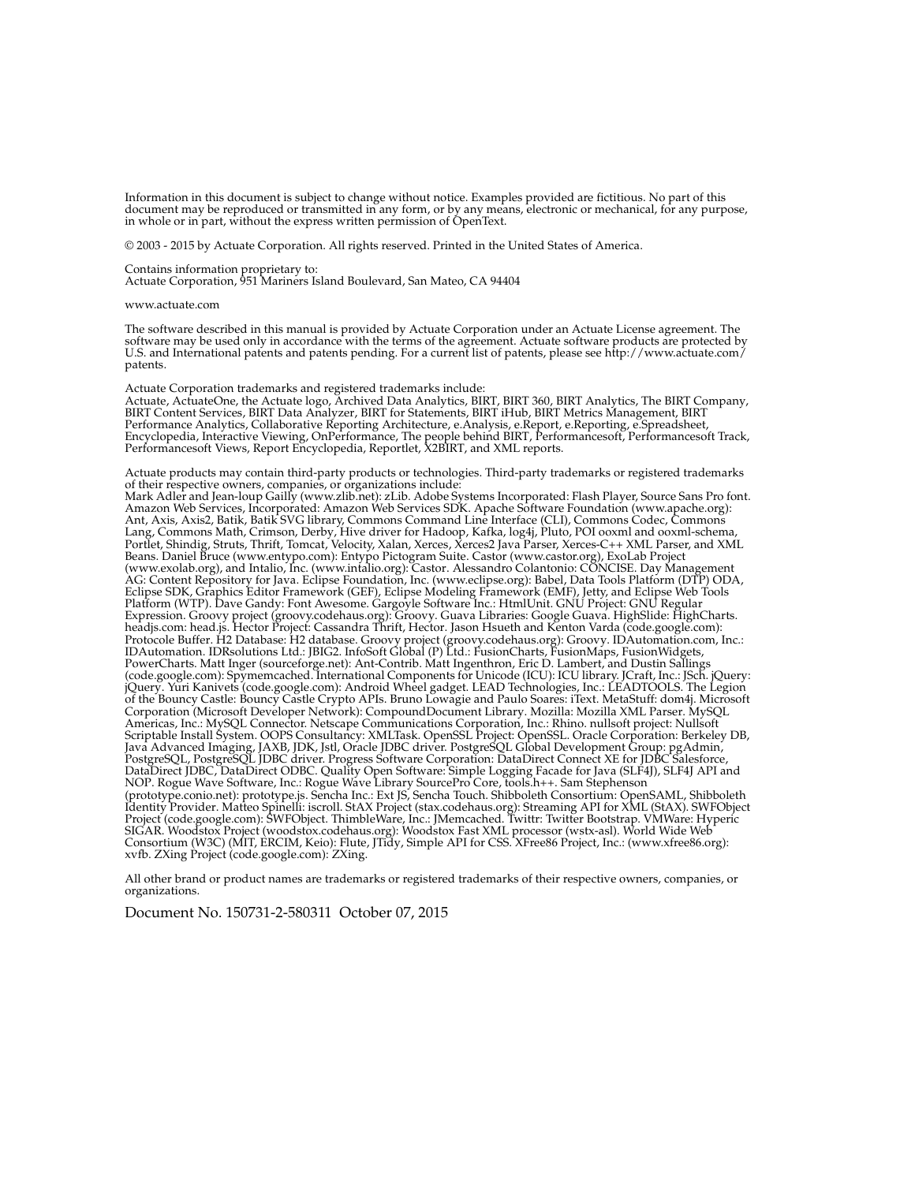Information in this document is subject to change without notice. Examples provided are fictitious. No part of this document may be reproduced or transmitted in any form, or by any means, electronic or mechanical, for any purpose, in whole or in part, without the express written permission of OpenText.

© 2003 - 2015 by Actuate Corporation. All rights reserved. Printed in the United States of America.

Contains information proprietary to:
Actuate Corporation, 951 Mariners Island Boulevard, San Mateo, CA 94404

www.actuate.com

The software described in this manual is provided by Actuate Corporation under an Actuate License agreement. The software may be used only in accordance with the terms of the agreement. Actuate software products are protected by U.S. and International patents and patents pending. For a current list of patents, please see http://www.actuate.com/patents.

Actuate Corporation trademarks and registered trademarks include:
Actuate, ActuateOne, the Actuate logo, Archived Data Analytics, BIRT, BIRT 360, BIRT Analytics, The BIRT Company, BIRT Content Services, BIRT Data Analyzer, BIRT for Statements, BIRT iHub, BIRT Metrics Management, BIRT Performance Analytics, Collaborative Reporting Architecture, e.Analysis, e.Report, e.Reporting, e.Spreadsheet, Encyclopedia, Interactive Viewing, OnPerformance, The people behind BIRT, Performancesoft, Performancesoft Track, Performancesoft Views, Report Encyclopedia, Reportlet, X2BIRT, and XML reports.

Actuate products may contain third-party products or technologies. Third-party trademarks or registered trademarks of their respective owners, companies, or organizations include:
Mark Adler and Jean-loup Gailly (www.zlib.net): zLib. Adobe Systems Incorporated: Flash Player, Source Sans Pro font. Amazon Web Services, Incorporated: Amazon Web Services SDK. Apache Software Foundation (www.apache.org): Ant, Axis, Axis2, Batik, Batik SVG library, Commons Command Line Interface (CLI), Commons Codec, Commons Lang, Commons Math, Crimson, Derby, Hive driver for Hadoop, Kafka, log4j, Pluto, POI ooxml and ooxml-schema, Portlet, Shindig, Struts, Thrift, Tomcat, Velocity, Xalan, Xerces, Xerces2 Java Parser, Xerces-C++ XML Parser, and XML Beans. Daniel Bruce (www.entypo.com): Entypo Pictogram Suite. Castor (www.castor.org), ExoLab Project (www.exolab.org), and Intalio, Inc. (www.intalio.org): Castor. Alessandro Colantonio: CONCISE. Day Management AG: Content Repository for Java. Eclipse Foundation, Inc. (www.eclipse.org): Babel, Data Tools Platform (DTP) ODA, Eclipse SDK, Graphics Editor Framework (GEF), Eclipse Modeling Framework (EMF), Jetty, and Eclipse Web Tools Platform (WTP). Dave Gandy: Font Awesome. Gargoyle Software Inc.: HtmlUnit. GNU Project: GNU Regular Expression. Groovy project (groovy.codehaus.org): Groovy. Guava Libraries: Google Guava. HighSlide: HighCharts. headjs.com: head.js. Hector Project: Cassandra Thrift, Hector. Jason Hsueth and Kenton Varda (code.google.com): Protocole Buffer. H2 Database: H2 database. Groovy project (groovy.codehaus.org): Groovy. IDAutomation.com, Inc.: IDAutomation. IDRsolutions Ltd.: JBIG2. InfoSoft Global (P) Ltd.: FusionCharts, FusionMaps, FusionWidgets, PowerCharts. Matt Inger (sourceforge.net): Ant-Contrib. Matt Ingenthron, Eric D. Lambert, and Dustin Sallings (code.google.com): Spymemcached. International Components for Unicode (ICU): ICU library. JCraft, Inc.: JSch. jQuery: jQuery. Yuri Kanivets (code.google.com): Android Wheel gadget. LEAD Technologies, Inc.: LEADTOOLS. The Legion of the Bouncy Castle: Bouncy Castle Crypto APIs. Bruno Lowagie and Paulo Soares: iText. MetaStuff: dom4j. Microsoft Corporation (Microsoft Developer Network): CompoundDocument Library. Mozilla: Mozilla XML Parser. MySQL Americas, Inc.: MySQL Connector. Netscape Communications Corporation, Inc.: Rhino. nullsoft project: Nullsoft Scriptable Install System. OOPS Consultancy: XMLTask. OpenSSL Project: OpenSSL. Oracle Corporation: Berkeley DB, Java Advanced Imaging, JAXB, JDK, Jstl, Oracle JDBC driver. PostgreSQL Global Development Group: pgAdmin, PostgreSQL, PostgreSQL JDBC driver. Progress Software Corporation: DataDirect Connect XE for JDBC Salesforce, DataDirect JDBC, DataDirect ODBC. Quality Open Software: Simple Logging Facade for Java (SLF4J), SLF4J API and NOP. Rogue Wave Software, Inc.: Rogue Wave Library SourcePro Core, tools.h++. Sam Stephenson (prototype.conio.net): prototype.js. Sencha Inc.: Ext JS, Sencha Touch. Shibboleth Consortium: OpenSAML, Shibboleth Identity Provider. Matteo Spinelli: iscroll. StAX Project (stax.codehaus.org): Streaming API for XML (StAX). SWFObject Project (code.google.com): SWFObject. ThimbleWare, Inc.: JMemcached. Twittr: Twitter Bootstrap. VMWare: Hyperic SIGAR. Woodstox Project (woodstox.codehaus.org): Woodstox Fast XML processor (wstx-asl). World Wide Web Consortium (W3C) (MIT, ERCIM, Keio): Flute, JTidy, Simple API for CSS. XFree86 Project, Inc.: (www.xfree86.org): xvfb. ZXing Project (code.google.com): ZXing.

All other brand or product names are trademarks or registered trademarks of their respective owners, companies, or organizations.

Document No. 150731-2-580311 October 07, 2015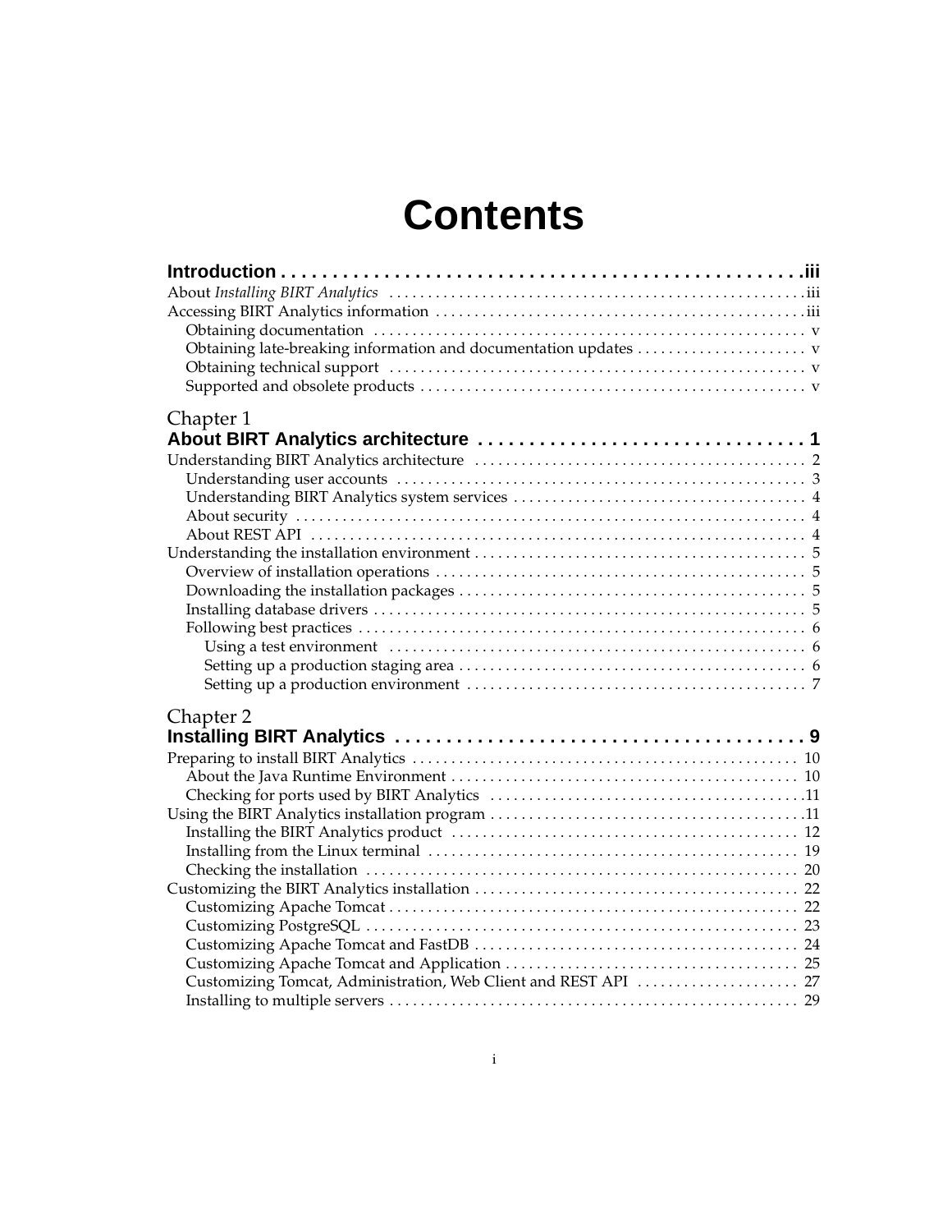# Contents

**Introduction** . . . . . . . . . . . . . . . . . . . . . . . . . . . . . . . . . . . . . . . . . . . . . . . . . . **iii**

About *Installing BIRT Analytics* . . . . . . . . . . . . . . . . . . . . . . . . . . . . . . . . . . . . . . . . . . . . . . . . iii
Accessing BIRT Analytics information . . . . . . . . . . . . . . . . . . . . . . . . . . . . . . . . . . . . . . . . . . . . iii
  Obtaining documentation . . . . . . . . . . . . . . . . . . . . . . . . . . . . . . . . . . . . . . . . . . . . . . . . . . v
  Obtaining late-breaking information and documentation updates . . . . . . . . . . . . . . . . . . . . . . v
  Obtaining technical support . . . . . . . . . . . . . . . . . . . . . . . . . . . . . . . . . . . . . . . . . . . . . . . . v
  Supported and obsolete products . . . . . . . . . . . . . . . . . . . . . . . . . . . . . . . . . . . . . . . . . . . . v

Chapter 1
**About BIRT Analytics architecture** . . . . . . . . . . . . . . . . . . . . . . . . . . . . . . . . **1**

Understanding BIRT Analytics architecture . . . . . . . . . . . . . . . . . . . . . . . . . . . . . . . . . . . . . . . 2
  Understanding user accounts . . . . . . . . . . . . . . . . . . . . . . . . . . . . . . . . . . . . . . . . . . . . . . . 3
  Understanding BIRT Analytics system services . . . . . . . . . . . . . . . . . . . . . . . . . . . . . . . . . . . 4
  About security . . . . . . . . . . . . . . . . . . . . . . . . . . . . . . . . . . . . . . . . . . . . . . . . . . . . . . . . . 4
  About REST API . . . . . . . . . . . . . . . . . . . . . . . . . . . . . . . . . . . . . . . . . . . . . . . . . . . . . . . . 4
Understanding the installation environment . . . . . . . . . . . . . . . . . . . . . . . . . . . . . . . . . . . . . . . 5
  Overview of installation operations . . . . . . . . . . . . . . . . . . . . . . . . . . . . . . . . . . . . . . . . . . . 5
  Downloading the installation packages . . . . . . . . . . . . . . . . . . . . . . . . . . . . . . . . . . . . . . . . . 5
  Installing database drivers . . . . . . . . . . . . . . . . . . . . . . . . . . . . . . . . . . . . . . . . . . . . . . . . . 5
  Following best practices . . . . . . . . . . . . . . . . . . . . . . . . . . . . . . . . . . . . . . . . . . . . . . . . . . . 6
    Using a test environment . . . . . . . . . . . . . . . . . . . . . . . . . . . . . . . . . . . . . . . . . . . . . . . . 6
    Setting up a production staging area . . . . . . . . . . . . . . . . . . . . . . . . . . . . . . . . . . . . . . . . 6
    Setting up a production environment . . . . . . . . . . . . . . . . . . . . . . . . . . . . . . . . . . . . . . . . 7

Chapter 2
**Installing BIRT Analytics** . . . . . . . . . . . . . . . . . . . . . . . . . . . . . . . . . . . . . . . . . **9**

Preparing to install BIRT Analytics . . . . . . . . . . . . . . . . . . . . . . . . . . . . . . . . . . . . . . . . . . . . 10
  About the Java Runtime Environment . . . . . . . . . . . . . . . . . . . . . . . . . . . . . . . . . . . . . . . . . 10
  Checking for ports used by BIRT Analytics . . . . . . . . . . . . . . . . . . . . . . . . . . . . . . . . . . . . . 11
Using the BIRT Analytics installation program . . . . . . . . . . . . . . . . . . . . . . . . . . . . . . . . . . . . 11
  Installing the BIRT Analytics product . . . . . . . . . . . . . . . . . . . . . . . . . . . . . . . . . . . . . . . . . 12
  Installing from the Linux terminal . . . . . . . . . . . . . . . . . . . . . . . . . . . . . . . . . . . . . . . . . . . 19
  Checking the installation . . . . . . . . . . . . . . . . . . . . . . . . . . . . . . . . . . . . . . . . . . . . . . . . . 20
Customizing the BIRT Analytics installation . . . . . . . . . . . . . . . . . . . . . . . . . . . . . . . . . . . . . 22
  Customizing Apache Tomcat . . . . . . . . . . . . . . . . . . . . . . . . . . . . . . . . . . . . . . . . . . . . . . . 22
  Customizing PostgreSQL . . . . . . . . . . . . . . . . . . . . . . . . . . . . . . . . . . . . . . . . . . . . . . . . . 23
  Customizing Apache Tomcat and FastDB . . . . . . . . . . . . . . . . . . . . . . . . . . . . . . . . . . . . . . 24
  Customizing Apache Tomcat and Application . . . . . . . . . . . . . . . . . . . . . . . . . . . . . . . . . . . 25
  Customizing Tomcat, Administration, Web Client and REST API . . . . . . . . . . . . . . . . . . . . . 27
  Installing to multiple servers . . . . . . . . . . . . . . . . . . . . . . . . . . . . . . . . . . . . . . . . . . . . . . . 29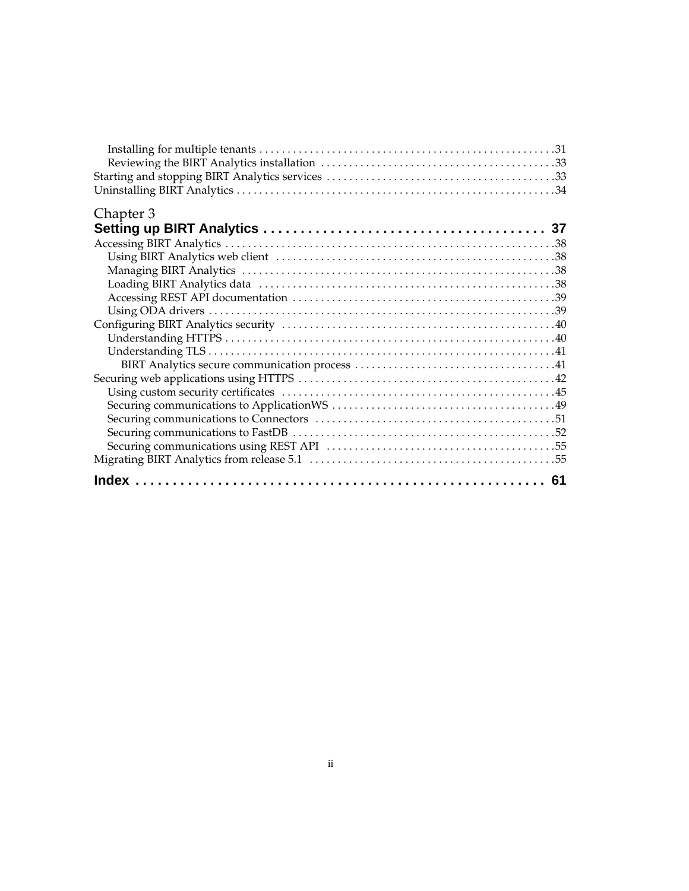Installing for multiple tenants . . . . . . . . . . . . . . . . . . . . . . . . . . . . . . . . . . . . . . . . . . . . . . . . . . . . .31
Reviewing the BIRT Analytics installation . . . . . . . . . . . . . . . . . . . . . . . . . . . . . . . . . . . . . . . . . .33
Starting and stopping BIRT Analytics services . . . . . . . . . . . . . . . . . . . . . . . . . . . . . . . . . . . . . . . . .33
Uninstalling BIRT Analytics . . . . . . . . . . . . . . . . . . . . . . . . . . . . . . . . . . . . . . . . . . . . . . . . . . . . . . . . . .34

## Chapter 3
## Setting up BIRT Analytics . . . . . . . . . . . . . . . . . . . . . . . . . . . . . . . . . . . . 37

Accessing BIRT Analytics . . . . . . . . . . . . . . . . . . . . . . . . . . . . . . . . . . . . . . . . . . . . . . . . . . . . . . . . . . .38
Using BIRT Analytics web client . . . . . . . . . . . . . . . . . . . . . . . . . . . . . . . . . . . . . . . . . . . . . . . . . . .38
Managing BIRT Analytics . . . . . . . . . . . . . . . . . . . . . . . . . . . . . . . . . . . . . . . . . . . . . . . . . . . . . . . . .38
Loading BIRT Analytics data . . . . . . . . . . . . . . . . . . . . . . . . . . . . . . . . . . . . . . . . . . . . . . . . . . . . . .38
Accessing REST API documentation . . . . . . . . . . . . . . . . . . . . . . . . . . . . . . . . . . . . . . . . . . . . . . . .39
Using ODA drivers . . . . . . . . . . . . . . . . . . . . . . . . . . . . . . . . . . . . . . . . . . . . . . . . . . . . . . . . . . . . . . .39
Configuring BIRT Analytics security . . . . . . . . . . . . . . . . . . . . . . . . . . . . . . . . . . . . . . . . . . . . . . . . . .40
Understanding HTTPS . . . . . . . . . . . . . . . . . . . . . . . . . . . . . . . . . . . . . . . . . . . . . . . . . . . . . . . . . . . .40
Understanding TLS . . . . . . . . . . . . . . . . . . . . . . . . . . . . . . . . . . . . . . . . . . . . . . . . . . . . . . . . . . . . . . .41
BIRT Analytics secure communication process . . . . . . . . . . . . . . . . . . . . . . . . . . . . . . . . . . . . .41
Securing web applications using HTTPS . . . . . . . . . . . . . . . . . . . . . . . . . . . . . . . . . . . . . . . . . . . . . . .42
Using custom security certificates . . . . . . . . . . . . . . . . . . . . . . . . . . . . . . . . . . . . . . . . . . . . . . . . . .45
Securing communications to ApplicationWS . . . . . . . . . . . . . . . . . . . . . . . . . . . . . . . . . . . . . . . .49
Securing communications to Connectors . . . . . . . . . . . . . . . . . . . . . . . . . . . . . . . . . . . . . . . . . . .51
Securing communications to FastDB . . . . . . . . . . . . . . . . . . . . . . . . . . . . . . . . . . . . . . . . . . . . . . .52
Securing communications using REST API . . . . . . . . . . . . . . . . . . . . . . . . . . . . . . . . . . . . . . . . .55
Migrating BIRT Analytics from release 5.1 . . . . . . . . . . . . . . . . . . . . . . . . . . . . . . . . . . . . . . . . . . . .55

## Index . . . . . . . . . . . . . . . . . . . . . . . . . . . . . . . . . . . . . . . . . . . . . . . . . . . . . 61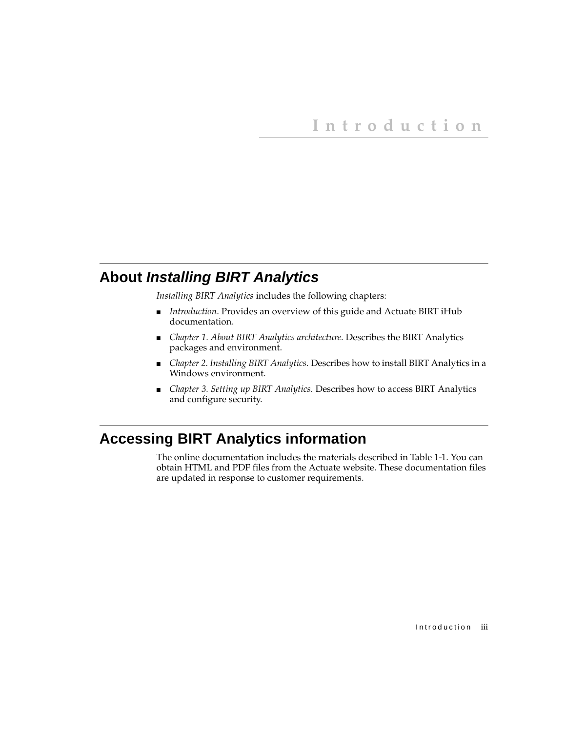# Introduction

## About *Installing BIRT Analytics*

*Installing BIRT Analytics* includes the following chapters:

- *Introduction*. Provides an overview of this guide and Actuate BIRT iHub documentation.
- *Chapter 1. About BIRT Analytics architecture.* Describes the BIRT Analytics packages and environment.
- *Chapter 2. Installing BIRT Analytics.* Describes how to install BIRT Analytics in a Windows environment.
- *Chapter 3. Setting up BIRT Analytics.* Describes how to access BIRT Analytics and configure security.

## Accessing BIRT Analytics information

The online documentation includes the materials described in Table 1-1. You can obtain HTML and PDF files from the Actuate website. These documentation files are updated in response to customer requirements.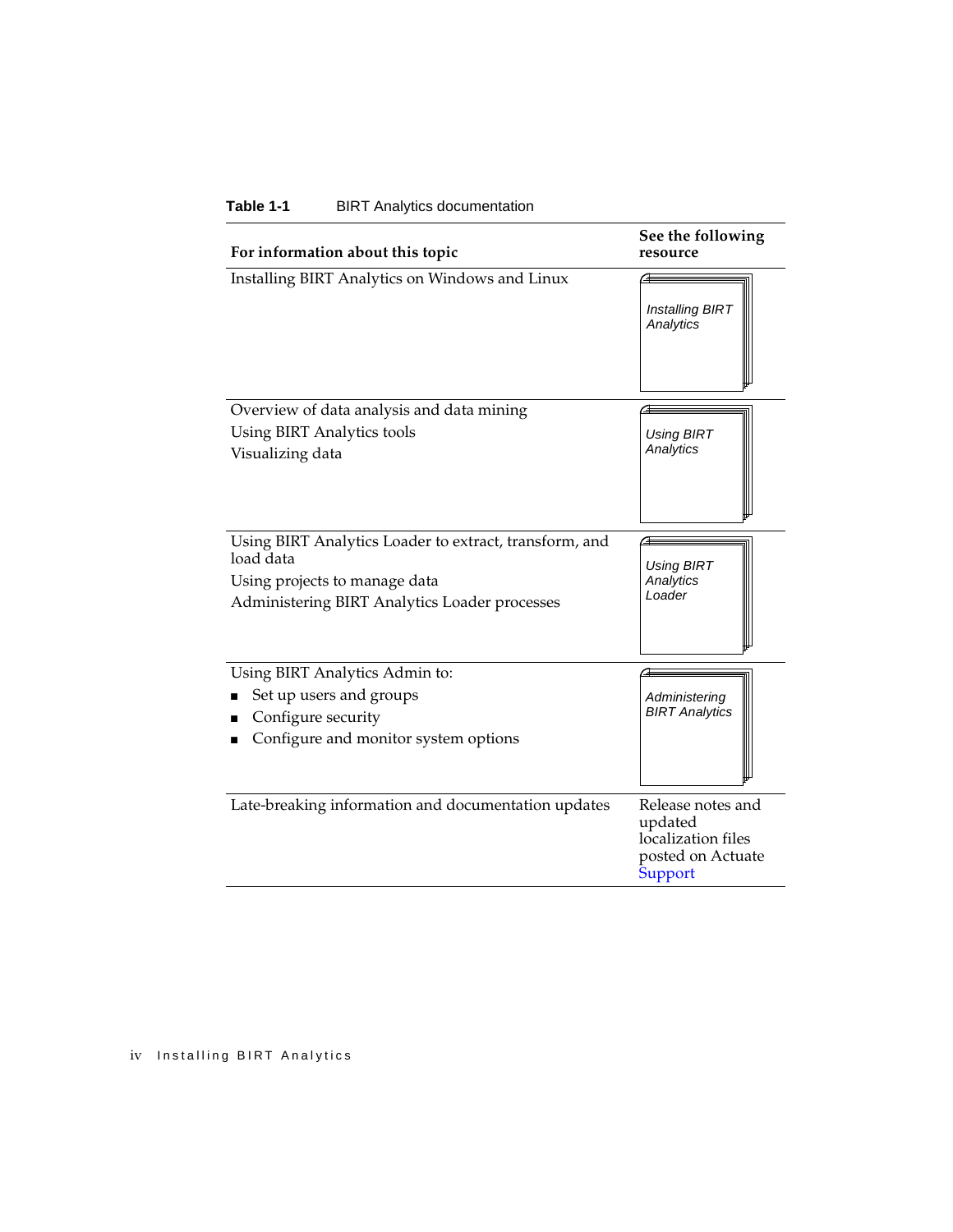**Table 1-1** BIRT Analytics documentation

| For information about this topic | See the following resource |
|---|---|
| Installing BIRT Analytics on Windows and Linux | *Installing BIRT Analytics* |
| Overview of data analysis and data mining<br>Using BIRT Analytics tools<br>Visualizing data | *Using BIRT Analytics* |
| Using BIRT Analytics Loader to extract, transform, and load data<br>Using projects to manage data<br>Administering BIRT Analytics Loader processes | *Using BIRT Analytics Loader* |
| Using BIRT Analytics Admin to:<br>■ Set up users and groups<br>■ Configure security<br>■ Configure and monitor system options | *Administering BIRT Analytics* |
| Late-breaking information and documentation updates | Release notes and updated localization files posted on Actuate Support |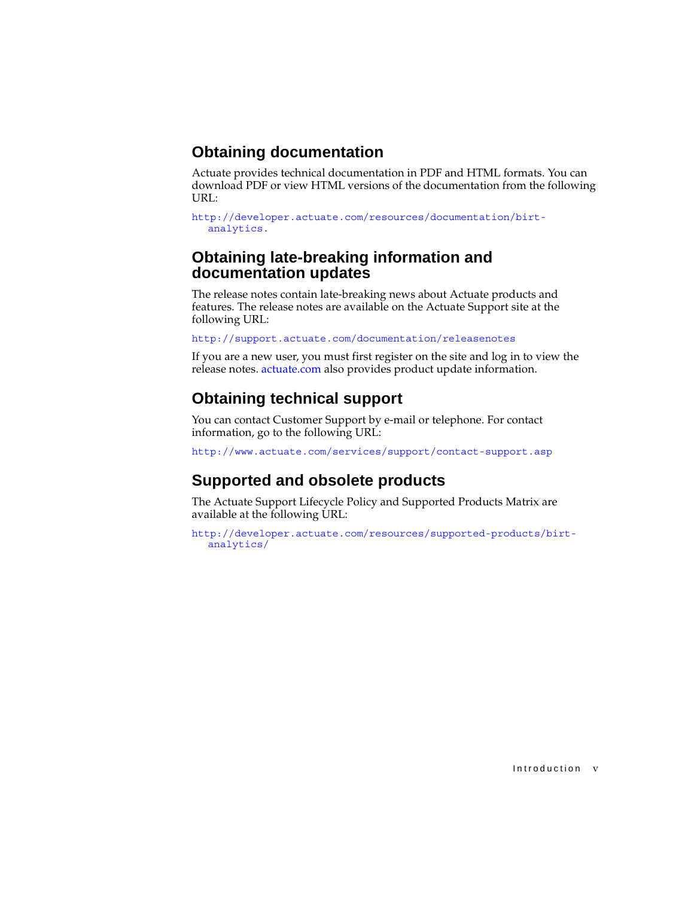## Obtaining documentation

Actuate provides technical documentation in PDF and HTML formats. You can download PDF or view HTML versions of the documentation from the following URL:

http://developer.actuate.com/resources/documentation/birt-analytics.

## Obtaining late-breaking information and documentation updates

The release notes contain late-breaking news about Actuate products and features. The release notes are available on the Actuate Support site at the following URL:

http://support.actuate.com/documentation/releasenotes

If you are a new user, you must first register on the site and log in to view the release notes. actuate.com also provides product update information.

## Obtaining technical support

You can contact Customer Support by e-mail or telephone. For contact information, go to the following URL:

http://www.actuate.com/services/support/contact-support.asp

## Supported and obsolete products

The Actuate Support Lifecycle Policy and Supported Products Matrix are available at the following URL:

http://developer.actuate.com/resources/supported-products/birt-analytics/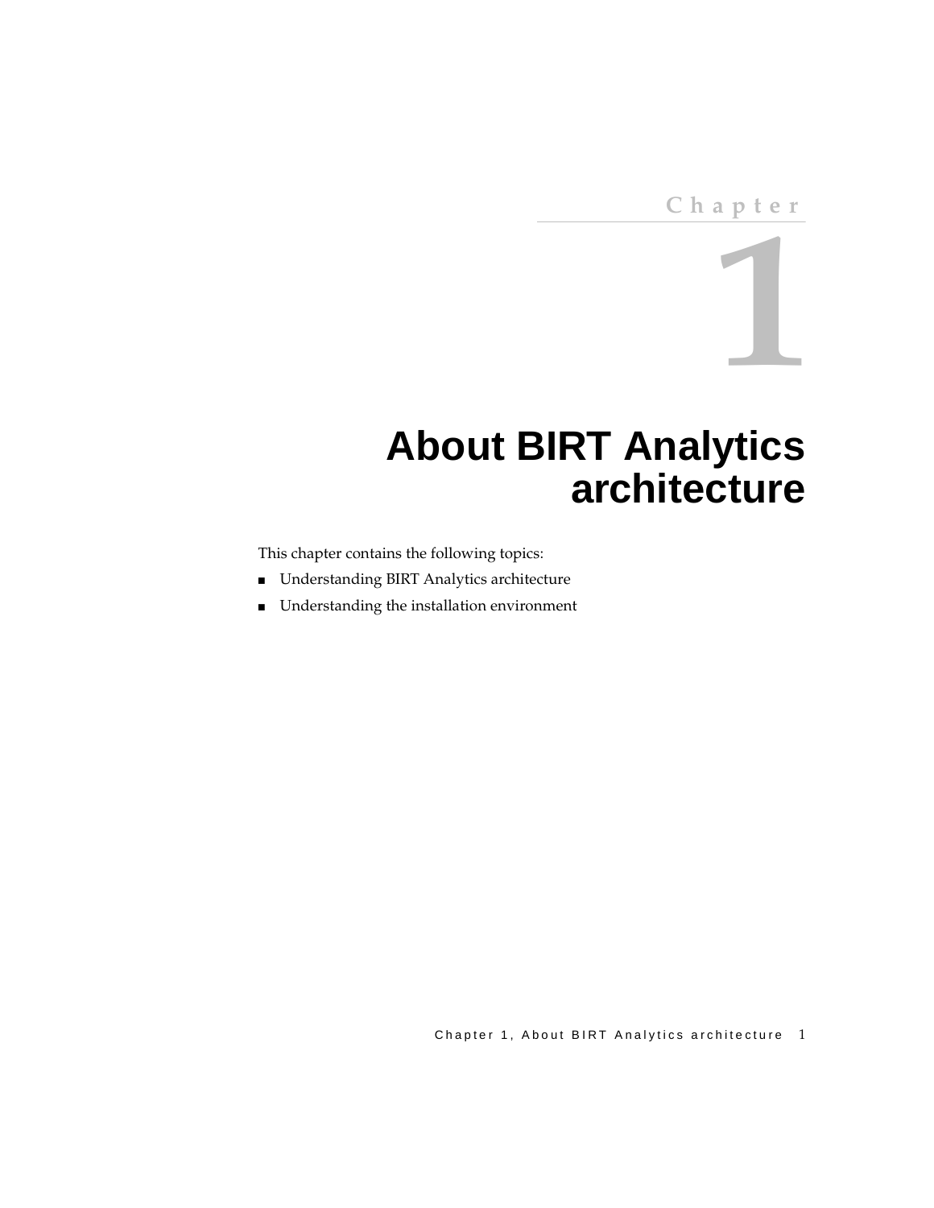Chapter

# 1

# About BIRT Analytics architecture

This chapter contains the following topics:

- Understanding BIRT Analytics architecture
- Understanding the installation environment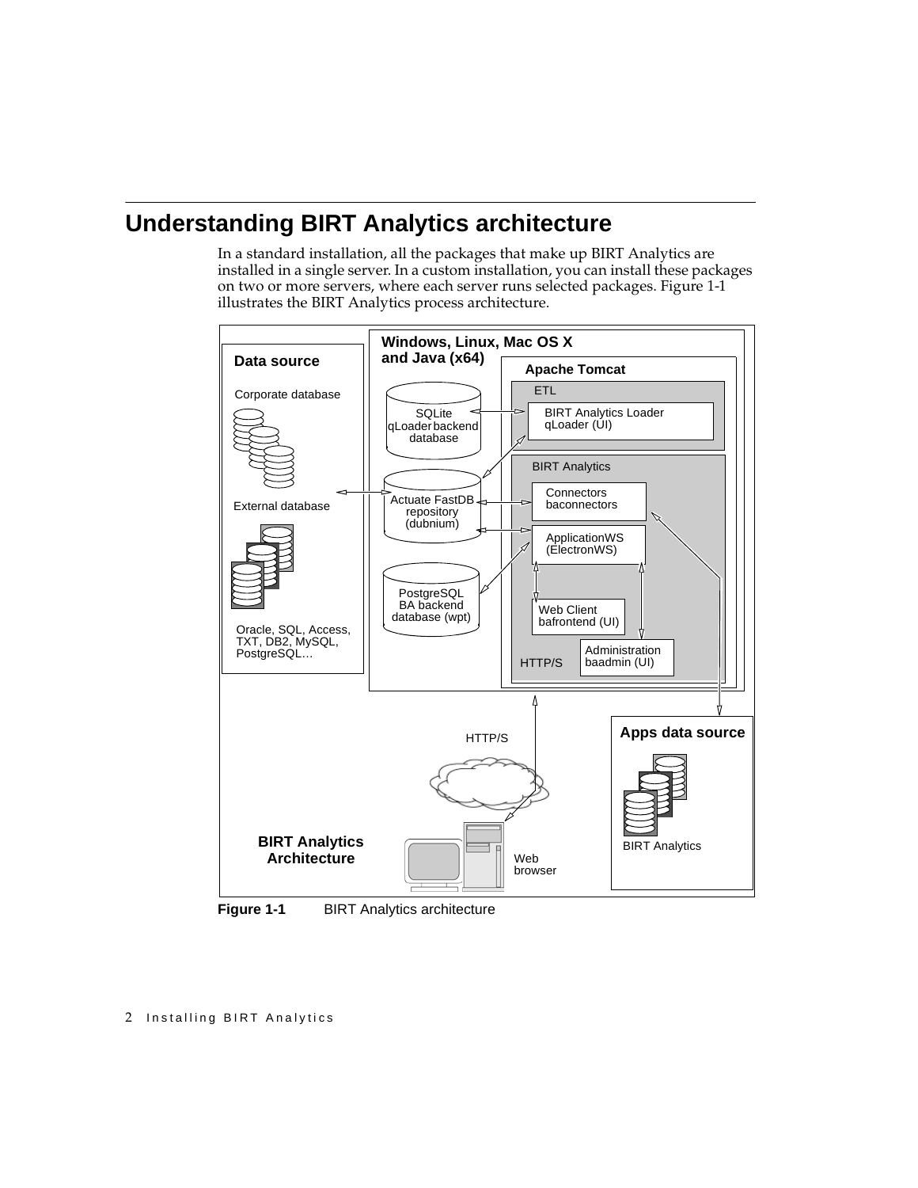# Understanding BIRT Analytics architecture

In a standard installation, all the packages that make up BIRT Analytics are installed in a single server. In a custom installation, you can install these packages on two or more servers, where each server runs selected packages. Figure 1-1 illustrates the BIRT Analytics process architecture.

**Figure 1-1** BIRT Analytics architecture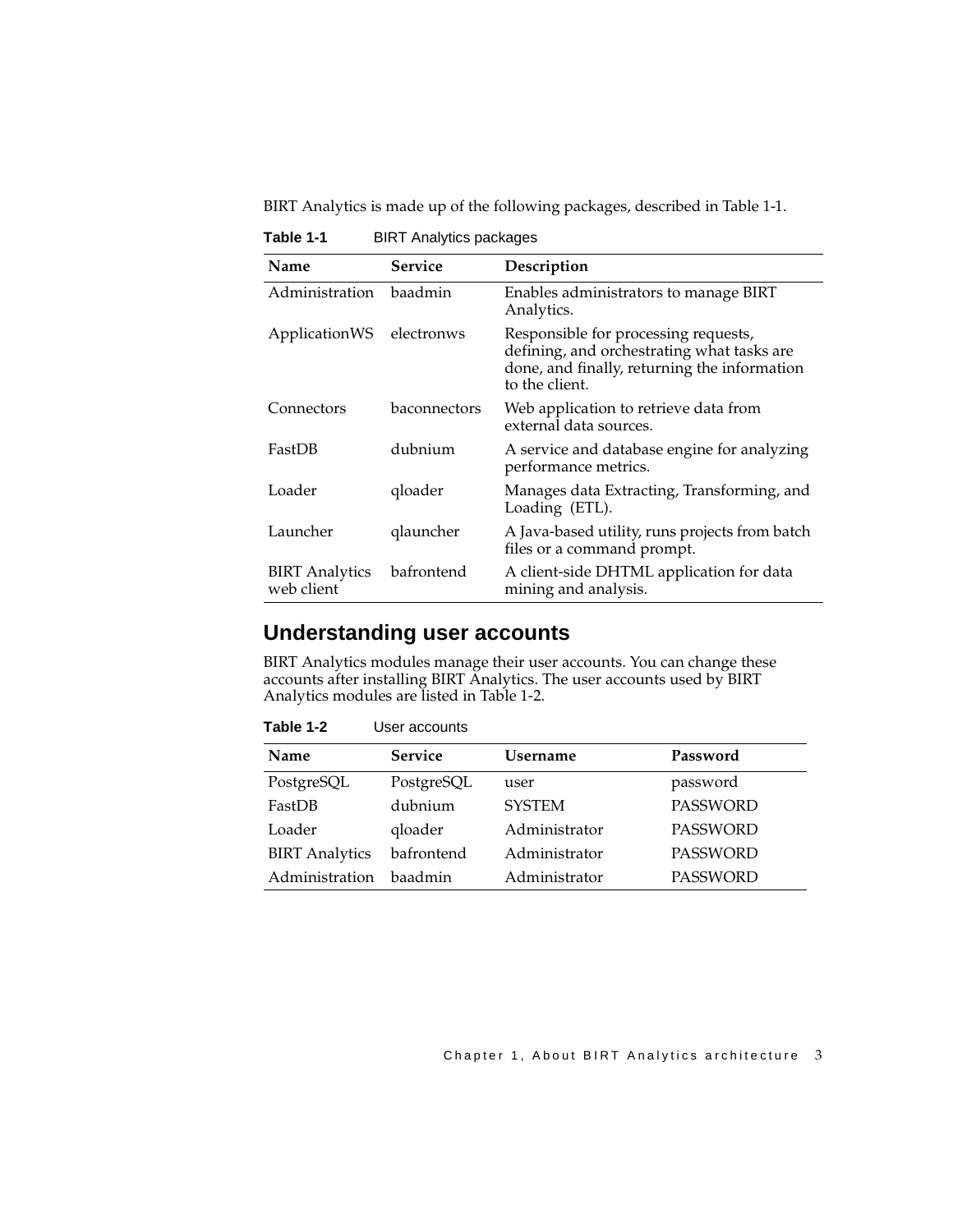BIRT Analytics is made up of the following packages, described in Table 1-1.

**Table 1-1** BIRT Analytics packages

| Name | Service | Description |
|---|---|---|
| Administration | baadmin | Enables administrators to manage BIRT Analytics. |
| ApplicationWS | electronws | Responsible for processing requests, defining, and orchestrating what tasks are done, and finally, returning the information to the client. |
| Connectors | baconnectors | Web application to retrieve data from external data sources. |
| FastDB | dubnium | A service and database engine for analyzing performance metrics. |
| Loader | qloader | Manages data Extracting, Transforming, and Loading (ETL). |
| Launcher | qlauncher | A Java-based utility, runs projects from batch files or a command prompt. |
| BIRT Analytics web client | bafrontend | A client-side DHTML application for data mining and analysis. |

## Understanding user accounts

BIRT Analytics modules manage their user accounts. You can change these accounts after installing BIRT Analytics. The user accounts used by BIRT Analytics modules are listed in Table 1-2.

**Table 1-2** User accounts

| Name | Service | Username | Password |
|---|---|---|---|
| PostgreSQL | PostgreSQL | user | password |
| FastDB | dubnium | SYSTEM | PASSWORD |
| Loader | qloader | Administrator | PASSWORD |
| BIRT Analytics | bafrontend | Administrator | PASSWORD |
| Administration | baadmin | Administrator | PASSWORD |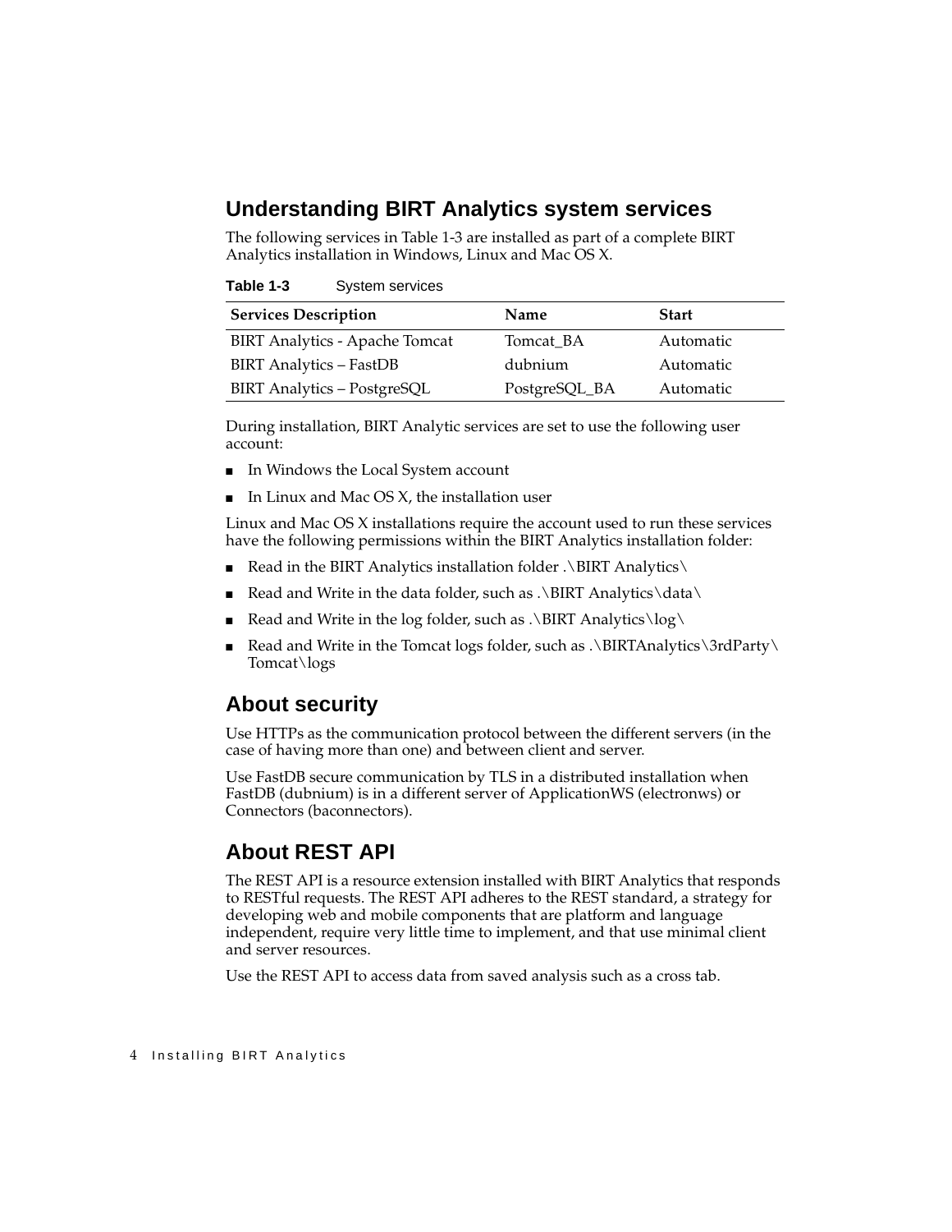## Understanding BIRT Analytics system services

The following services in Table 1-3 are installed as part of a complete BIRT Analytics installation in Windows, Linux and Mac OS X.

**Table 1-3** System services

| Services Description | Name | Start |
|---|---|---|
| BIRT Analytics - Apache Tomcat | Tomcat_BA | Automatic |
| BIRT Analytics – FastDB | dubnium | Automatic |
| BIRT Analytics – PostgreSQL | PostgreSQL_BA | Automatic |

During installation, BIRT Analytic services are set to use the following user account:

- In Windows the Local System account
- In Linux and Mac OS X, the installation user

Linux and Mac OS X installations require the account used to run these services have the following permissions within the BIRT Analytics installation folder:

- Read in the BIRT Analytics installation folder .\BIRT Analytics\
- Read and Write in the data folder, such as .\BIRT Analytics\data\
- Read and Write in the log folder, such as .\BIRT Analytics\log\
- Read and Write in the Tomcat logs folder, such as .\BIRTAnalytics\3rdParty\Tomcat\logs

## About security

Use HTTPs as the communication protocol between the different servers (in the case of having more than one) and between client and server.

Use FastDB secure communication by TLS in a distributed installation when FastDB (dubnium) is in a different server of ApplicationWS (electronws) or Connectors (baconnectors).

## About REST API

The REST API is a resource extension installed with BIRT Analytics that responds to RESTful requests. The REST API adheres to the REST standard, a strategy for developing web and mobile components that are platform and language independent, require very little time to implement, and that use minimal client and server resources.

Use the REST API to access data from saved analysis such as a cross tab.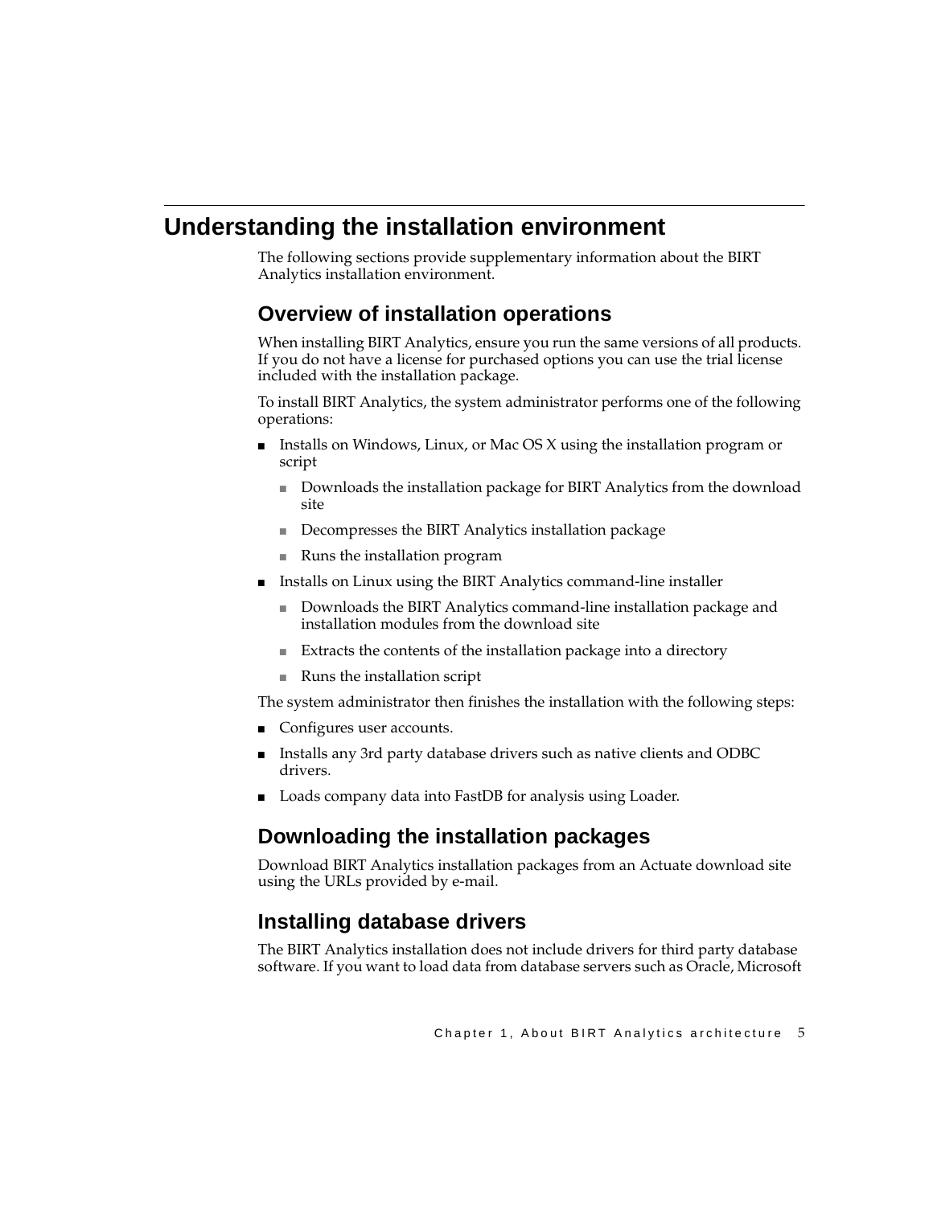# Understanding the installation environment

The following sections provide supplementary information about the BIRT Analytics installation environment.

## Overview of installation operations

When installing BIRT Analytics, ensure you run the same versions of all products. If you do not have a license for purchased options you can use the trial license included with the installation package.

To install BIRT Analytics, the system administrator performs one of the following operations:

- Installs on Windows, Linux, or Mac OS X using the installation program or script
  - Downloads the installation package for BIRT Analytics from the download site
  - Decompresses the BIRT Analytics installation package
  - Runs the installation program
- Installs on Linux using the BIRT Analytics command-line installer
  - Downloads the BIRT Analytics command-line installation package and installation modules from the download site
  - Extracts the contents of the installation package into a directory
  - Runs the installation script

The system administrator then finishes the installation with the following steps:

- Configures user accounts.
- Installs any 3rd party database drivers such as native clients and ODBC drivers.
- Loads company data into FastDB for analysis using Loader.

## Downloading the installation packages

Download BIRT Analytics installation packages from an Actuate download site using the URLs provided by e-mail.

## Installing database drivers

The BIRT Analytics installation does not include drivers for third party database software. If you want to load data from database servers such as Oracle, Microsoft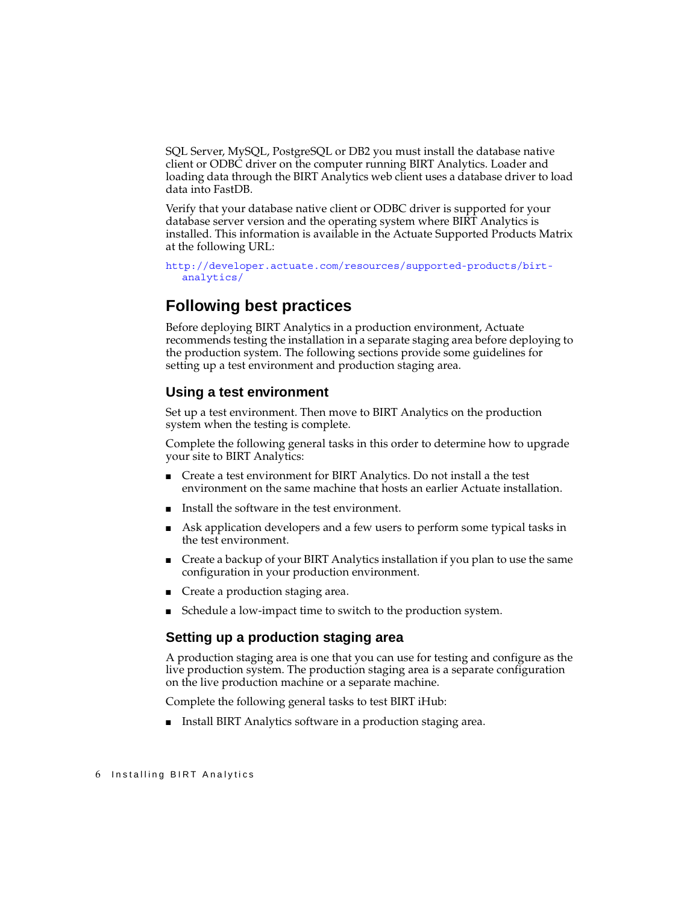SQL Server, MySQL, PostgreSQL or DB2 you must install the database native client or ODBC driver on the computer running BIRT Analytics. Loader and loading data through the BIRT Analytics web client uses a database driver to load data into FastDB.

Verify that your database native client or ODBC driver is supported for your database server version and the operating system where BIRT Analytics is installed. This information is available in the Actuate Supported Products Matrix at the following URL:

```
http://developer.actuate.com/resources/supported-products/birt-
   analytics/
```

## Following best practices

Before deploying BIRT Analytics in a production environment, Actuate recommends testing the installation in a separate staging area before deploying to the production system. The following sections provide some guidelines for setting up a test environment and production staging area.

### Using a test environment

Set up a test environment. Then move to BIRT Analytics on the production system when the testing is complete.

Complete the following general tasks in this order to determine how to upgrade your site to BIRT Analytics:

- Create a test environment for BIRT Analytics. Do not install a the test environment on the same machine that hosts an earlier Actuate installation.
- Install the software in the test environment.
- Ask application developers and a few users to perform some typical tasks in the test environment.
- Create a backup of your BIRT Analytics installation if you plan to use the same configuration in your production environment.
- Create a production staging area.
- Schedule a low-impact time to switch to the production system.

### Setting up a production staging area

A production staging area is one that you can use for testing and configure as the live production system. The production staging area is a separate configuration on the live production machine or a separate machine.

Complete the following general tasks to test BIRT iHub:

- Install BIRT Analytics software in a production staging area.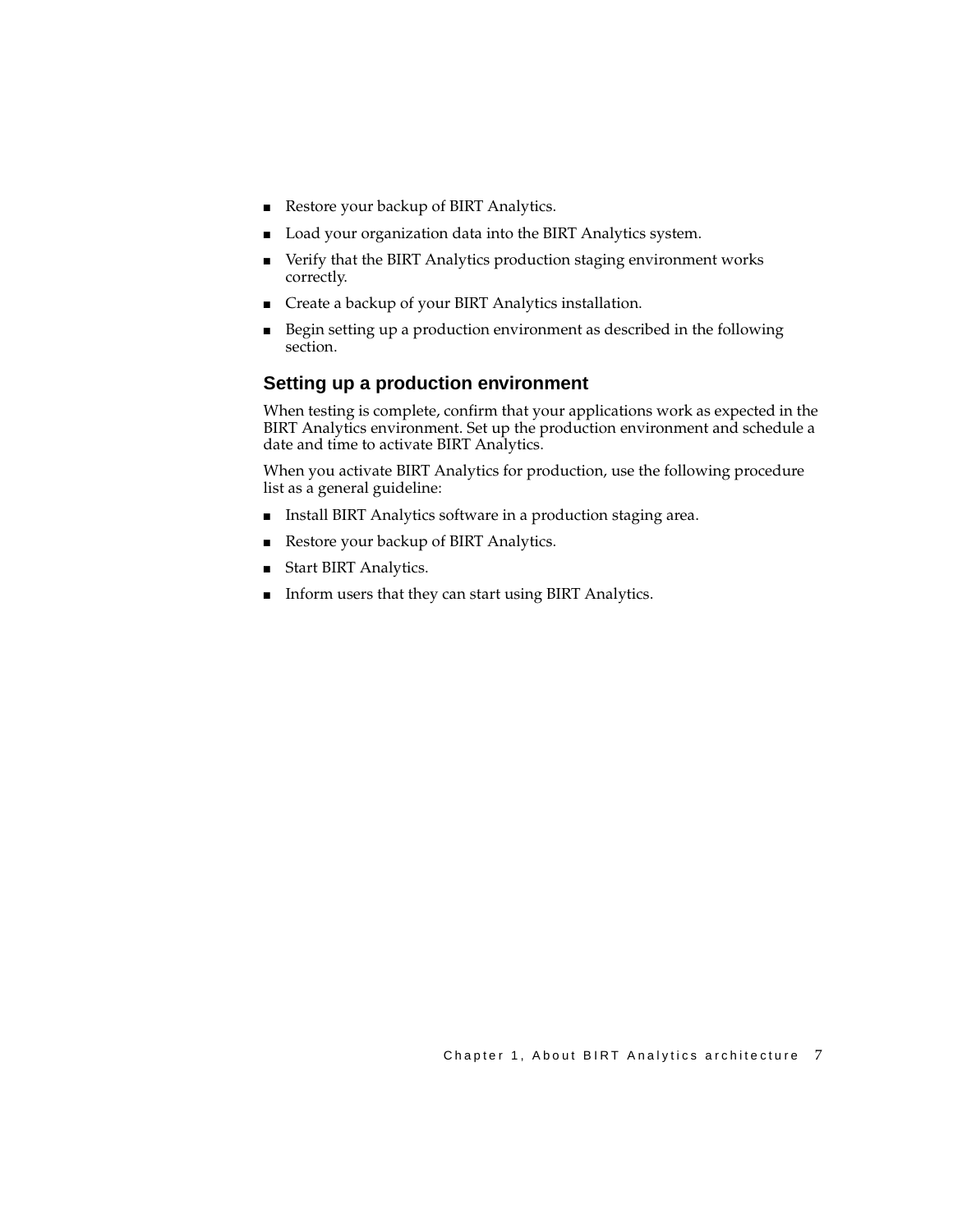- Restore your backup of BIRT Analytics.
- Load your organization data into the BIRT Analytics system.
- Verify that the BIRT Analytics production staging environment works correctly.
- Create a backup of your BIRT Analytics installation.
- Begin setting up a production environment as described in the following section.

### Setting up a production environment

When testing is complete, confirm that your applications work as expected in the BIRT Analytics environment. Set up the production environment and schedule a date and time to activate BIRT Analytics.

When you activate BIRT Analytics for production, use the following procedure list as a general guideline:

- Install BIRT Analytics software in a production staging area.
- Restore your backup of BIRT Analytics.
- Start BIRT Analytics.
- Inform users that they can start using BIRT Analytics.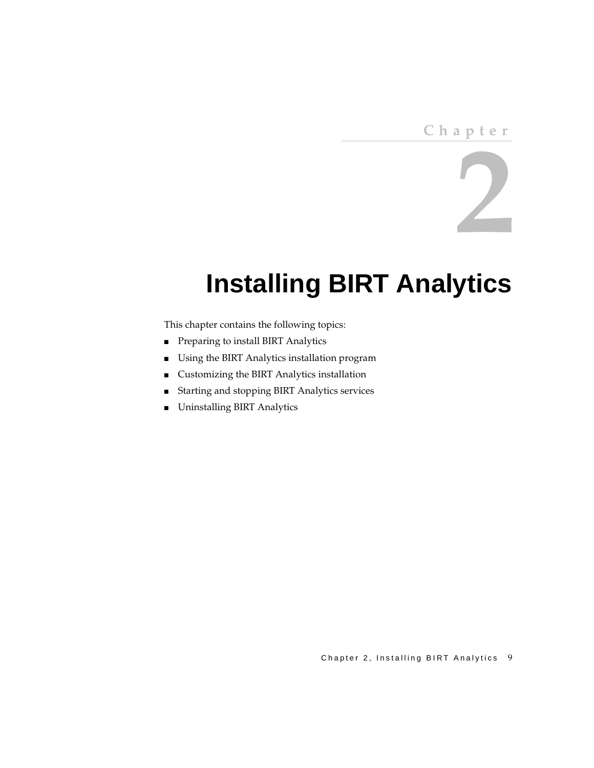Chapter

2

# Installing BIRT Analytics

This chapter contains the following topics:

- Preparing to install BIRT Analytics
- Using the BIRT Analytics installation program
- Customizing the BIRT Analytics installation
- Starting and stopping BIRT Analytics services
- Uninstalling BIRT Analytics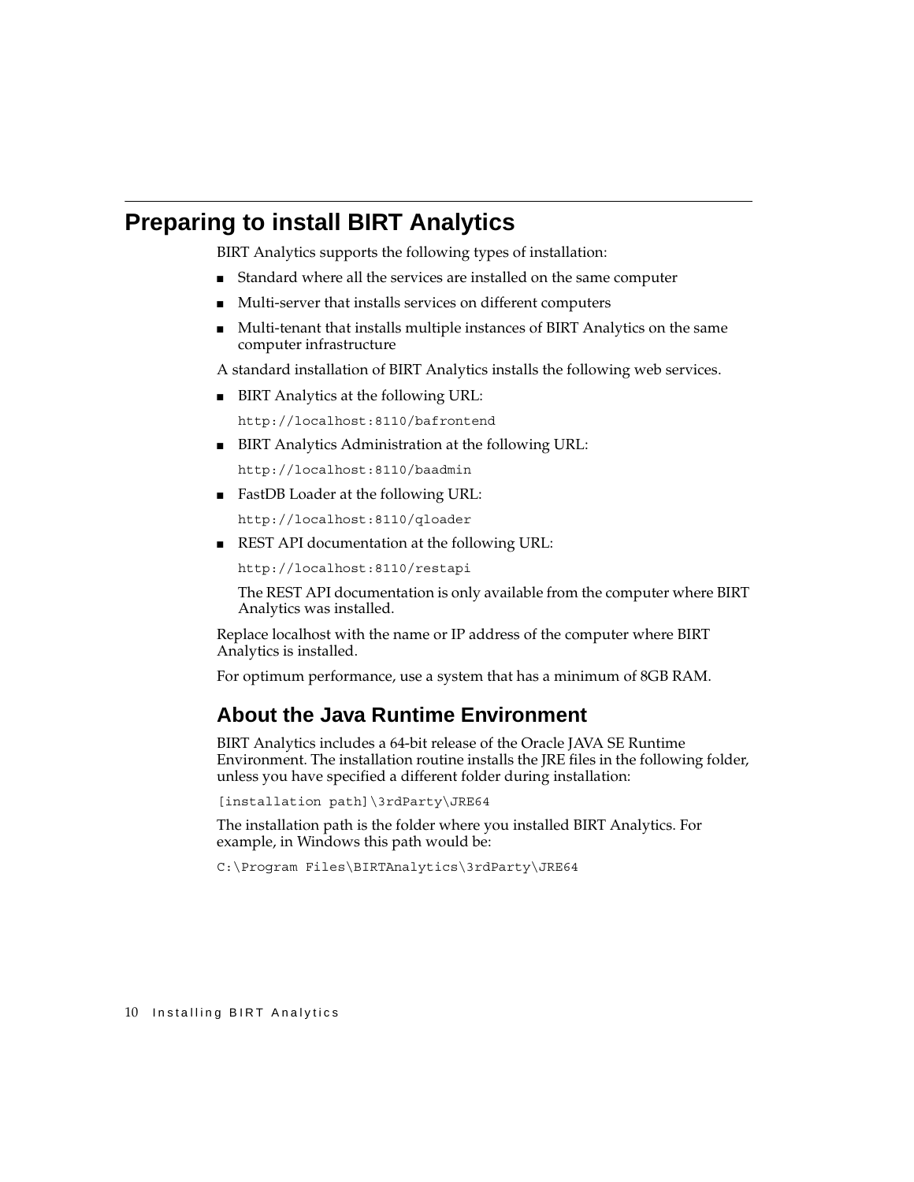# Preparing to install BIRT Analytics

BIRT Analytics supports the following types of installation:

- Standard where all the services are installed on the same computer
- Multi-server that installs services on different computers
- Multi-tenant that installs multiple instances of BIRT Analytics on the same computer infrastructure

A standard installation of BIRT Analytics installs the following web services.

- BIRT Analytics at the following URL:

  `http://localhost:8110/bafrontend`

- BIRT Analytics Administration at the following URL:

  `http://localhost:8110/baadmin`

- FastDB Loader at the following URL:

  `http://localhost:8110/qloader`

- REST API documentation at the following URL:

  `http://localhost:8110/restapi`

  The REST API documentation is only available from the computer where BIRT Analytics was installed.

Replace localhost with the name or IP address of the computer where BIRT Analytics is installed.

For optimum performance, use a system that has a minimum of 8GB RAM.

## About the Java Runtime Environment

BIRT Analytics includes a 64-bit release of the Oracle JAVA SE Runtime Environment. The installation routine installs the JRE files in the following folder, unless you have specified a different folder during installation:

```
[installation path]\3rdParty\JRE64
```

The installation path is the folder where you installed BIRT Analytics. For example, in Windows this path would be:

```
C:\Program Files\BIRTAnalytics\3rdParty\JRE64
```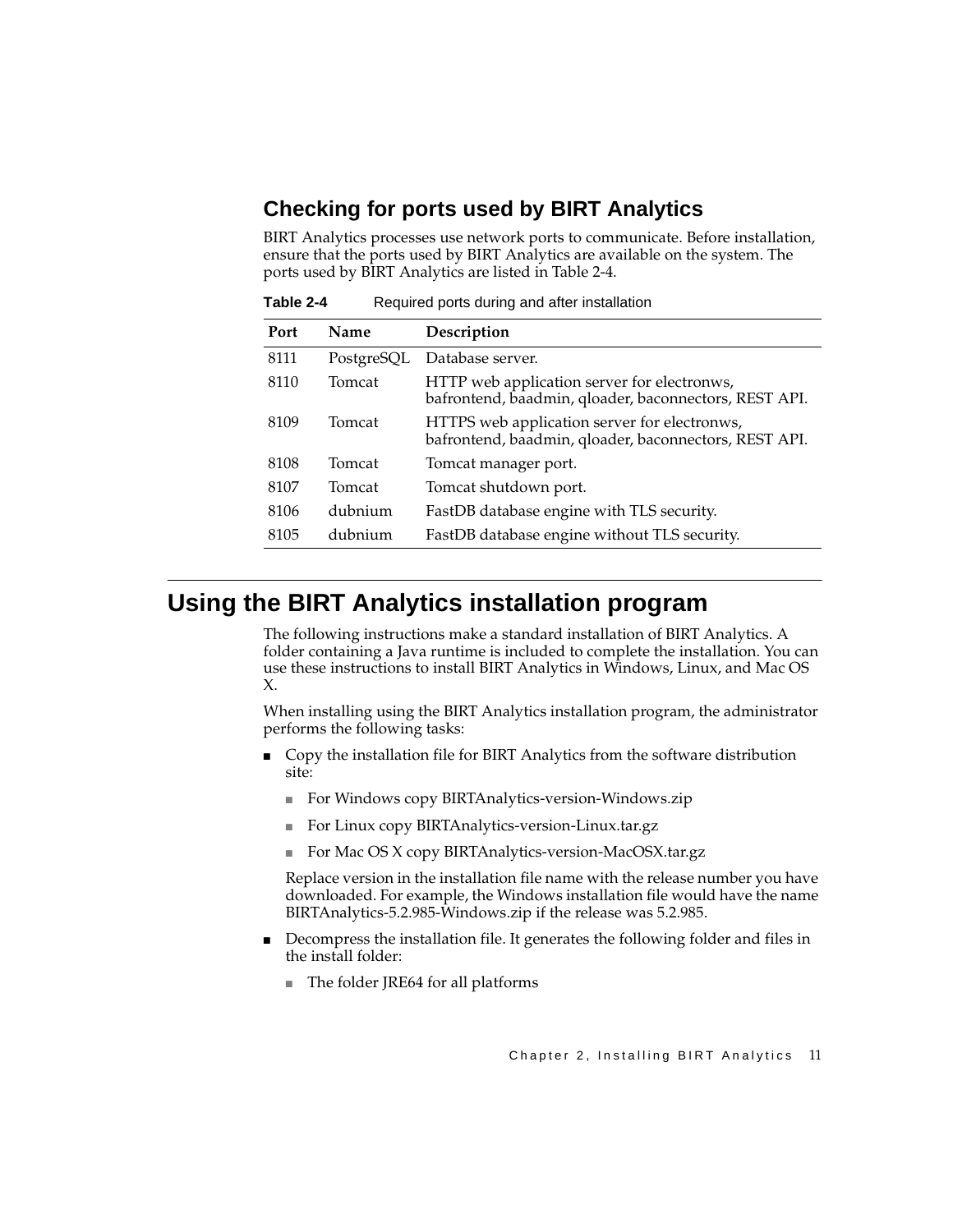## Checking for ports used by BIRT Analytics

BIRT Analytics processes use network ports to communicate. Before installation, ensure that the ports used by BIRT Analytics are available on the system. The ports used by BIRT Analytics are listed in Table 2-4.

**Table 2-4** Required ports during and after installation

| Port | Name | Description |
|---|---|---|
| 8111 | PostgreSQL | Database server. |
| 8110 | Tomcat | HTTP web application server for electronws, bafrontend, baadmin, qloader, baconnectors, REST API. |
| 8109 | Tomcat | HTTPS web application server for electronws, bafrontend, baadmin, qloader, baconnectors, REST API. |
| 8108 | Tomcat | Tomcat manager port. |
| 8107 | Tomcat | Tomcat shutdown port. |
| 8106 | dubnium | FastDB database engine with TLS security. |
| 8105 | dubnium | FastDB database engine without TLS security. |

# Using the BIRT Analytics installation program

The following instructions make a standard installation of BIRT Analytics. A folder containing a Java runtime is included to complete the installation. You can use these instructions to install BIRT Analytics in Windows, Linux, and Mac OS X.

When installing using the BIRT Analytics installation program, the administrator performs the following tasks:

- Copy the installation file for BIRT Analytics from the software distribution site:
  - For Windows copy BIRTAnalytics-version-Windows.zip
  - For Linux copy BIRTAnalytics-version-Linux.tar.gz
  - For Mac OS X copy BIRTAnalytics-version-MacOSX.tar.gz

  Replace version in the installation file name with the release number you have downloaded. For example, the Windows installation file would have the name BIRTAnalytics-5.2.985-Windows.zip if the release was 5.2.985.
- Decompress the installation file. It generates the following folder and files in the install folder:
  - The folder JRE64 for all platforms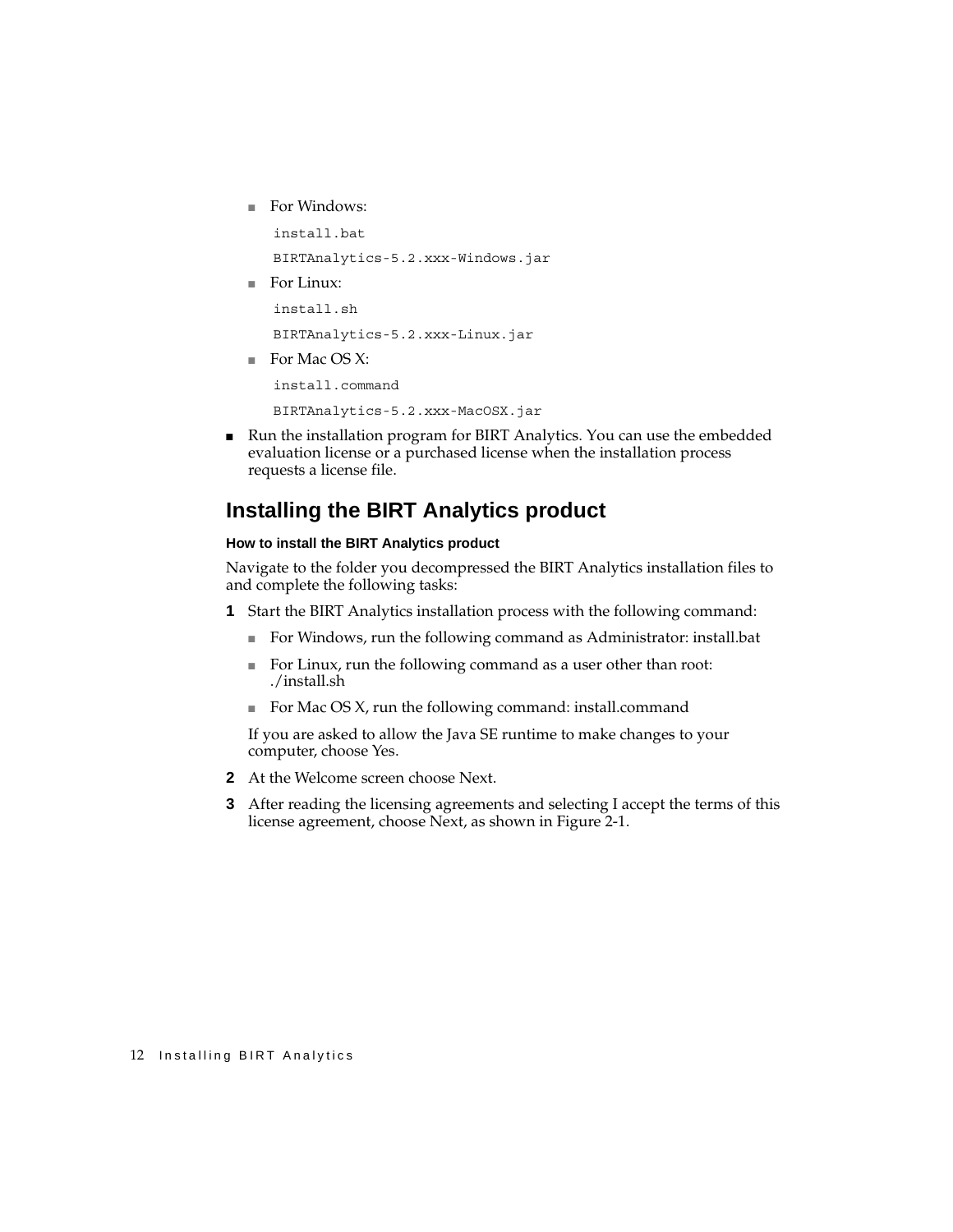- For Windows:

  ```
  install.bat
  BIRTAnalytics-5.2.xxx-Windows.jar
  ```

- For Linux:

  ```
  install.sh
  BIRTAnalytics-5.2.xxx-Linux.jar
  ```

- For Mac OS X:

  ```
  install.command
  BIRTAnalytics-5.2.xxx-MacOSX.jar
  ```

- Run the installation program for BIRT Analytics. You can use the embedded evaluation license or a purchased license when the installation process requests a license file.

## Installing the BIRT Analytics product

#### How to install the BIRT Analytics product

Navigate to the folder you decompressed the BIRT Analytics installation files to and complete the following tasks:

1. Start the BIRT Analytics installation process with the following command:
   - For Windows, run the following command as Administrator: install.bat
   - For Linux, run the following command as a user other than root: ./install.sh
   - For Mac OS X, run the following command: install.command

   If you are asked to allow the Java SE runtime to make changes to your computer, choose Yes.
2. At the Welcome screen choose Next.
3. After reading the licensing agreements and selecting I accept the terms of this license agreement, choose Next, as shown in Figure 2-1.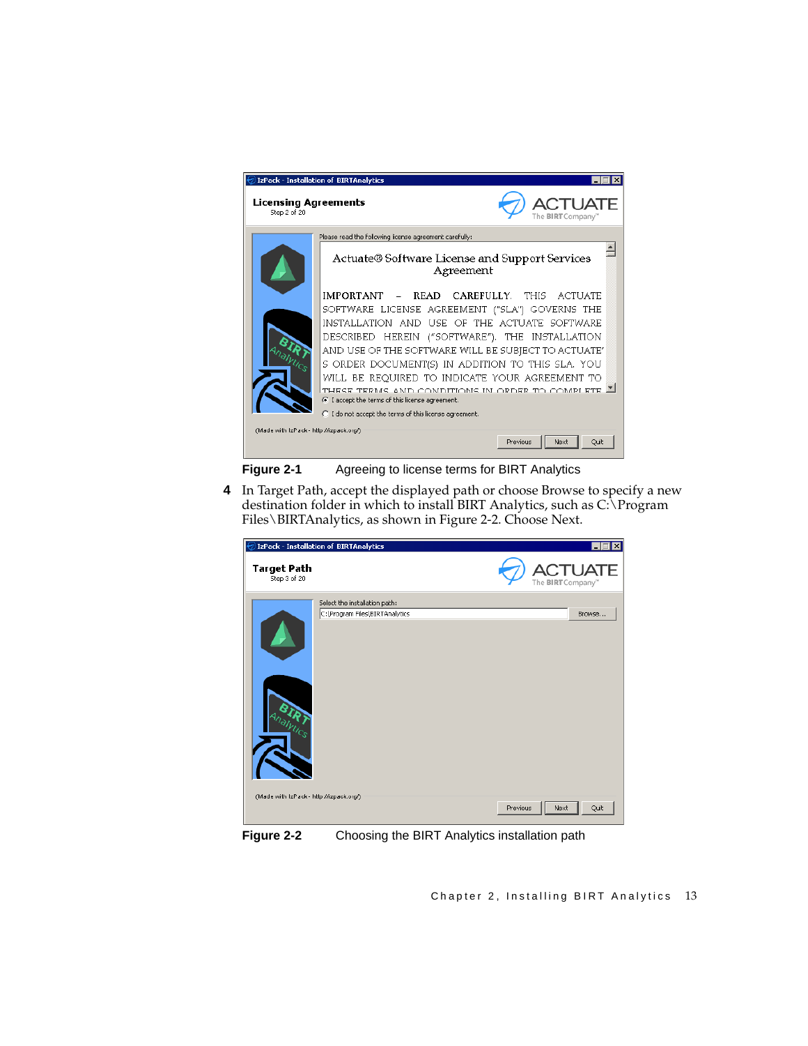**Figure 2-1** Agreeing to license terms for BIRT Analytics

4 In Target Path, accept the displayed path or choose Browse to specify a new destination folder in which to install BIRT Analytics, such as C:\Program Files\BIRTAnalytics, as shown in Figure 2-2. Choose Next.

**Figure 2-2** Choosing the BIRT Analytics installation path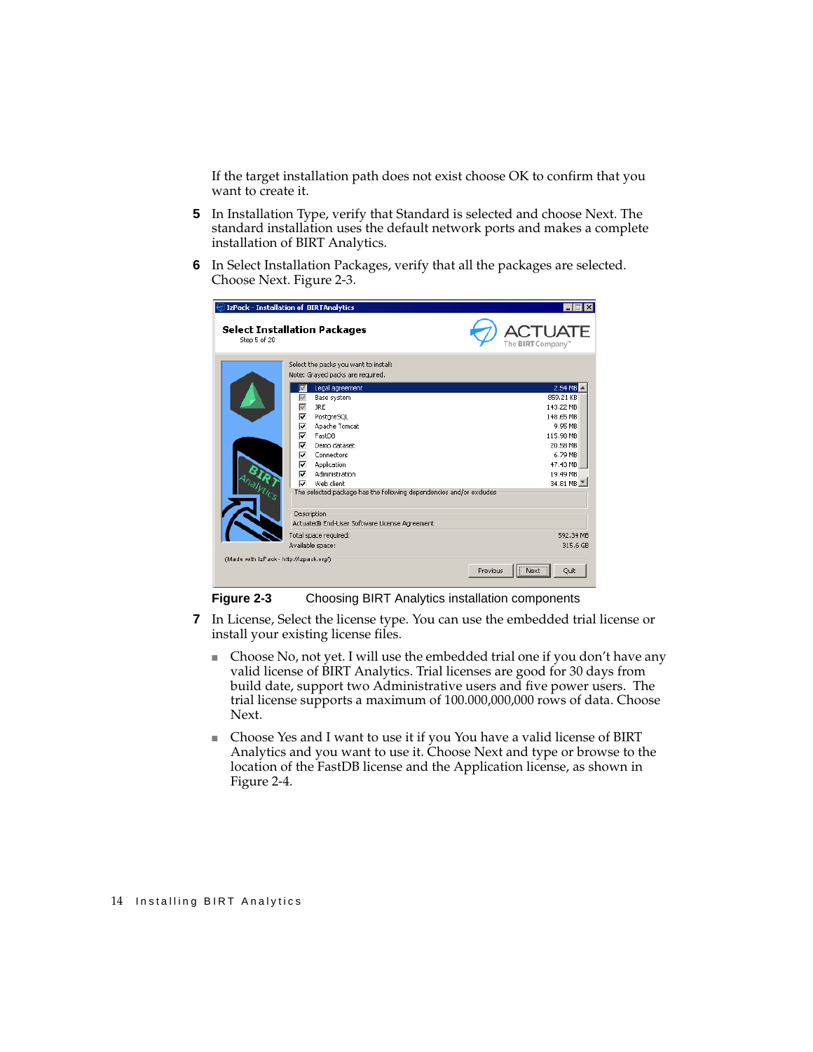If the target installation path does not exist choose OK to confirm that you want to create it.

5. In Installation Type, verify that Standard is selected and choose Next. The standard installation uses the default network ports and makes a complete installation of BIRT Analytics.

6. In Select Installation Packages, verify that all the packages are selected. Choose Next. Figure 2-3.

**Figure 2-3** Choosing BIRT Analytics installation components

7. In License, Select the license type. You can use the embedded trial license or install your existing license files.

   - Choose No, not yet. I will use the embedded trial one if you don't have any valid license of BIRT Analytics. Trial licenses are good for 30 days from build date, support two Administrative users and five power users. The trial license supports a maximum of 100.000,000,000 rows of data. Choose Next.

   - Choose Yes and I want to use it if you You have a valid license of BIRT Analytics and you want to use it. Choose Next and type or browse to the location of the FastDB license and the Application license, as shown in Figure 2-4.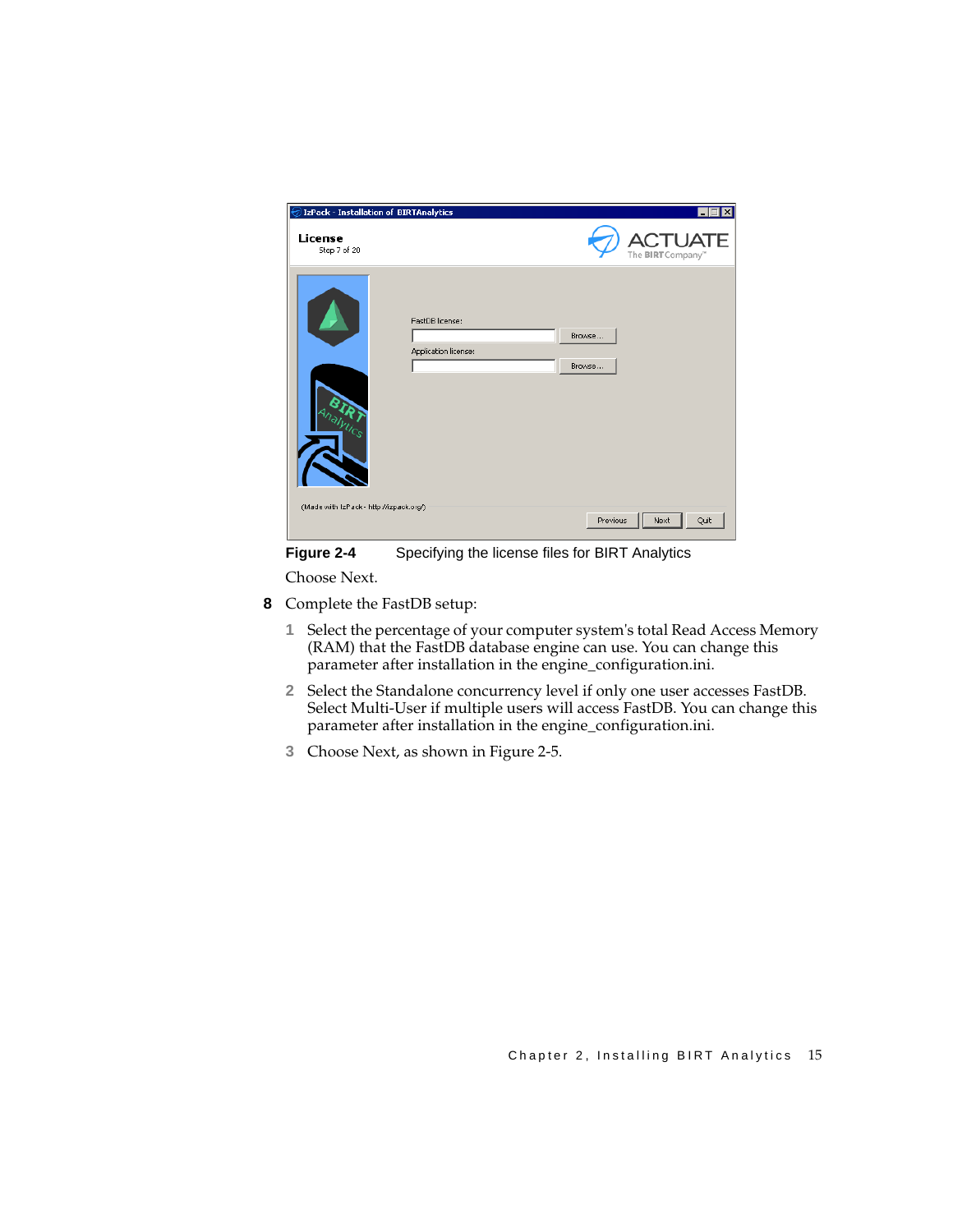**Figure 2-4** Specifying the license files for BIRT Analytics

Choose Next.

**8** Complete the FastDB setup:

1. Select the percentage of your computer system's total Read Access Memory (RAM) that the FastDB database engine can use. You can change this parameter after installation in the engine_configuration.ini.
2. Select the Standalone concurrency level if only one user accesses FastDB. Select Multi-User if multiple users will access FastDB. You can change this parameter after installation in the engine_configuration.ini.
3. Choose Next, as shown in Figure 2-5.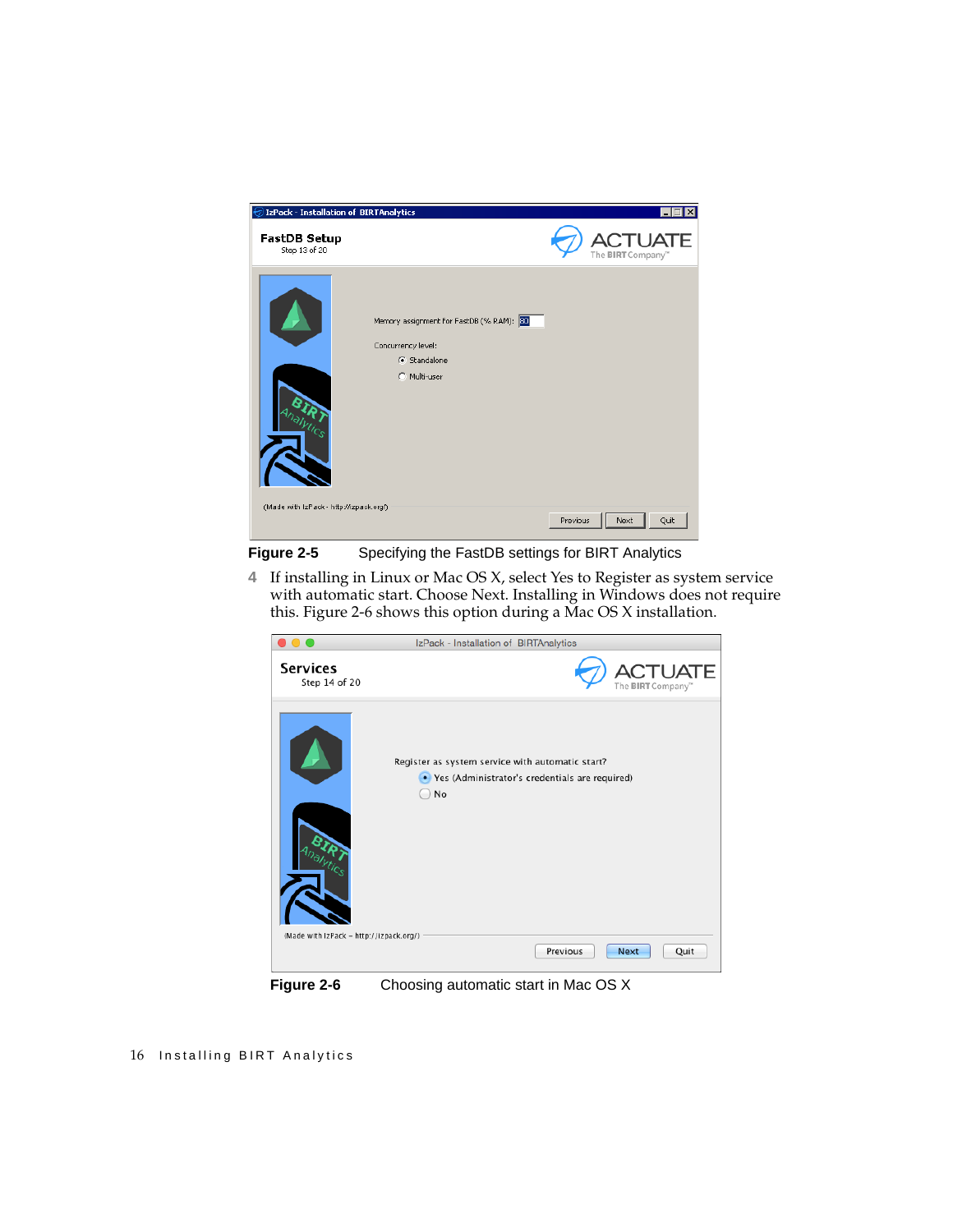**Figure 2-5** Specifying the FastDB settings for BIRT Analytics

4 If installing in Linux or Mac OS X, select Yes to Register as system service with automatic start. Choose Next. Installing in Windows does not require this. Figure 2-6 shows this option during a Mac OS X installation.

**Figure 2-6** Choosing automatic start in Mac OS X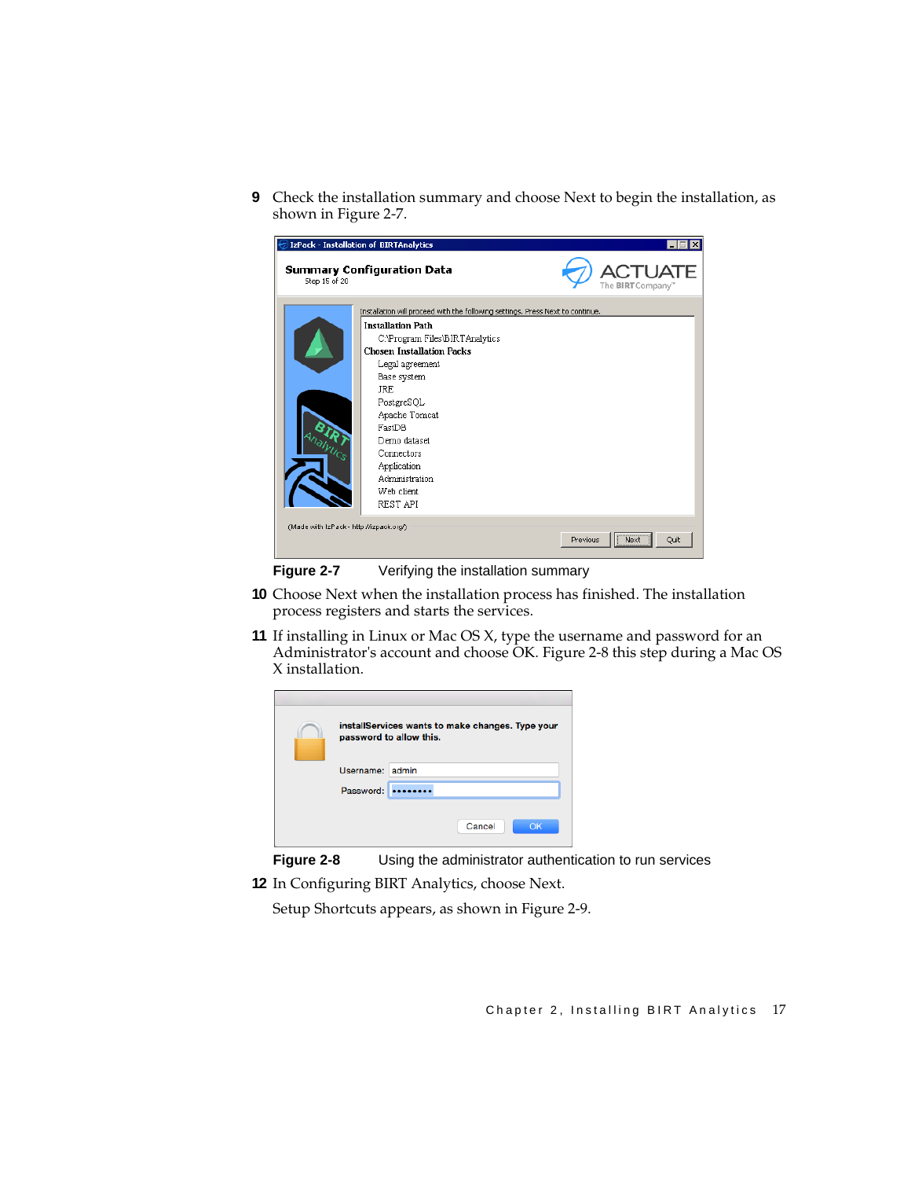9 Check the installation summary and choose Next to begin the installation, as shown in Figure 2-7.

**Figure 2-7** Verifying the installation summary

10 Choose Next when the installation process has finished. The installation process registers and starts the services.

11 If installing in Linux or Mac OS X, type the username and password for an Administrator's account and choose OK. Figure 2-8 this step during a Mac OS X installation.

**Figure 2-8** Using the administrator authentication to run services

12 In Configuring BIRT Analytics, choose Next.

Setup Shortcuts appears, as shown in Figure 2-9.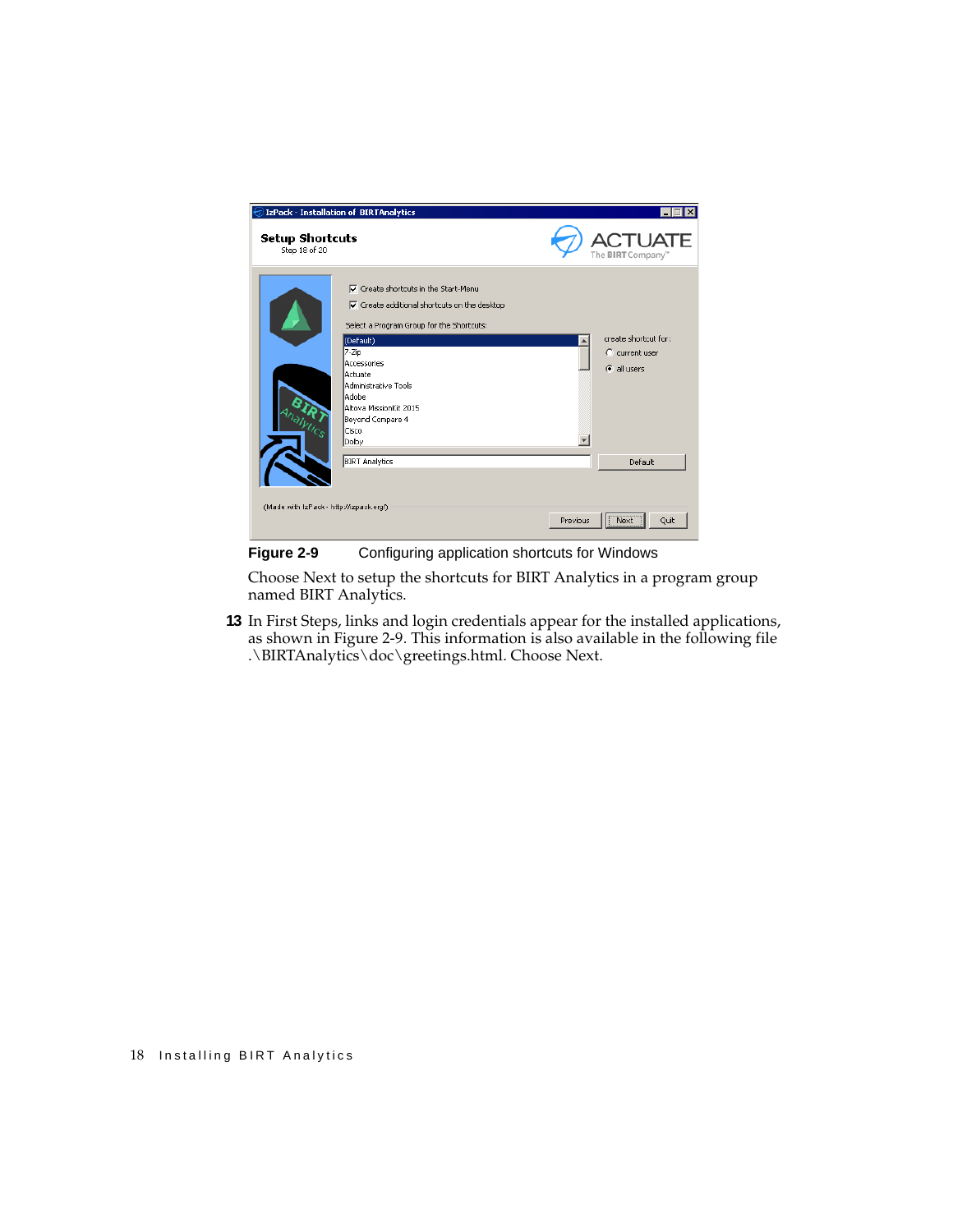**Figure 2-9** Configuring application shortcuts for Windows

Choose Next to setup the shortcuts for BIRT Analytics in a program group named BIRT Analytics.

**13** In First Steps, links and login credentials appear for the installed applications, as shown in Figure 2-9. This information is also available in the following file .\BIRTAnalytics\doc\greetings.html. Choose Next.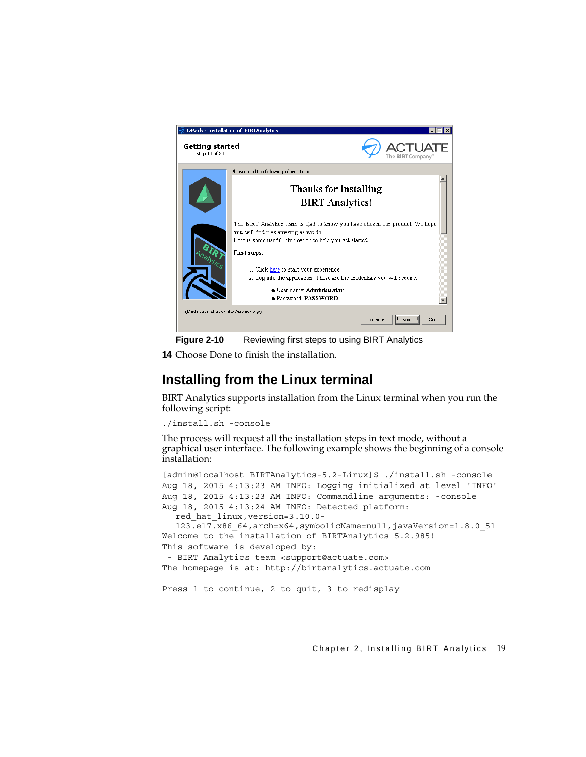Figure 2-10 Reviewing first steps to using BIRT Analytics

**14** Choose Done to finish the installation.

## Installing from the Linux terminal

BIRT Analytics supports installation from the Linux terminal when you run the following script:

```
./install.sh -console
```

The process will request all the installation steps in text mode, without a graphical user interface. The following example shows the beginning of a console installation:

```
[admin@localhost BIRTAnalytics-5.2-Linux]$ ./install.sh -console
Aug 18, 2015 4:13:23 AM INFO: Logging initialized at level 'INFO'
Aug 18, 2015 4:13:23 AM INFO: Commandline arguments: -console
Aug 18, 2015 4:13:24 AM INFO: Detected platform:
   red_hat_linux,version=3.10.0-
   123.el7.x86_64,arch=x64,symbolicName=null,javaVersion=1.8.0_51
Welcome to the installation of BIRTAnalytics 5.2.985!
This software is developed by:
 - BIRT Analytics team <support@actuate.com>
The homepage is at: http://birtanalytics.actuate.com

Press 1 to continue, 2 to quit, 3 to redisplay
```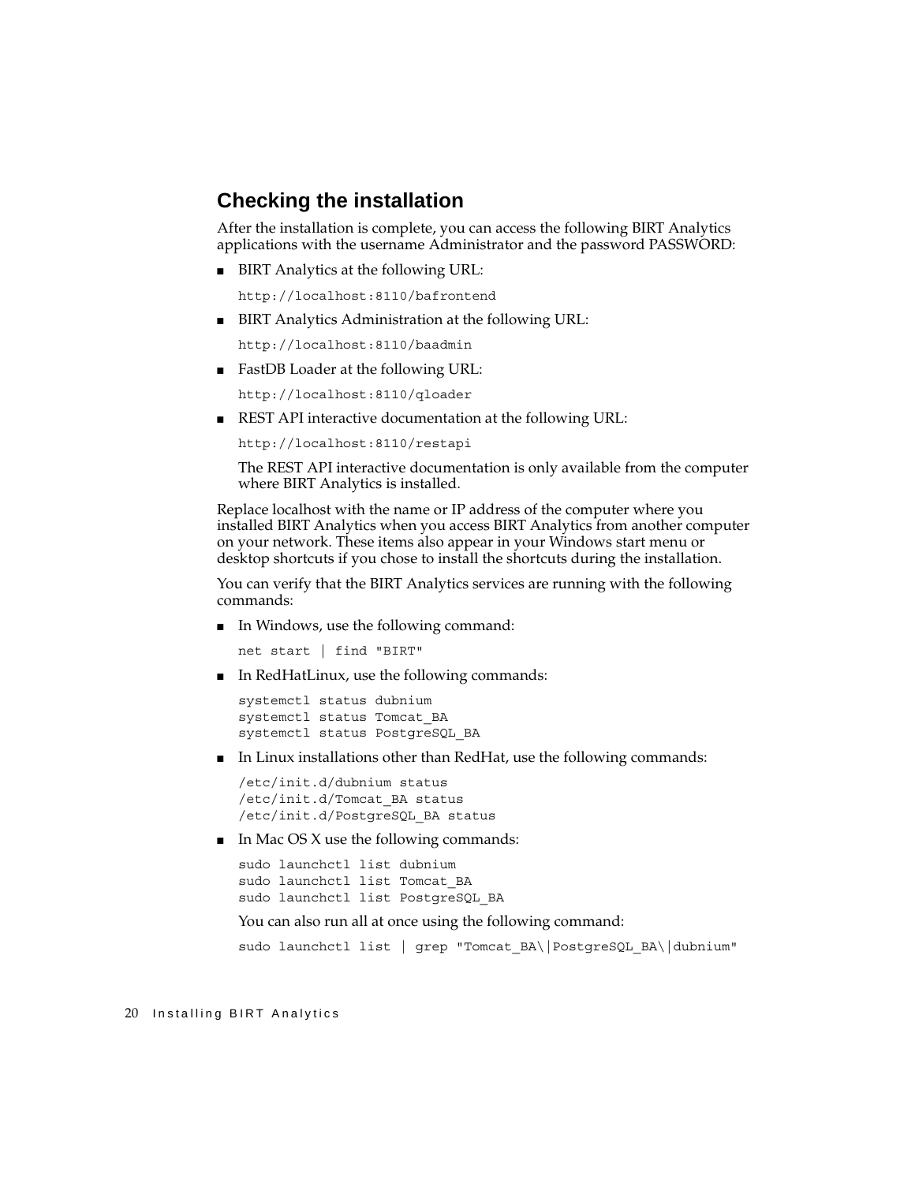## Checking the installation

After the installation is complete, you can access the following BIRT Analytics applications with the username Administrator and the password PASSWORD:

- BIRT Analytics at the following URL:

  ```
  http://localhost:8110/bafrontend
  ```

- BIRT Analytics Administration at the following URL:

  ```
  http://localhost:8110/baadmin
  ```

- FastDB Loader at the following URL:

  ```
  http://localhost:8110/qloader
  ```

- REST API interactive documentation at the following URL:

  ```
  http://localhost:8110/restapi
  ```

  The REST API interactive documentation is only available from the computer where BIRT Analytics is installed.

Replace localhost with the name or IP address of the computer where you installed BIRT Analytics when you access BIRT Analytics from another computer on your network. These items also appear in your Windows start menu or desktop shortcuts if you chose to install the shortcuts during the installation.

You can verify that the BIRT Analytics services are running with the following commands:

- In Windows, use the following command:

  ```
  net start | find "BIRT"
  ```

- In RedHatLinux, use the following commands:

  ```
  systemctl status dubnium
  systemctl status Tomcat_BA
  systemctl status PostgreSQL_BA
  ```

- In Linux installations other than RedHat, use the following commands:

  ```
  /etc/init.d/dubnium status
  /etc/init.d/Tomcat_BA status
  /etc/init.d/PostgreSQL_BA status
  ```

- In Mac OS X use the following commands:

  ```
  sudo launchctl list dubnium
  sudo launchctl list Tomcat_BA
  sudo launchctl list PostgreSQL_BA
  ```

  You can also run all at once using the following command:

  ```
  sudo launchctl list | grep "Tomcat_BA\|PostgreSQL_BA\|dubnium"
  ```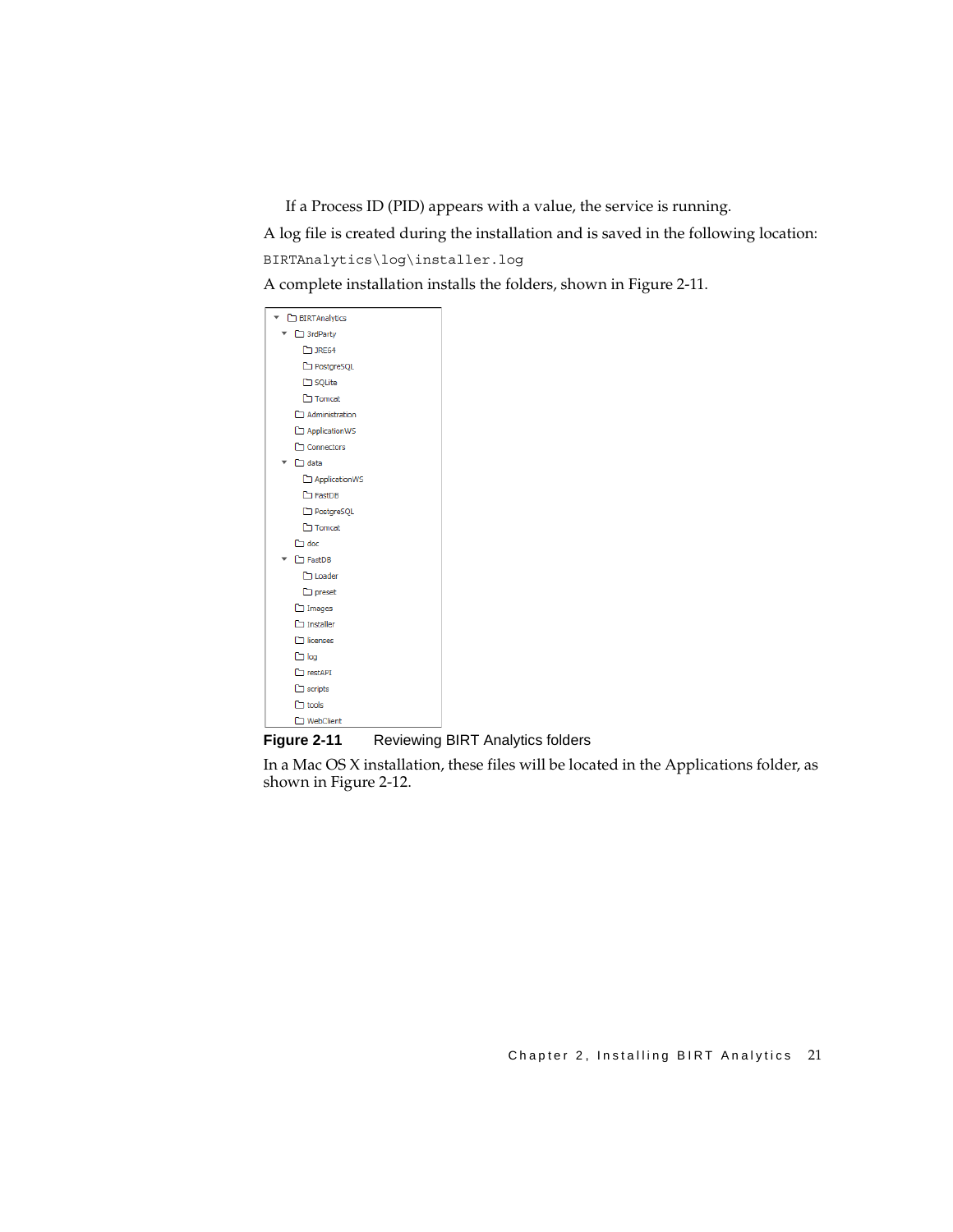If a Process ID (PID) appears with a value, the service is running.

A log file is created during the installation and is saved in the following location:

```
BIRTAnalytics\log\installer.log
```

A complete installation installs the folders, shown in Figure 2-11.

```
BIRTAnalytics
  3rdParty
    JRE64
    PostgreSQL
    SQLite
    Tomcat
  Administration
  ApplicationWS
  Connectors
  data
    ApplicationWS
    FastDB
    PostgreSQL
    Tomcat
  doc
  FastDB
    Loader
    preset
  Images
  Installer
  licenses
  log
  restAPI
  scripts
  tools
  WebClient
```

**Figure 2-11** Reviewing BIRT Analytics folders

In a Mac OS X installation, these files will be located in the Applications folder, as shown in Figure 2-12.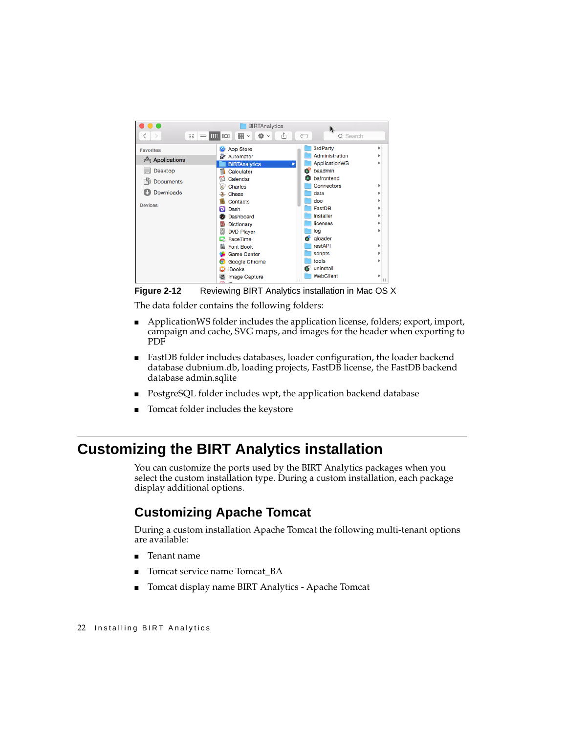**Figure 2-12** Reviewing BIRT Analytics installation in Mac OS X

The data folder contains the following folders:

- ApplicationWS folder includes the application license, folders; export, import, campaign and cache, SVG maps, and images for the header when exporting to PDF
- FastDB folder includes databases, loader configuration, the loader backend database dubnium.db, loading projects, FastDB license, the FastDB backend database admin.sqlite
- PostgreSQL folder includes wpt, the application backend database
- Tomcat folder includes the keystore

# Customizing the BIRT Analytics installation

You can customize the ports used by the BIRT Analytics packages when you select the custom installation type. During a custom installation, each package display additional options.

## Customizing Apache Tomcat

During a custom installation Apache Tomcat the following multi-tenant options are available:

- Tenant name
- Tomcat service name Tomcat_BA
- Tomcat display name BIRT Analytics - Apache Tomcat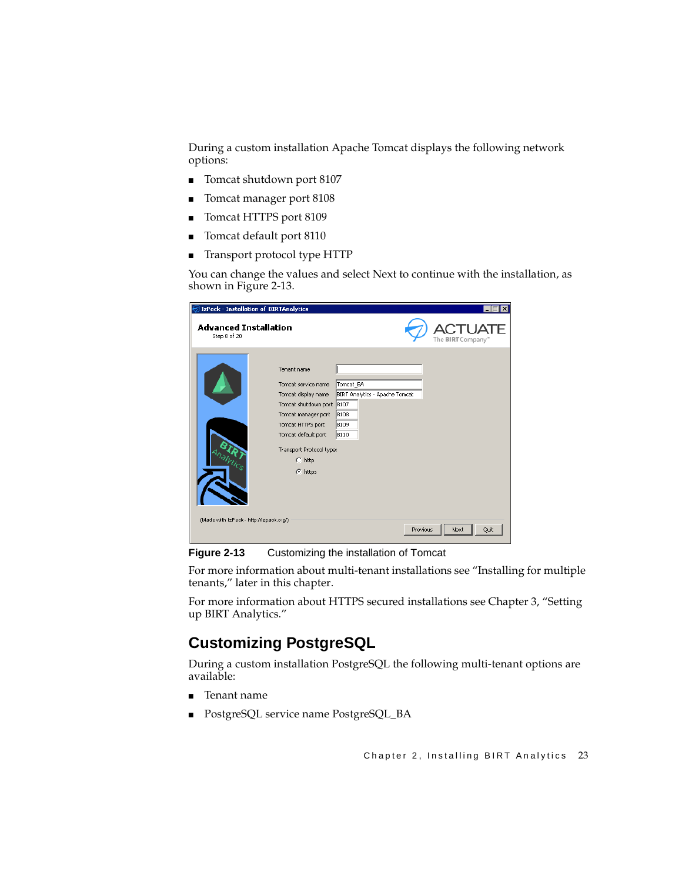During a custom installation Apache Tomcat displays the following network options:

- Tomcat shutdown port 8107
- Tomcat manager port 8108
- Tomcat HTTPS port 8109
- Tomcat default port 8110
- Transport protocol type HTTP

You can change the values and select Next to continue with the installation, as shown in Figure 2-13.

**Figure 2-13** Customizing the installation of Tomcat

For more information about multi-tenant installations see "Installing for multiple tenants," later in this chapter.

For more information about HTTPS secured installations see Chapter 3, "Setting up BIRT Analytics."

## Customizing PostgreSQL

During a custom installation PostgreSQL the following multi-tenant options are available:

- Tenant name
- PostgreSQL service name PostgreSQL_BA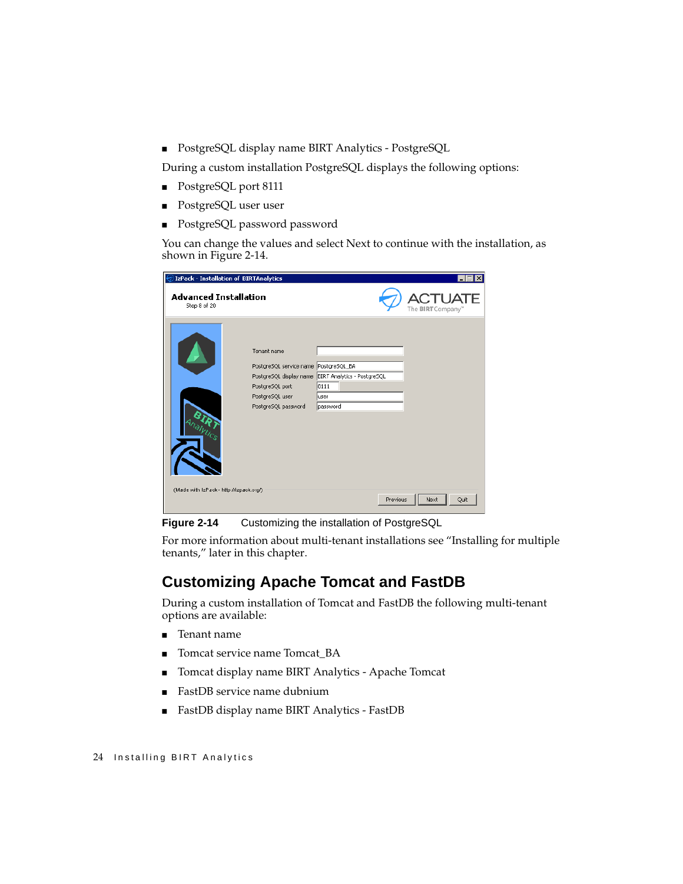- PostgreSQL display name BIRT Analytics - PostgreSQL

During a custom installation PostgreSQL displays the following options:

- PostgreSQL port 8111
- PostgreSQL user user
- PostgreSQL password password

You can change the values and select Next to continue with the installation, as shown in Figure 2-14.

**Figure 2-14** Customizing the installation of PostgreSQL

For more information about multi-tenant installations see "Installing for multiple tenants," later in this chapter.

## Customizing Apache Tomcat and FastDB

During a custom installation of Tomcat and FastDB the following multi-tenant options are available:

- Tenant name
- Tomcat service name Tomcat_BA
- Tomcat display name BIRT Analytics - Apache Tomcat
- FastDB service name dubnium
- FastDB display name BIRT Analytics - FastDB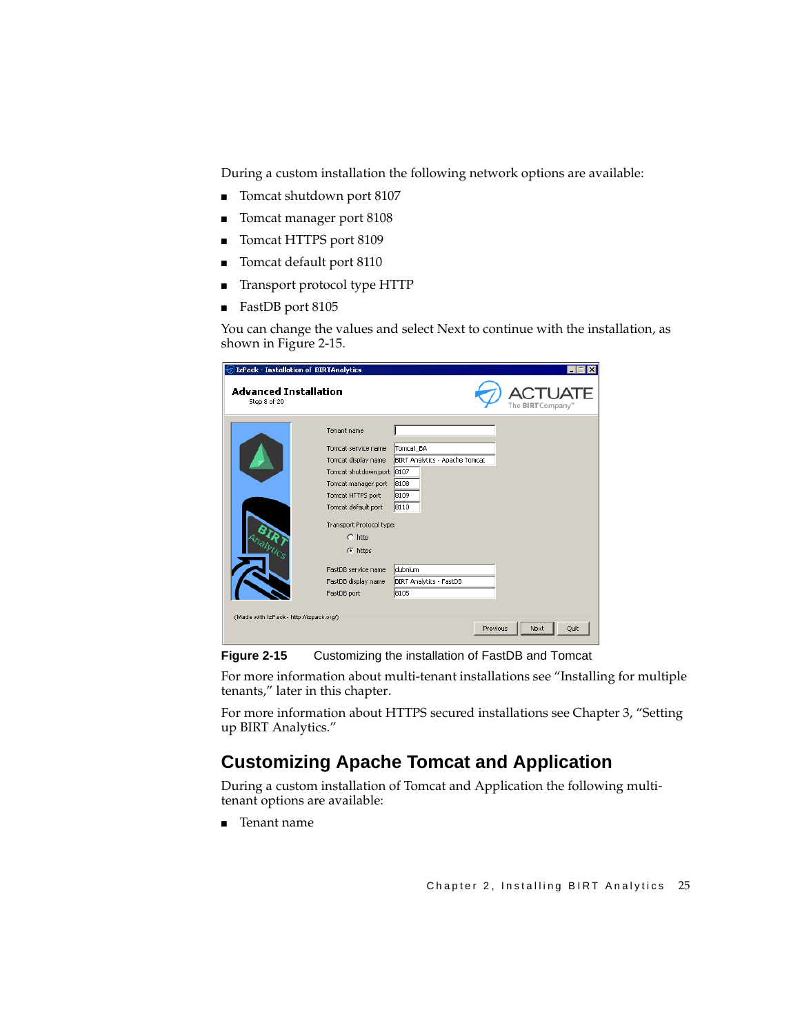During a custom installation the following network options are available:

- Tomcat shutdown port 8107
- Tomcat manager port 8108
- Tomcat HTTPS port 8109
- Tomcat default port 8110
- Transport protocol type HTTP
- FastDB port 8105

You can change the values and select Next to continue with the installation, as shown in Figure 2-15.

**Figure 2-15** Customizing the installation of FastDB and Tomcat

For more information about multi-tenant installations see “Installing for multiple tenants,” later in this chapter.

For more information about HTTPS secured installations see Chapter 3, “Setting up BIRT Analytics.”

## Customizing Apache Tomcat and Application

During a custom installation of Tomcat and Application the following multi-tenant options are available:

- Tenant name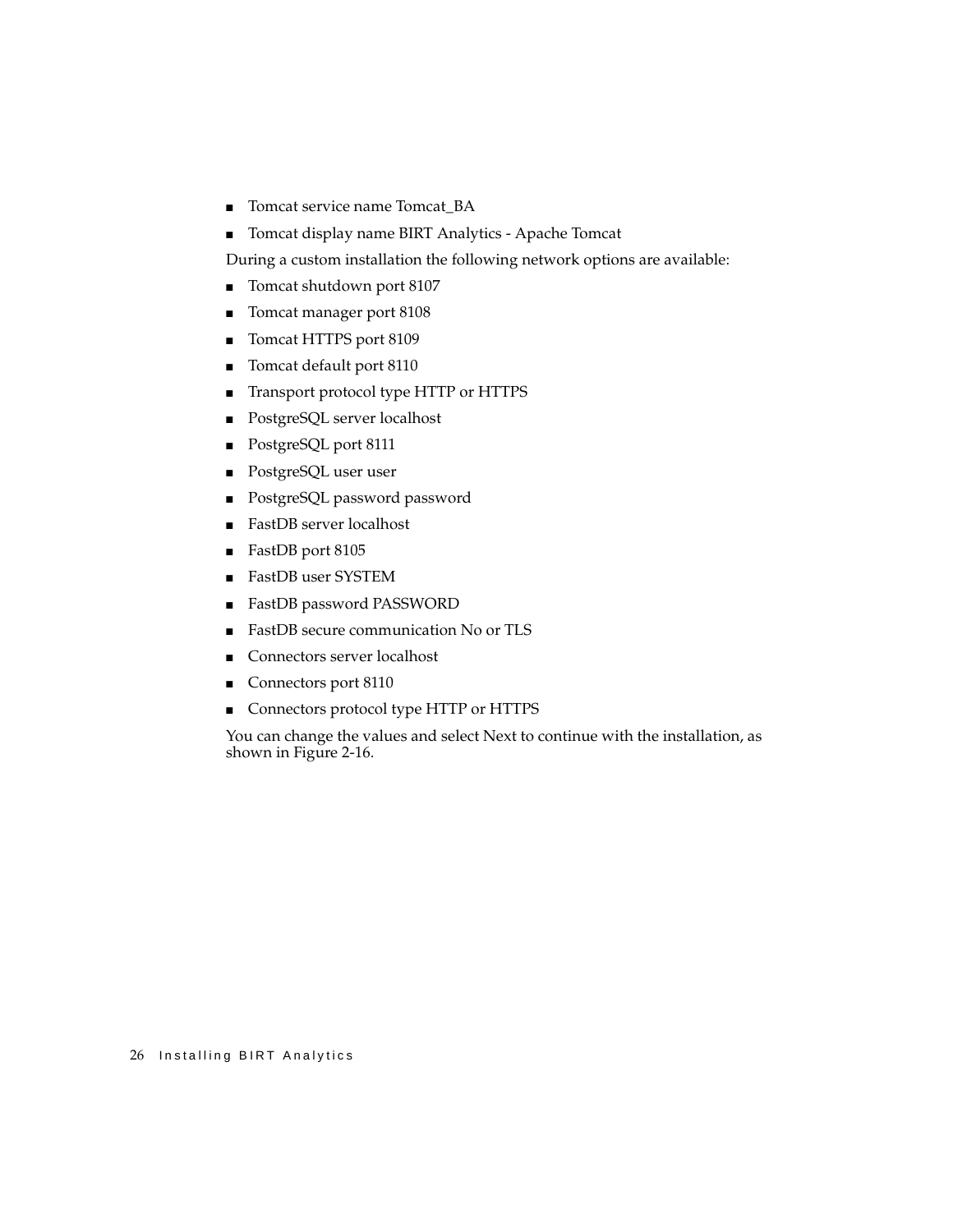- Tomcat service name Tomcat_BA
- Tomcat display name BIRT Analytics - Apache Tomcat

During a custom installation the following network options are available:

- Tomcat shutdown port 8107
- Tomcat manager port 8108
- Tomcat HTTPS port 8109
- Tomcat default port 8110
- Transport protocol type HTTP or HTTPS
- PostgreSQL server localhost
- PostgreSQL port 8111
- PostgreSQL user user
- PostgreSQL password password
- FastDB server localhost
- FastDB port 8105
- FastDB user SYSTEM
- FastDB password PASSWORD
- FastDB secure communication No or TLS
- Connectors server localhost
- Connectors port 8110
- Connectors protocol type HTTP or HTTPS

You can change the values and select Next to continue with the installation, as shown in Figure 2-16.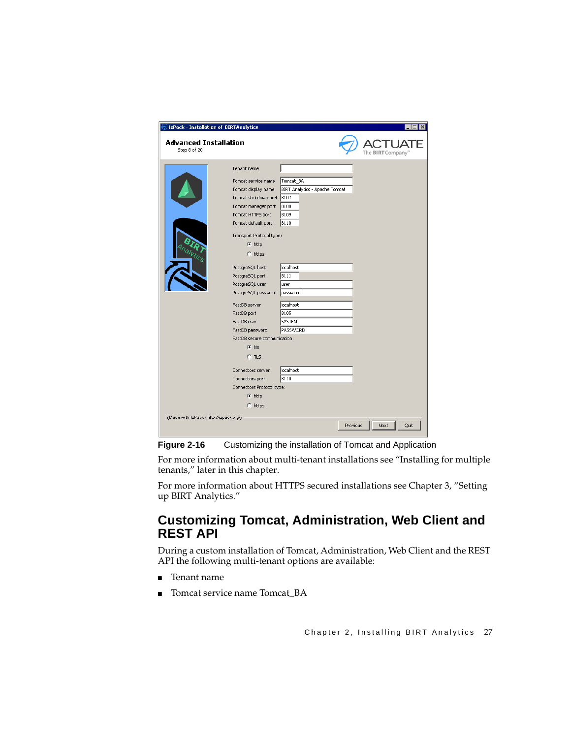**Figure 2-16** Customizing the installation of Tomcat and Application

For more information about multi-tenant installations see "Installing for multiple tenants," later in this chapter.

For more information about HTTPS secured installations see Chapter 3, "Setting up BIRT Analytics."

## Customizing Tomcat, Administration, Web Client and REST API

During a custom installation of Tomcat, Administration, Web Client and the REST API the following multi-tenant options are available:

- Tenant name
- Tomcat service name Tomcat_BA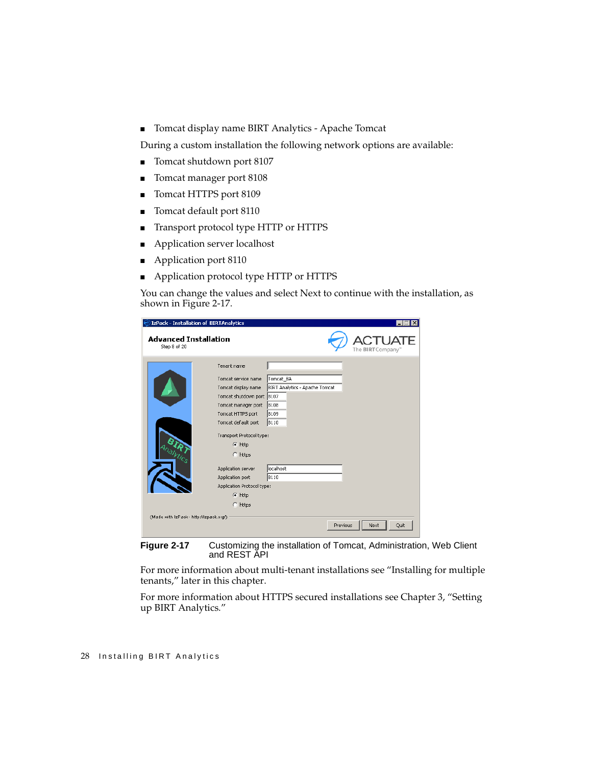- Tomcat display name BIRT Analytics - Apache Tomcat

During a custom installation the following network options are available:

- Tomcat shutdown port 8107
- Tomcat manager port 8108
- Tomcat HTTPS port 8109
- Tomcat default port 8110
- Transport protocol type HTTP or HTTPS
- Application server localhost
- Application port 8110
- Application protocol type HTTP or HTTPS

You can change the values and select Next to continue with the installation, as shown in Figure 2-17.

**Figure 2-17** Customizing the installation of Tomcat, Administration, Web Client and REST API

For more information about multi-tenant installations see "Installing for multiple tenants," later in this chapter.

For more information about HTTPS secured installations see Chapter 3, "Setting up BIRT Analytics."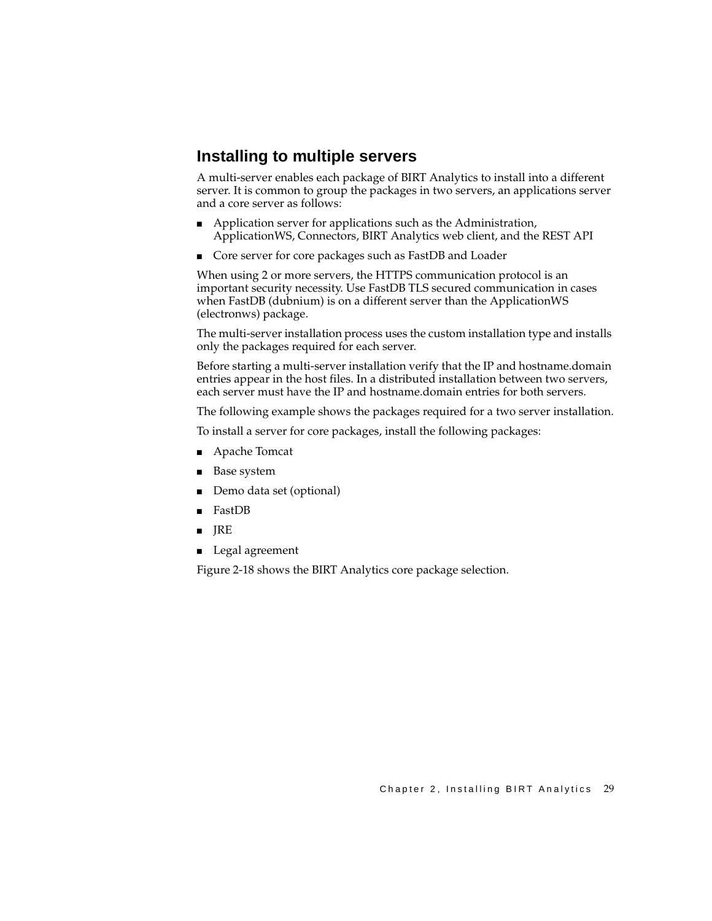## Installing to multiple servers

A multi-server enables each package of BIRT Analytics to install into a different server. It is common to group the packages in two servers, an applications server and a core server as follows:

- Application server for applications such as the Administration, ApplicationWS, Connectors, BIRT Analytics web client, and the REST API
- Core server for core packages such as FastDB and Loader

When using 2 or more servers, the HTTPS communication protocol is an important security necessity. Use FastDB TLS secured communication in cases when FastDB (dubnium) is on a different server than the ApplicationWS (electronws) package.

The multi-server installation process uses the custom installation type and installs only the packages required for each server.

Before starting a multi-server installation verify that the IP and hostname.domain entries appear in the host files. In a distributed installation between two servers, each server must have the IP and hostname.domain entries for both servers.

The following example shows the packages required for a two server installation.

To install a server for core packages, install the following packages:

- Apache Tomcat
- Base system
- Demo data set (optional)
- FastDB
- JRE
- Legal agreement

Figure 2-18 shows the BIRT Analytics core package selection.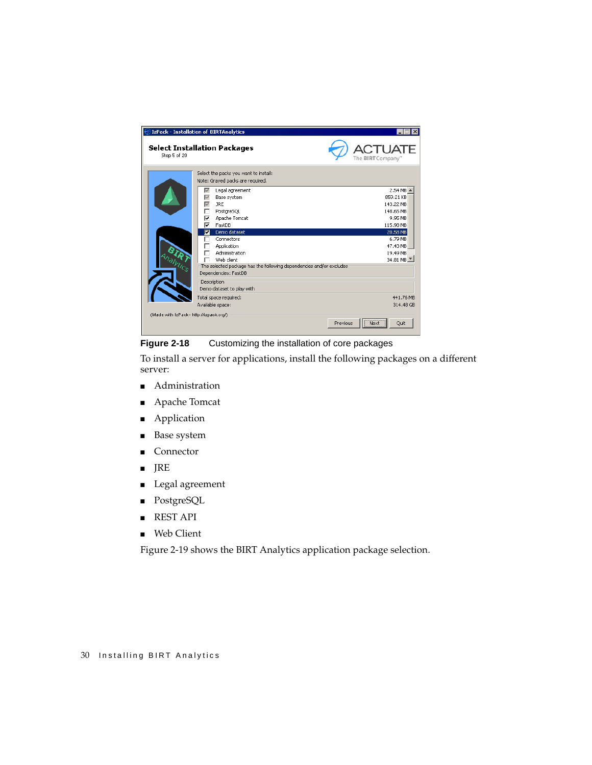**Figure 2-18** Customizing the installation of core packages

To install a server for applications, install the following packages on a different server:

- Administration
- Apache Tomcat
- Application
- Base system
- Connector
- JRE
- Legal agreement
- PostgreSQL
- REST API
- Web Client

Figure 2-19 shows the BIRT Analytics application package selection.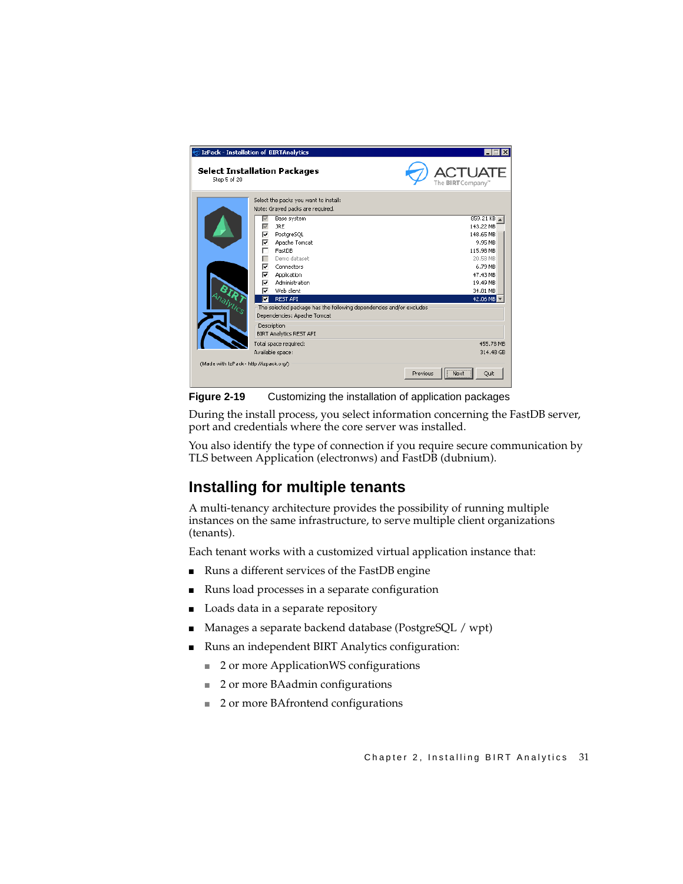**Figure 2-19** Customizing the installation of application packages

During the install process, you select information concerning the FastDB server, port and credentials where the core server was installed.

You also identify the type of connection if you require secure communication by TLS between Application (electronws) and FastDB (dubnium).

## Installing for multiple tenants

A multi-tenancy architecture provides the possibility of running multiple instances on the same infrastructure, to serve multiple client organizations (tenants).

Each tenant works with a customized virtual application instance that:

- Runs a different services of the FastDB engine
- Runs load processes in a separate configuration
- Loads data in a separate repository
- Manages a separate backend database (PostgreSQL / wpt)
- Runs an independent BIRT Analytics configuration:
  - 2 or more ApplicationWS configurations
  - 2 or more BAadmin configurations
  - 2 or more BAfrontend configurations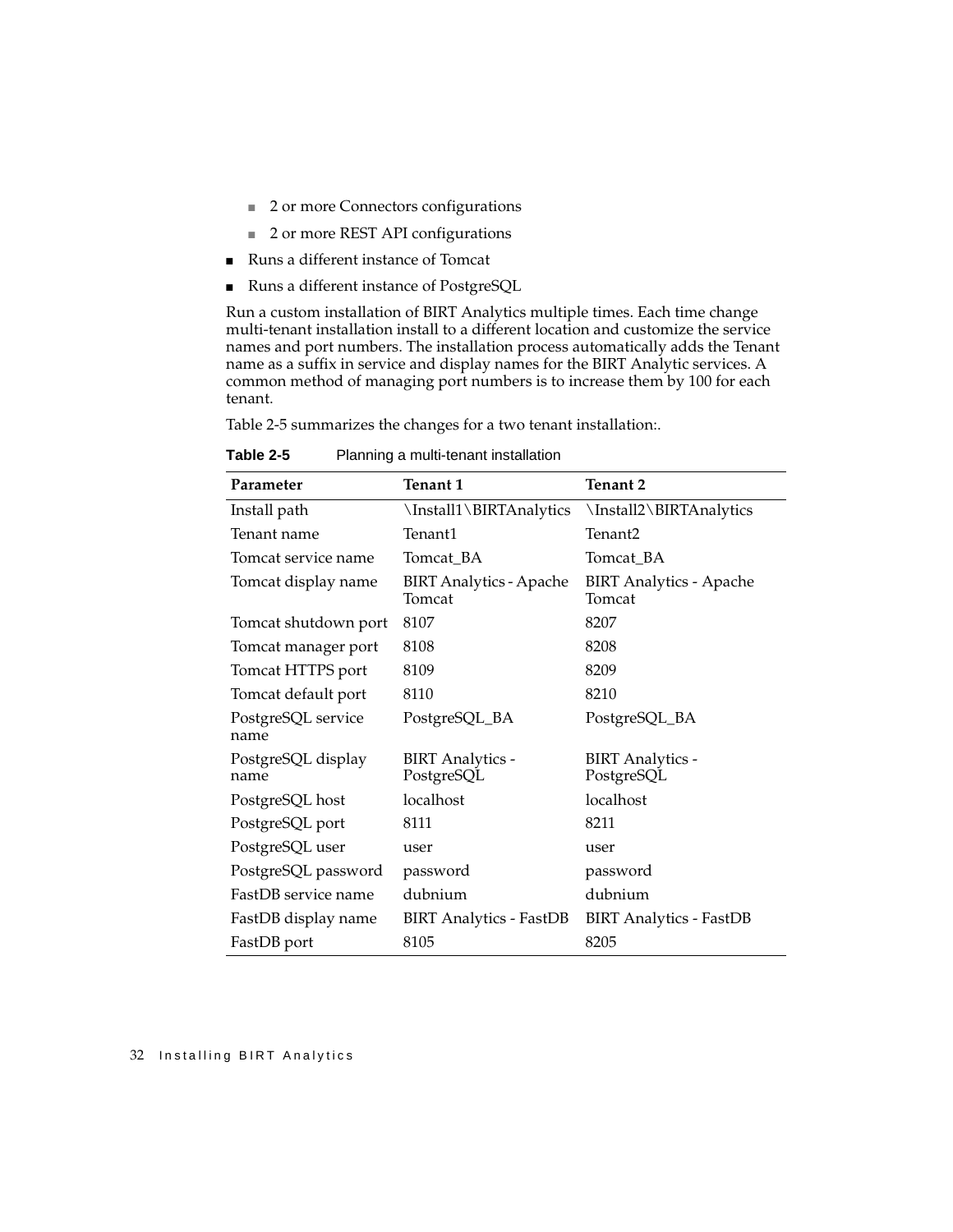- 2 or more Connectors configurations
  - 2 or more REST API configurations
- Runs a different instance of Tomcat
- Runs a different instance of PostgreSQL

Run a custom installation of BIRT Analytics multiple times. Each time change multi-tenant installation install to a different location and customize the service names and port numbers. The installation process automatically adds the Tenant name as a suffix in service and display names for the BIRT Analytic services. A common method of managing port numbers is to increase them by 100 for each tenant.

Table 2-5 summarizes the changes for a two tenant installation:.

**Table 2-5** Planning a multi-tenant installation

| Parameter | Tenant 1 | Tenant 2 |
|---|---|---|
| Install path | \Install1\BIRTAnalytics | \Install2\BIRTAnalytics |
| Tenant name | Tenant1 | Tenant2 |
| Tomcat service name | Tomcat_BA | Tomcat_BA |
| Tomcat display name | BIRT Analytics - Apache Tomcat | BIRT Analytics - Apache Tomcat |
| Tomcat shutdown port | 8107 | 8207 |
| Tomcat manager port | 8108 | 8208 |
| Tomcat HTTPS port | 8109 | 8209 |
| Tomcat default port | 8110 | 8210 |
| PostgreSQL service name | PostgreSQL_BA | PostgreSQL_BA |
| PostgreSQL display name | BIRT Analytics - PostgreSQL | BIRT Analytics - PostgreSQL |
| PostgreSQL host | localhost | localhost |
| PostgreSQL port | 8111 | 8211 |
| PostgreSQL user | user | user |
| PostgreSQL password | password | password |
| FastDB service name | dubnium | dubnium |
| FastDB display name | BIRT Analytics - FastDB | BIRT Analytics - FastDB |
| FastDB port | 8105 | 8205 |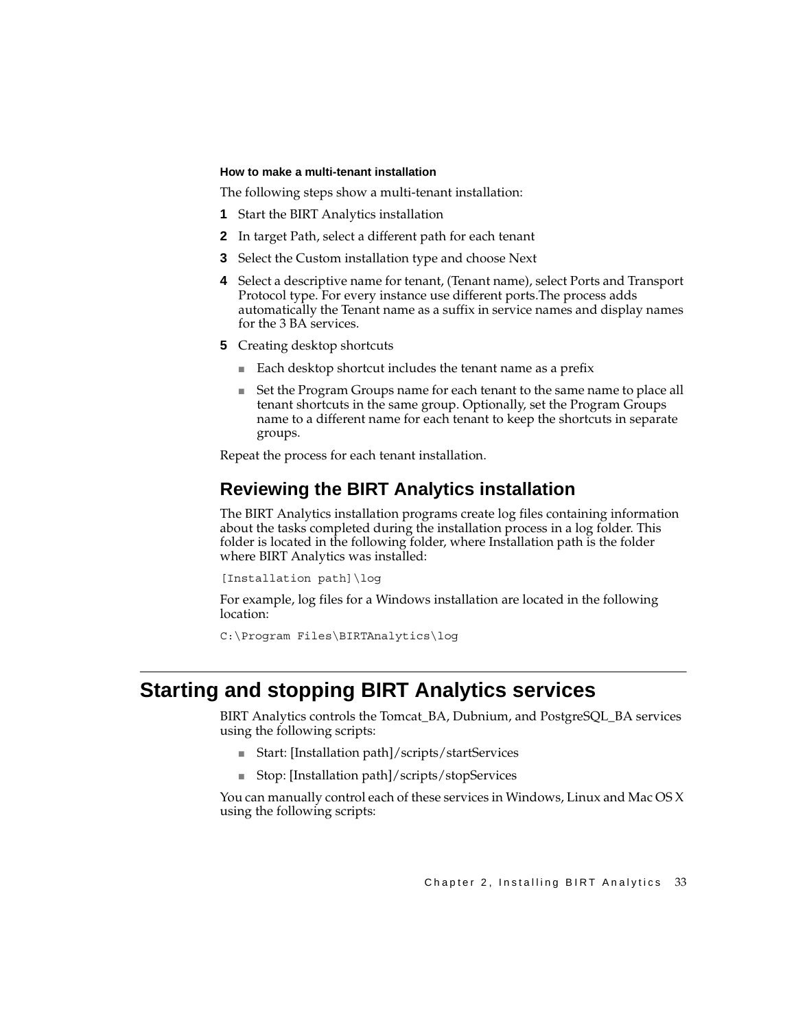#### How to make a multi-tenant installation

The following steps show a multi-tenant installation:

1. Start the BIRT Analytics installation
2. In target Path, select a different path for each tenant
3. Select the Custom installation type and choose Next
4. Select a descriptive name for tenant, (Tenant name), select Ports and Transport Protocol type. For every instance use different ports.The process adds automatically the Tenant name as a suffix in service names and display names for the 3 BA services.
5. Creating desktop shortcuts
   - Each desktop shortcut includes the tenant name as a prefix
   - Set the Program Groups name for each tenant to the same name to place all tenant shortcuts in the same group. Optionally, set the Program Groups name to a different name for each tenant to keep the shortcuts in separate groups.

Repeat the process for each tenant installation.

## Reviewing the BIRT Analytics installation

The BIRT Analytics installation programs create log files containing information about the tasks completed during the installation process in a log folder. This folder is located in the following folder, where Installation path is the folder where BIRT Analytics was installed:

```
[Installation path]\log
```

For example, log files for a Windows installation are located in the following location:

```
C:\Program Files\BIRTAnalytics\log
```

# Starting and stopping BIRT Analytics services

BIRT Analytics controls the Tomcat_BA, Dubnium, and PostgreSQL_BA services using the following scripts:

- Start: [Installation path]/scripts/startServices
- Stop: [Installation path]/scripts/stopServices

You can manually control each of these services in Windows, Linux and Mac OS X using the following scripts: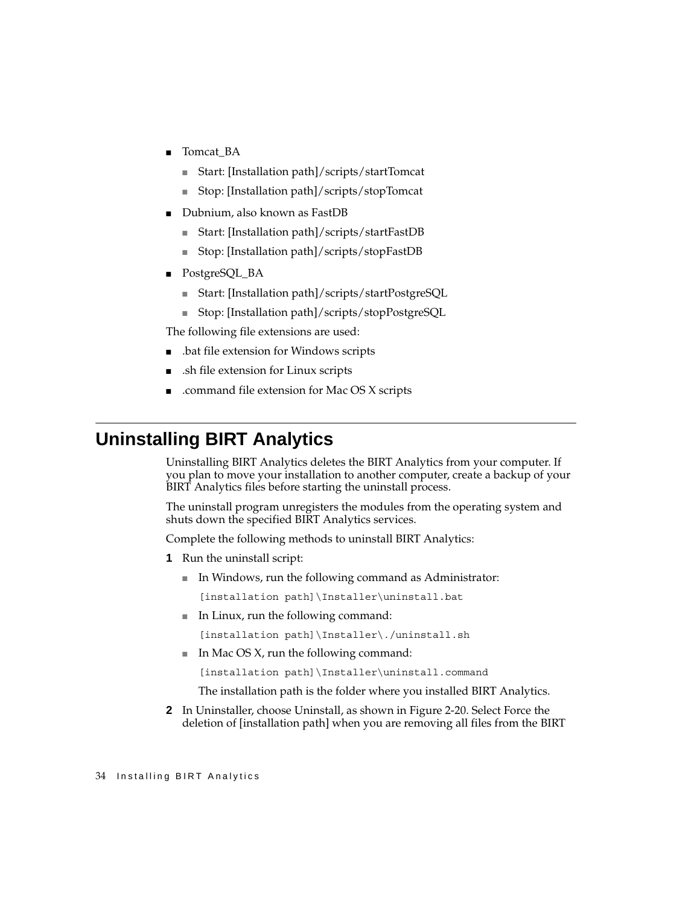- Tomcat_BA
  - Start: [Installation path]/scripts/startTomcat
  - Stop: [Installation path]/scripts/stopTomcat
- Dubnium, also known as FastDB
  - Start: [Installation path]/scripts/startFastDB
  - Stop: [Installation path]/scripts/stopFastDB
- PostgreSQL_BA
  - Start: [Installation path]/scripts/startPostgreSQL
  - Stop: [Installation path]/scripts/stopPostgreSQL

The following file extensions are used:

- .bat file extension for Windows scripts
- .sh file extension for Linux scripts
- .command file extension for Mac OS X scripts

## Uninstalling BIRT Analytics

Uninstalling BIRT Analytics deletes the BIRT Analytics from your computer. If you plan to move your installation to another computer, create a backup of your BIRT Analytics files before starting the uninstall process.

The uninstall program unregisters the modules from the operating system and shuts down the specified BIRT Analytics services.

Complete the following methods to uninstall BIRT Analytics:

1. Run the uninstall script:
   - In Windows, run the following command as Administrator:

     ```
     [installation path]\Installer\uninstall.bat
     ```

   - In Linux, run the following command:

     ```
     [installation path]\Installer\./uninstall.sh
     ```

   - In Mac OS X, run the following command:

     ```
     [installation path]\Installer\uninstall.command
     ```

   The installation path is the folder where you installed BIRT Analytics.

2. In Uninstaller, choose Uninstall, as shown in Figure 2-20. Select Force the deletion of [installation path] when you are removing all files from the BIRT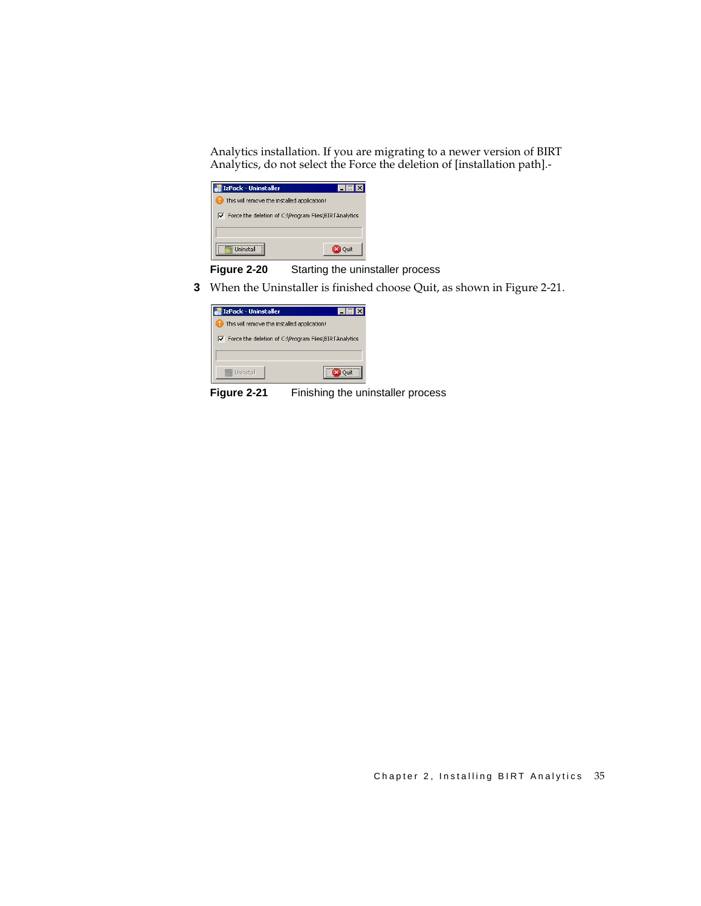Analytics installation. If you are migrating to a newer version of BIRT Analytics, do not select the Force the deletion of [installation path].-

**Figure 2-20** Starting the uninstaller process

3 When the Uninstaller is finished choose Quit, as shown in Figure 2-21.

**Figure 2-21** Finishing the uninstaller process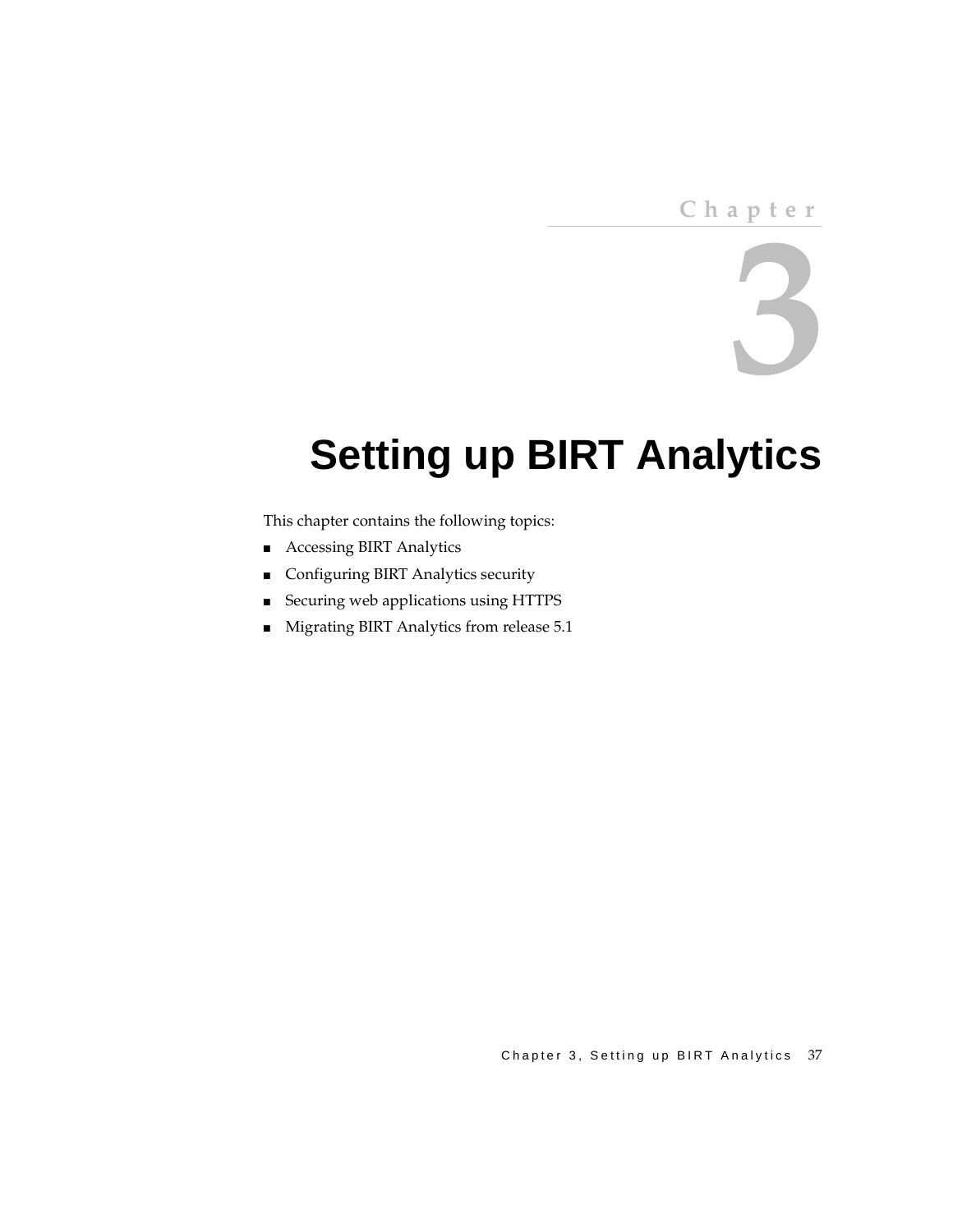Chapter

3

# Setting up BIRT Analytics

This chapter contains the following topics:

- Accessing BIRT Analytics
- Configuring BIRT Analytics security
- Securing web applications using HTTPS
- Migrating BIRT Analytics from release 5.1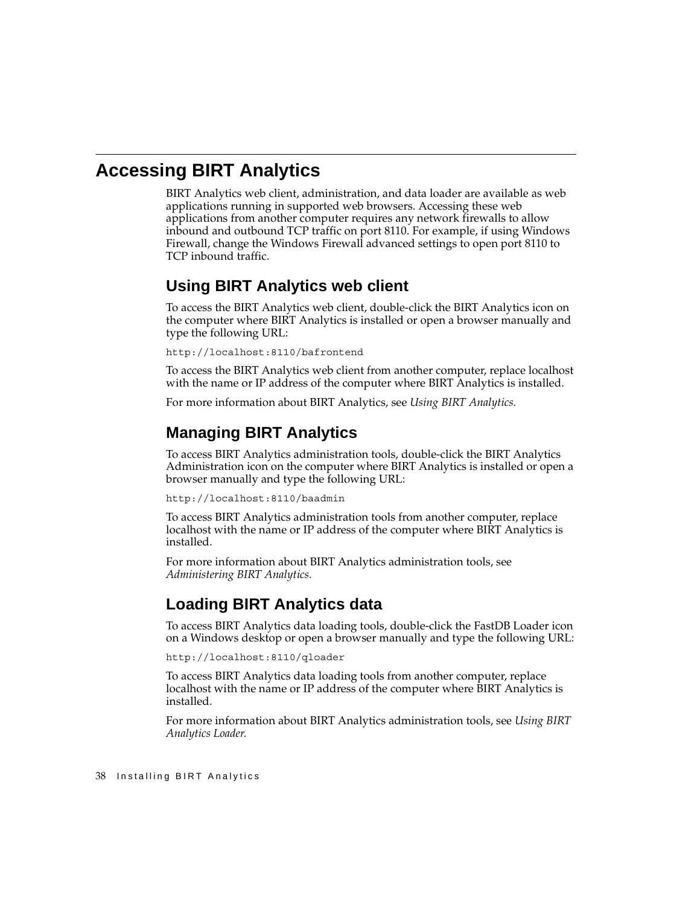# Accessing BIRT Analytics

BIRT Analytics web client, administration, and data loader are available as web applications running in supported web browsers. Accessing these web applications from another computer requires any network firewalls to allow inbound and outbound TCP traffic on port 8110. For example, if using Windows Firewall, change the Windows Firewall advanced settings to open port 8110 to TCP inbound traffic.

## Using BIRT Analytics web client

To access the BIRT Analytics web client, double-click the BIRT Analytics icon on the computer where BIRT Analytics is installed or open a browser manually and type the following URL:

```
http://localhost:8110/bafrontend
```

To access the BIRT Analytics web client from another computer, replace localhost with the name or IP address of the computer where BIRT Analytics is installed.

For more information about BIRT Analytics, see *Using BIRT Analytics.*

## Managing BIRT Analytics

To access BIRT Analytics administration tools, double-click the BIRT Analytics Administration icon on the computer where BIRT Analytics is installed or open a browser manually and type the following URL:

```
http://localhost:8110/baadmin
```

To access BIRT Analytics administration tools from another computer, replace localhost with the name or IP address of the computer where BIRT Analytics is installed.

For more information about BIRT Analytics administration tools, see *Administering BIRT Analytics.*

## Loading BIRT Analytics data

To access BIRT Analytics data loading tools, double-click the FastDB Loader icon on a Windows desktop or open a browser manually and type the following URL:

```
http://localhost:8110/qloader
```

To access BIRT Analytics data loading tools from another computer, replace localhost with the name or IP address of the computer where BIRT Analytics is installed.

For more information about BIRT Analytics administration tools, see *Using BIRT Analytics Loader.*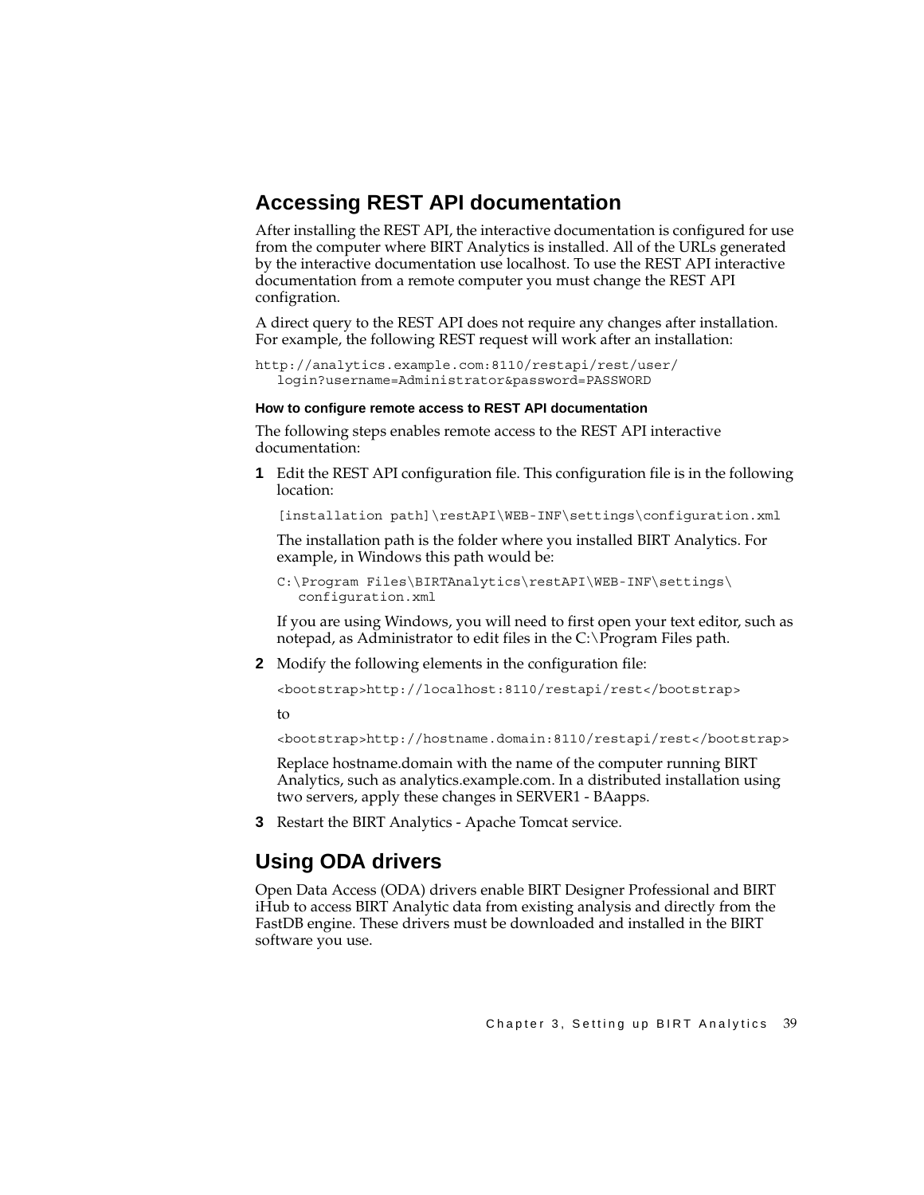## Accessing REST API documentation

After installing the REST API, the interactive documentation is configured for use from the computer where BIRT Analytics is installed. All of the URLs generated by the interactive documentation use localhost. To use the REST API interactive documentation from a remote computer you must change the REST API configration.

A direct query to the REST API does not require any changes after installation. For example, the following REST request will work after an installation:

```
http://analytics.example.com:8110/restapi/rest/user/
   login?username=Administrator&password=PASSWORD
```

#### How to configure remote access to REST API documentation

The following steps enables remote access to the REST API interactive documentation:

**1** Edit the REST API configuration file. This configuration file is in the following location:

```
[installation path]\restAPI\WEB-INF\settings\configuration.xml
```

The installation path is the folder where you installed BIRT Analytics. For example, in Windows this path would be:

```
C:\Program Files\BIRTAnalytics\restAPI\WEB-INF\settings\
   configuration.xml
```

If you are using Windows, you will need to first open your text editor, such as notepad, as Administrator to edit files in the C:\Program Files path.

**2** Modify the following elements in the configuration file:

```
<bootstrap>http://localhost:8110/restapi/rest</bootstrap>
```

to

```
<bootstrap>http://hostname.domain:8110/restapi/rest</bootstrap>
```

Replace hostname.domain with the name of the computer running BIRT Analytics, such as analytics.example.com. In a distributed installation using two servers, apply these changes in SERVER1 - BAapps.

**3** Restart the BIRT Analytics - Apache Tomcat service.

## Using ODA drivers

Open Data Access (ODA) drivers enable BIRT Designer Professional and BIRT iHub to access BIRT Analytic data from existing analysis and directly from the FastDB engine. These drivers must be downloaded and installed in the BIRT software you use.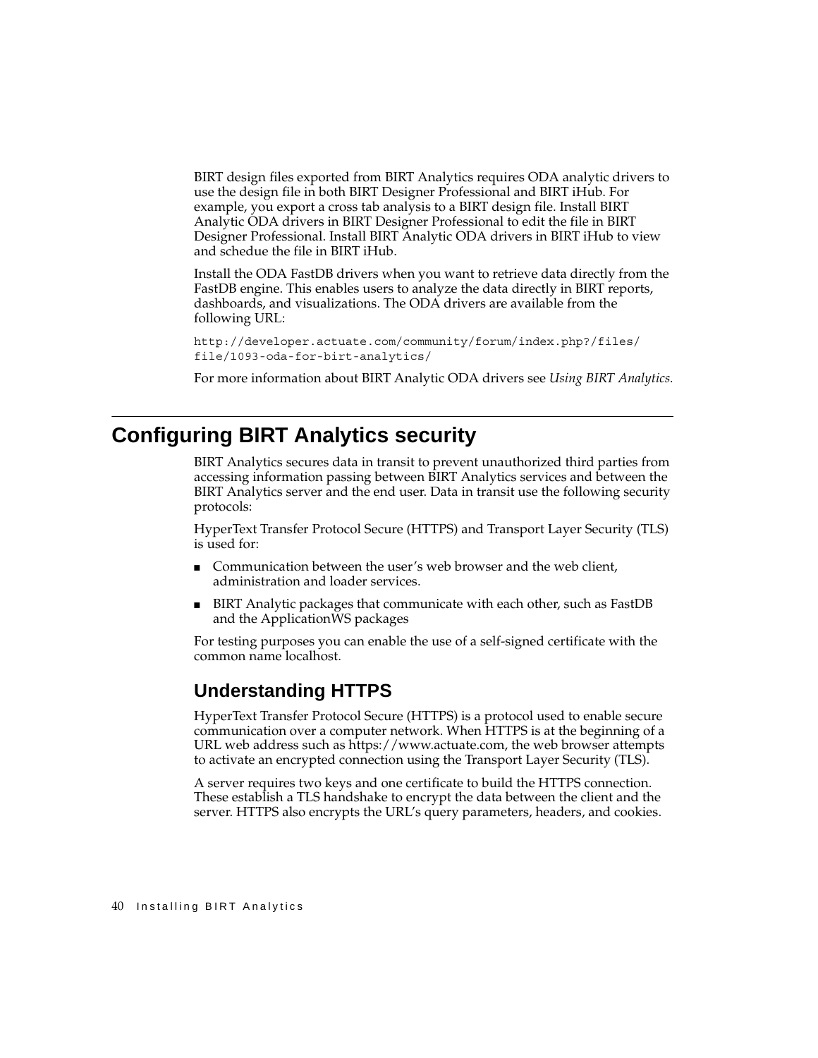BIRT design files exported from BIRT Analytics requires ODA analytic drivers to use the design file in both BIRT Designer Professional and BIRT iHub. For example, you export a cross tab analysis to a BIRT design file. Install BIRT Analytic ODA drivers in BIRT Designer Professional to edit the file in BIRT Designer Professional. Install BIRT Analytic ODA drivers in BIRT iHub to view and schedue the file in BIRT iHub.

Install the ODA FastDB drivers when you want to retrieve data directly from the FastDB engine. This enables users to analyze the data directly in BIRT reports, dashboards, and visualizations. The ODA drivers are available from the following URL:

```
http://developer.actuate.com/community/forum/index.php?/files/
file/1093-oda-for-birt-analytics/
```

For more information about BIRT Analytic ODA drivers see *Using BIRT Analytics.*

# Configuring BIRT Analytics security

BIRT Analytics secures data in transit to prevent unauthorized third parties from accessing information passing between BIRT Analytics services and between the BIRT Analytics server and the end user. Data in transit use the following security protocols:

HyperText Transfer Protocol Secure (HTTPS) and Transport Layer Security (TLS) is used for:

- Communication between the user's web browser and the web client, administration and loader services.
- BIRT Analytic packages that communicate with each other, such as FastDB and the ApplicationWS packages

For testing purposes you can enable the use of a self-signed certificate with the common name localhost.

## Understanding HTTPS

HyperText Transfer Protocol Secure (HTTPS) is a protocol used to enable secure communication over a computer network. When HTTPS is at the beginning of a URL web address such as https://www.actuate.com, the web browser attempts to activate an encrypted connection using the Transport Layer Security (TLS).

A server requires two keys and one certificate to build the HTTPS connection. These establish a TLS handshake to encrypt the data between the client and the server. HTTPS also encrypts the URL's query parameters, headers, and cookies.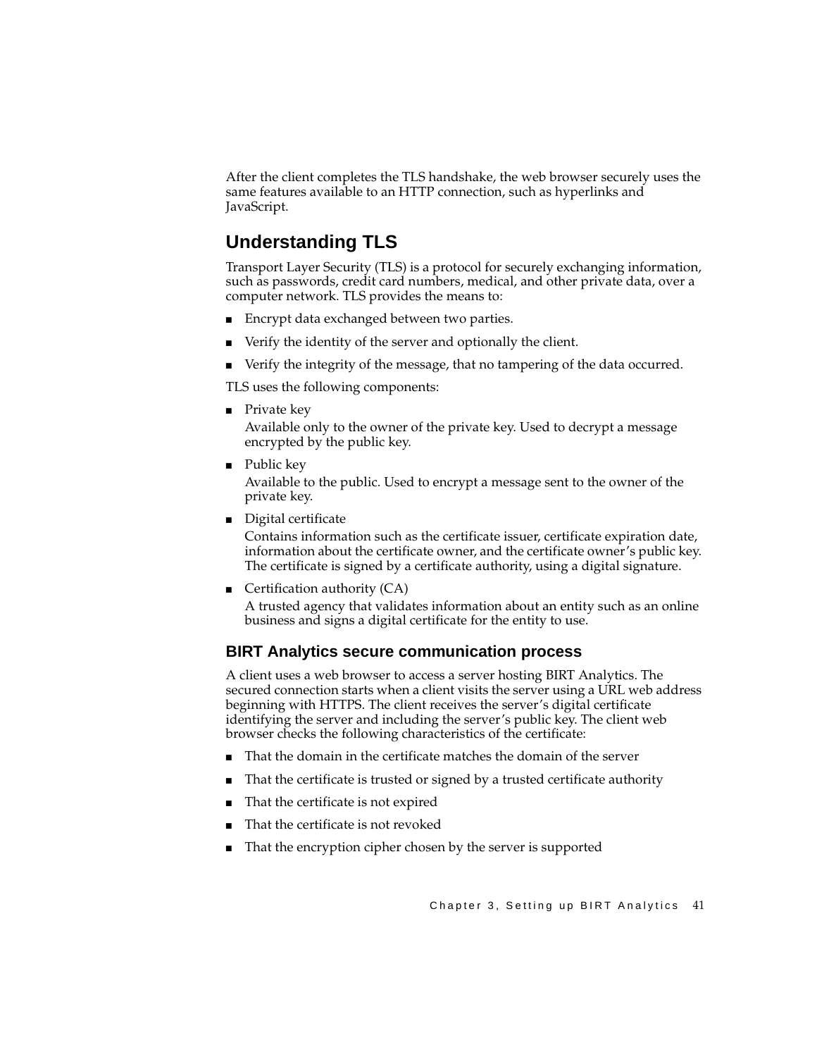After the client completes the TLS handshake, the web browser securely uses the same features available to an HTTP connection, such as hyperlinks and JavaScript.

## Understanding TLS

Transport Layer Security (TLS) is a protocol for securely exchanging information, such as passwords, credit card numbers, medical, and other private data, over a computer network. TLS provides the means to:

- Encrypt data exchanged between two parties.
- Verify the identity of the server and optionally the client.
- Verify the integrity of the message, that no tampering of the data occurred.

TLS uses the following components:

- Private key

  Available only to the owner of the private key. Used to decrypt a message encrypted by the public key.

- Public key

  Available to the public. Used to encrypt a message sent to the owner of the private key.

- Digital certificate

  Contains information such as the certificate issuer, certificate expiration date, information about the certificate owner, and the certificate owner's public key. The certificate is signed by a certificate authority, using a digital signature.

- Certification authority (CA)

  A trusted agency that validates information about an entity such as an online business and signs a digital certificate for the entity to use.

### BIRT Analytics secure communication process

A client uses a web browser to access a server hosting BIRT Analytics. The secured connection starts when a client visits the server using a URL web address beginning with HTTPS. The client receives the server's digital certificate identifying the server and including the server's public key. The client web browser checks the following characteristics of the certificate:

- That the domain in the certificate matches the domain of the server
- That the certificate is trusted or signed by a trusted certificate authority
- That the certificate is not expired
- That the certificate is not revoked
- That the encryption cipher chosen by the server is supported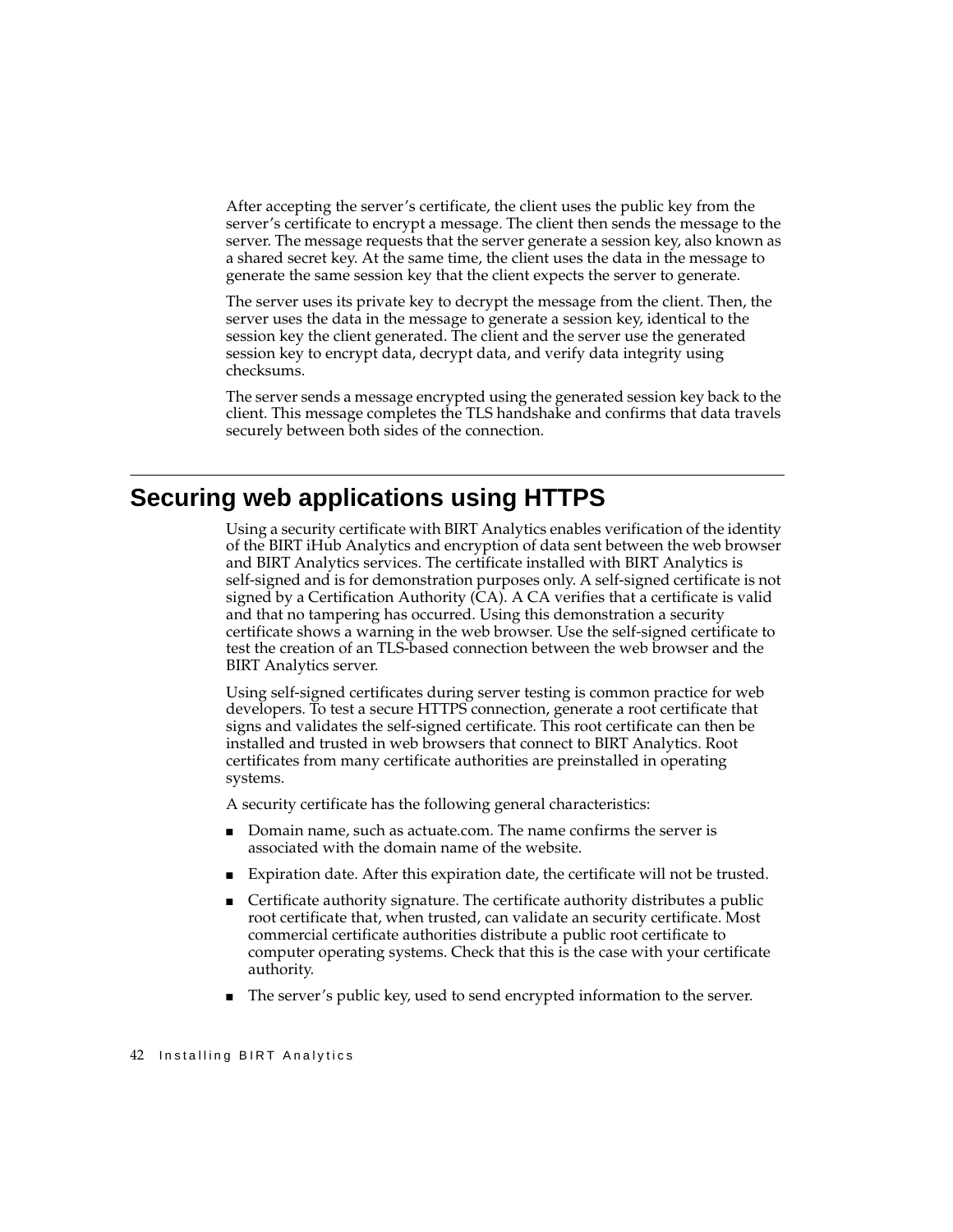After accepting the server's certificate, the client uses the public key from the server's certificate to encrypt a message. The client then sends the message to the server. The message requests that the server generate a session key, also known as a shared secret key. At the same time, the client uses the data in the message to generate the same session key that the client expects the server to generate.

The server uses its private key to decrypt the message from the client. Then, the server uses the data in the message to generate a session key, identical to the session key the client generated. The client and the server use the generated session key to encrypt data, decrypt data, and verify data integrity using checksums.

The server sends a message encrypted using the generated session key back to the client. This message completes the TLS handshake and confirms that data travels securely between both sides of the connection.

## Securing web applications using HTTPS

Using a security certificate with BIRT Analytics enables verification of the identity of the BIRT iHub Analytics and encryption of data sent between the web browser and BIRT Analytics services. The certificate installed with BIRT Analytics is self-signed and is for demonstration purposes only. A self-signed certificate is not signed by a Certification Authority (CA). A CA verifies that a certificate is valid and that no tampering has occurred. Using this demonstration a security certificate shows a warning in the web browser. Use the self-signed certificate to test the creation of an TLS-based connection between the web browser and the BIRT Analytics server.

Using self-signed certificates during server testing is common practice for web developers. To test a secure HTTPS connection, generate a root certificate that signs and validates the self-signed certificate. This root certificate can then be installed and trusted in web browsers that connect to BIRT Analytics. Root certificates from many certificate authorities are preinstalled in operating systems.

A security certificate has the following general characteristics:

- Domain name, such as actuate.com. The name confirms the server is associated with the domain name of the website.
- Expiration date. After this expiration date, the certificate will not be trusted.
- Certificate authority signature. The certificate authority distributes a public root certificate that, when trusted, can validate an security certificate. Most commercial certificate authorities distribute a public root certificate to computer operating systems. Check that this is the case with your certificate authority.
- The server's public key, used to send encrypted information to the server.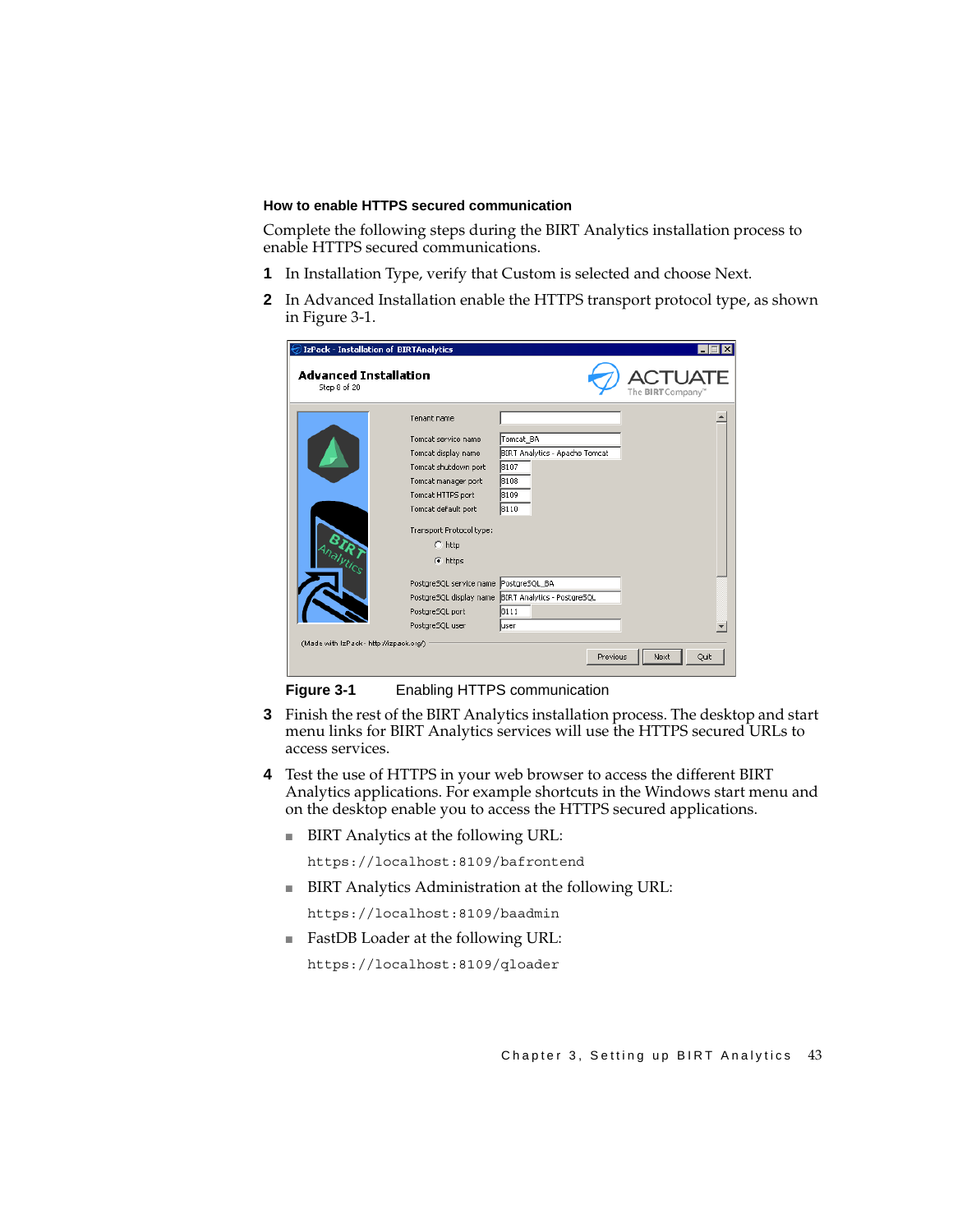### How to enable HTTPS secured communication

Complete the following steps during the BIRT Analytics installation process to enable HTTPS secured communications.

1. In Installation Type, verify that Custom is selected and choose Next.
2. In Advanced Installation enable the HTTPS transport protocol type, as shown in Figure 3-1.

**Figure 3-1** Enabling HTTPS communication

3. Finish the rest of the BIRT Analytics installation process. The desktop and start menu links for BIRT Analytics services will use the HTTPS secured URLs to access services.
4. Test the use of HTTPS in your web browser to access the different BIRT Analytics applications. For example shortcuts in the Windows start menu and on the desktop enable you to access the HTTPS secured applications.
   - BIRT Analytics at the following URL:

     ```
     https://localhost:8109/bafrontend
     ```

   - BIRT Analytics Administration at the following URL:

     ```
     https://localhost:8109/baadmin
     ```

   - FastDB Loader at the following URL:

     ```
     https://localhost:8109/qloader
     ```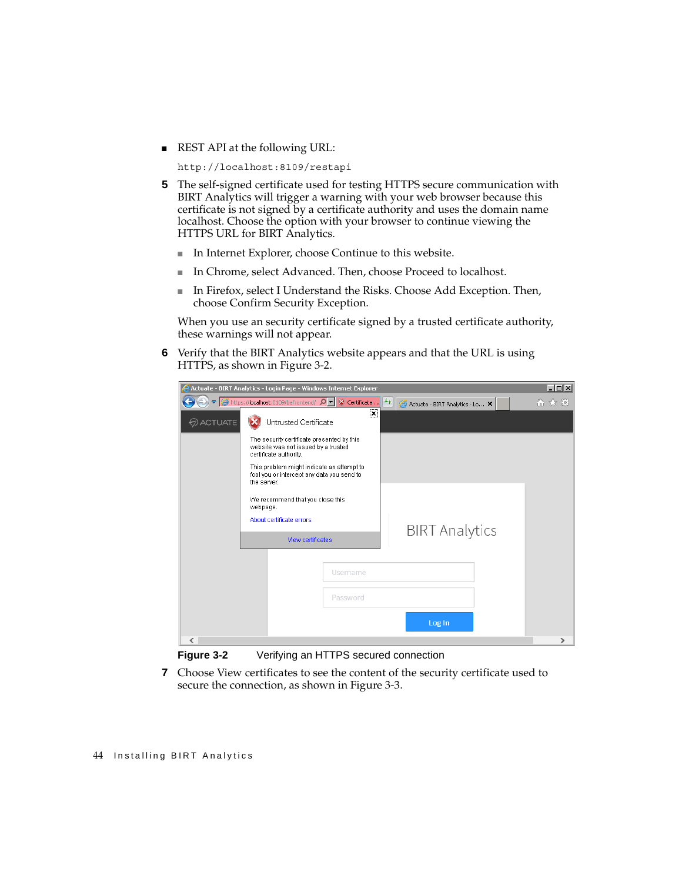- REST API at the following URL:

```
http://localhost:8109/restapi
```

5 The self-signed certificate used for testing HTTPS secure communication with BIRT Analytics will trigger a warning with your web browser because this certificate is not signed by a certificate authority and uses the domain name localhost. Choose the option with your browser to continue viewing the HTTPS URL for BIRT Analytics.

   - In Internet Explorer, choose Continue to this website.
   - In Chrome, select Advanced. Then, choose Proceed to localhost.
   - In Firefox, select I Understand the Risks. Choose Add Exception. Then, choose Confirm Security Exception.

   When you use an security certificate signed by a trusted certificate authority, these warnings will not appear.

6 Verify that the BIRT Analytics website appears and that the URL is using HTTPS, as shown in Figure 3-2.

**Figure 3-2** Verifying an HTTPS secured connection

7 Choose View certificates to see the content of the security certificate used to secure the connection, as shown in Figure 3-3.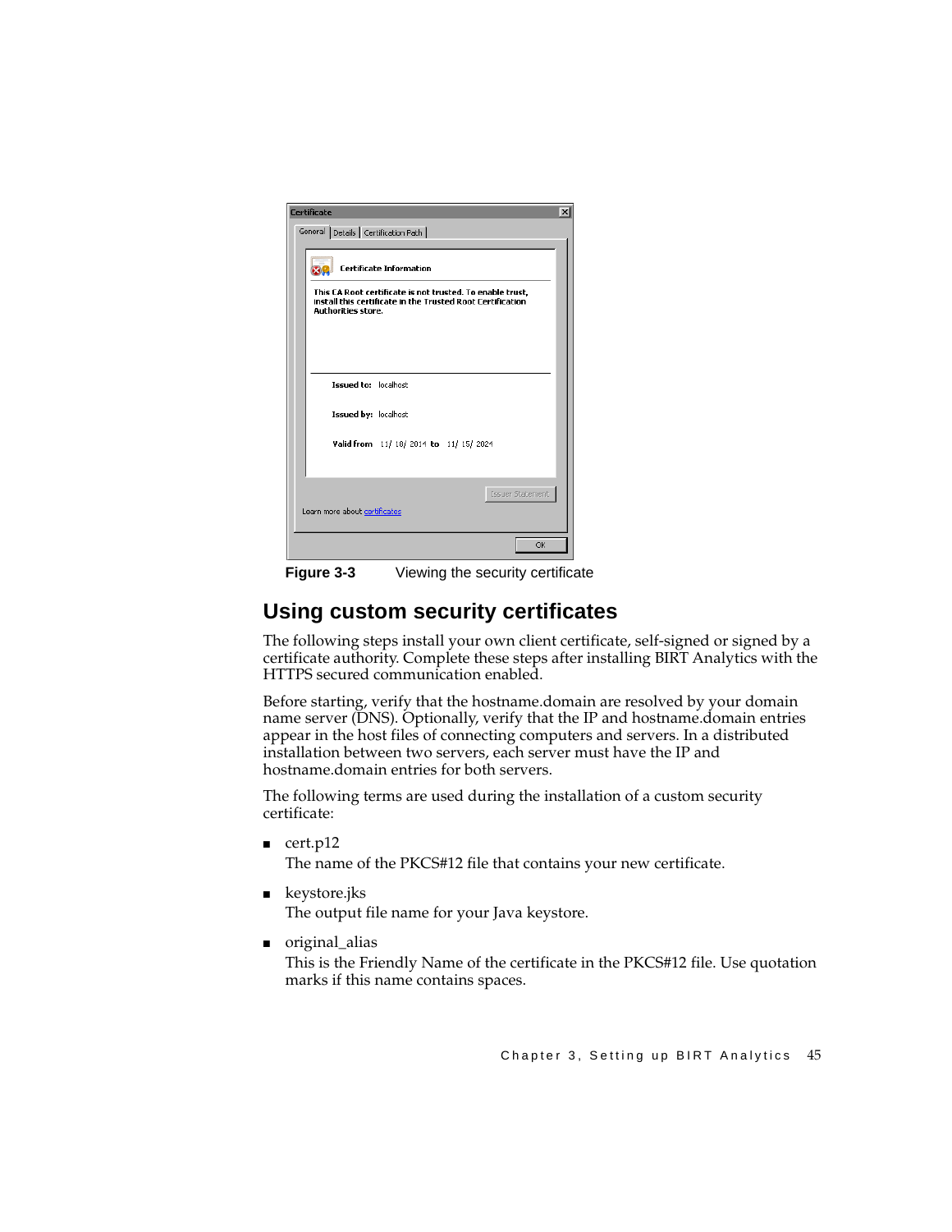Figure 3-3 Viewing the security certificate

## Using custom security certificates

The following steps install your own client certificate, self-signed or signed by a certificate authority. Complete these steps after installing BIRT Analytics with the HTTPS secured communication enabled.

Before starting, verify that the hostname.domain are resolved by your domain name server (DNS). Optionally, verify that the IP and hostname.domain entries appear in the host files of connecting computers and servers. In a distributed installation between two servers, each server must have the IP and hostname.domain entries for both servers.

The following terms are used during the installation of a custom security certificate:

- cert.p12

  The name of the PKCS#12 file that contains your new certificate.

- keystore.jks

  The output file name for your Java keystore.

- original_alias

  This is the Friendly Name of the certificate in the PKCS#12 file. Use quotation marks if this name contains spaces.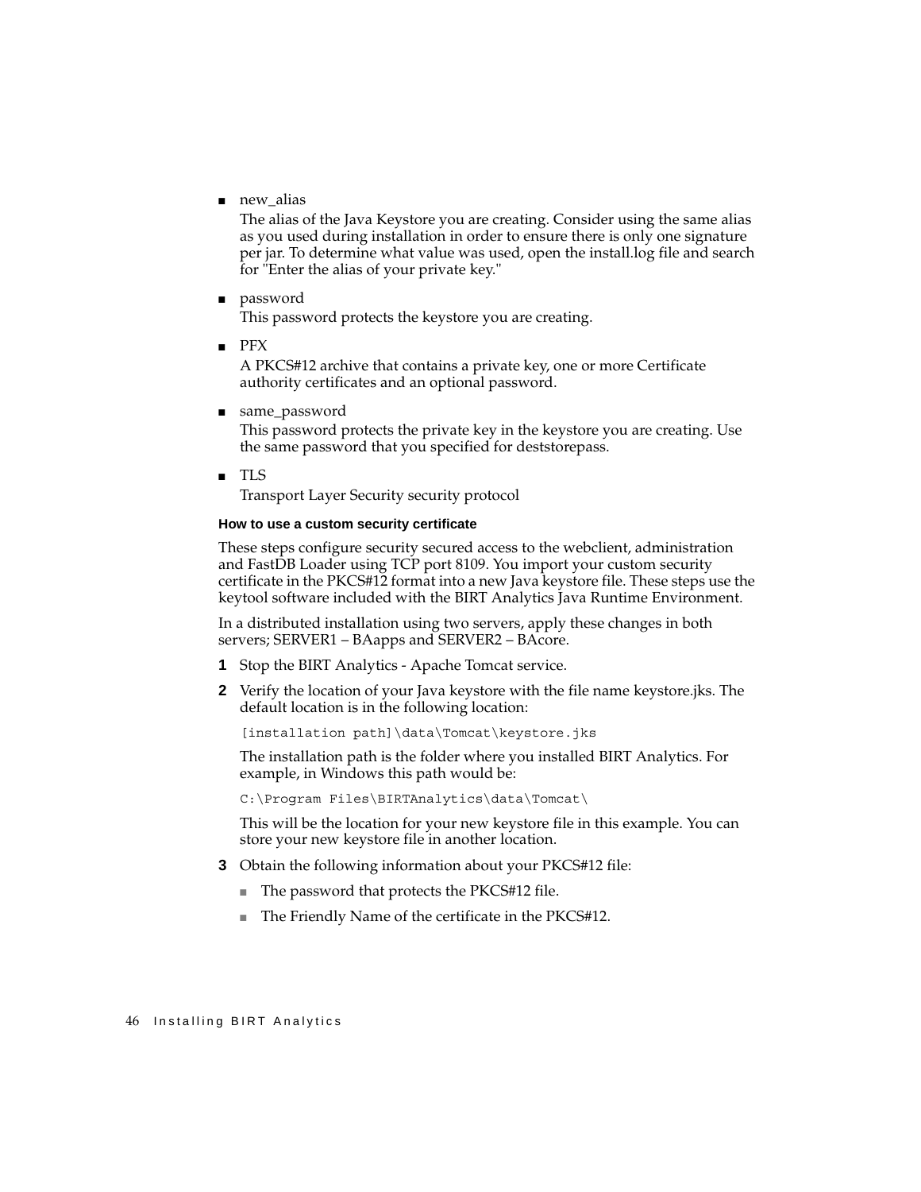- new_alias

  The alias of the Java Keystore you are creating. Consider using the same alias as you used during installation in order to ensure there is only one signature per jar. To determine what value was used, open the install.log file and search for "Enter the alias of your private key."

- password

  This password protects the keystore you are creating.

- PFX

  A PKCS#12 archive that contains a private key, one or more Certificate authority certificates and an optional password.

- same_password

  This password protects the private key in the keystore you are creating. Use the same password that you specified for deststorepass.

- TLS

  Transport Layer Security security protocol

#### How to use a custom security certificate

These steps configure security secured access to the webclient, administration and FastDB Loader using TCP port 8109. You import your custom security certificate in the PKCS#12 format into a new Java keystore file. These steps use the keytool software included with the BIRT Analytics Java Runtime Environment.

In a distributed installation using two servers, apply these changes in both servers; SERVER1 – BAapps and SERVER2 – BAcore.

1. Stop the BIRT Analytics - Apache Tomcat service.
2. Verify the location of your Java keystore with the file name keystore.jks. The default location is in the following location:

   ```
   [installation path]\data\Tomcat\keystore.jks
   ```

   The installation path is the folder where you installed BIRT Analytics. For example, in Windows this path would be:

   ```
   C:\Program Files\BIRTAnalytics\data\Tomcat\
   ```

   This will be the location for your new keystore file in this example. You can store your new keystore file in another location.

3. Obtain the following information about your PKCS#12 file:

   - The password that protects the PKCS#12 file.
   - The Friendly Name of the certificate in the PKCS#12.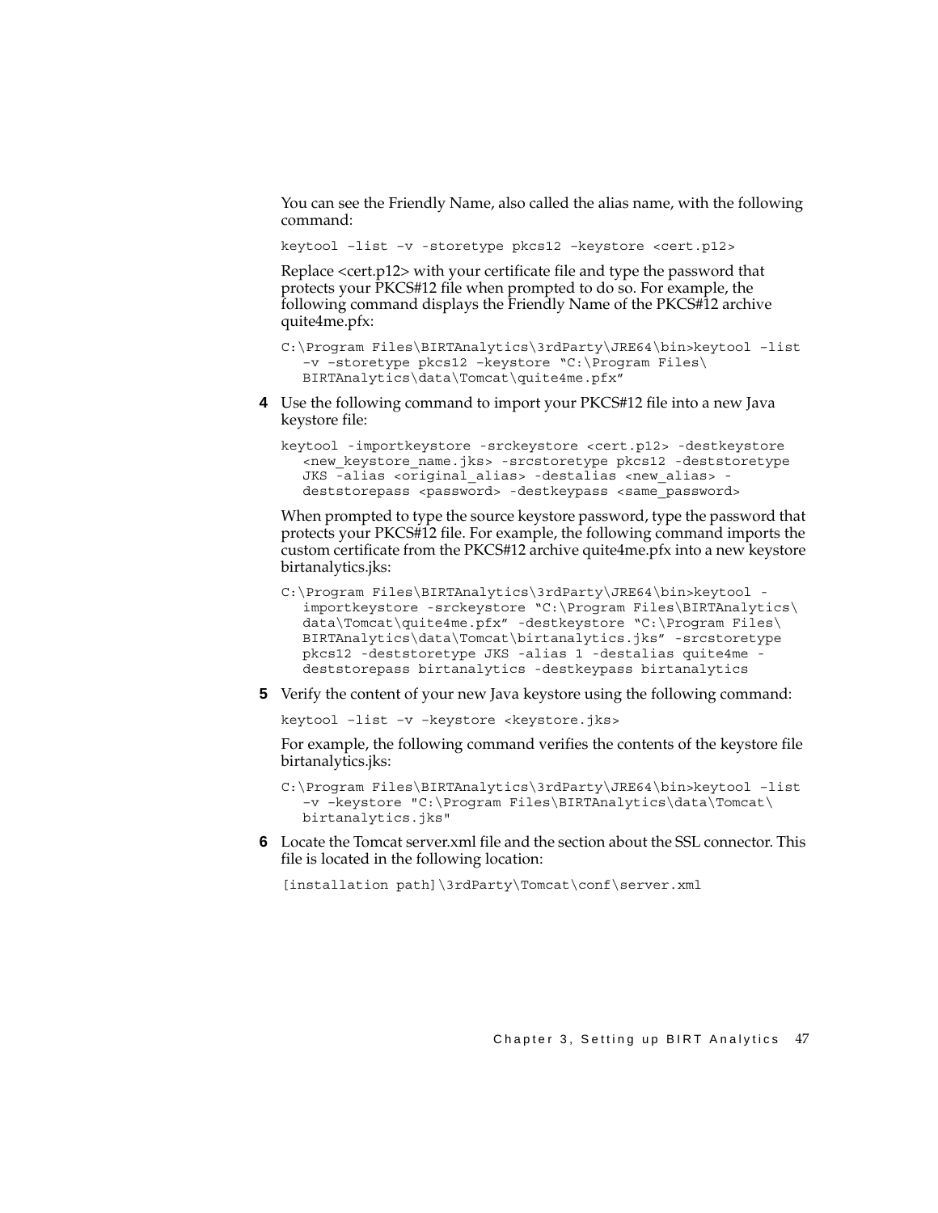You can see the Friendly Name, also called the alias name, with the following command:

```
keytool –list –v -storetype pkcs12 –keystore <cert.p12>
```

Replace <cert.p12> with your certificate file and type the password that protects your PKCS#12 file when prompted to do so. For example, the following command displays the Friendly Name of the PKCS#12 archive quite4me.pfx:

```
C:\Program Files\BIRTAnalytics\3rdParty\JRE64\bin>keytool –list
   –v –storetype pkcs12 –keystore “C:\Program Files\
   BIRTAnalytics\data\Tomcat\quite4me.pfx”
```

**4** Use the following command to import your PKCS#12 file into a new Java keystore file:

```
keytool -importkeystore -srckeystore <cert.p12> -destkeystore
   <new_keystore_name.jks> -srcstoretype pkcs12 -deststoretype
   JKS -alias <original_alias> -destalias <new_alias> -
   deststorepass <password> -destkeypass <same_password>
```

When prompted to type the source keystore password, type the password that protects your PKCS#12 file. For example, the following command imports the custom certificate from the PKCS#12 archive quite4me.pfx into a new keystore birtanalytics.jks:

```
C:\Program Files\BIRTAnalytics\3rdParty\JRE64\bin>keytool -
   importkeystore -srckeystore “C:\Program Files\BIRTAnalytics\
   data\Tomcat\quite4me.pfx” -destkeystore “C:\Program Files\
   BIRTAnalytics\data\Tomcat\birtanalytics.jks” -srcstoretype
   pkcs12 -deststoretype JKS -alias 1 -destalias quite4me -
   deststorepass birtanalytics -destkeypass birtanalytics
```

**5** Verify the content of your new Java keystore using the following command:

```
keytool –list –v –keystore <keystore.jks>
```

For example, the following command verifies the contents of the keystore file birtanalytics.jks:

```
C:\Program Files\BIRTAnalytics\3rdParty\JRE64\bin>keytool –list
   –v –keystore "C:\Program Files\BIRTAnalytics\data\Tomcat\
   birtanalytics.jks"
```

**6** Locate the Tomcat server.xml file and the section about the SSL connector. This file is located in the following location:

```
[installation path]\3rdParty\Tomcat\conf\server.xml
```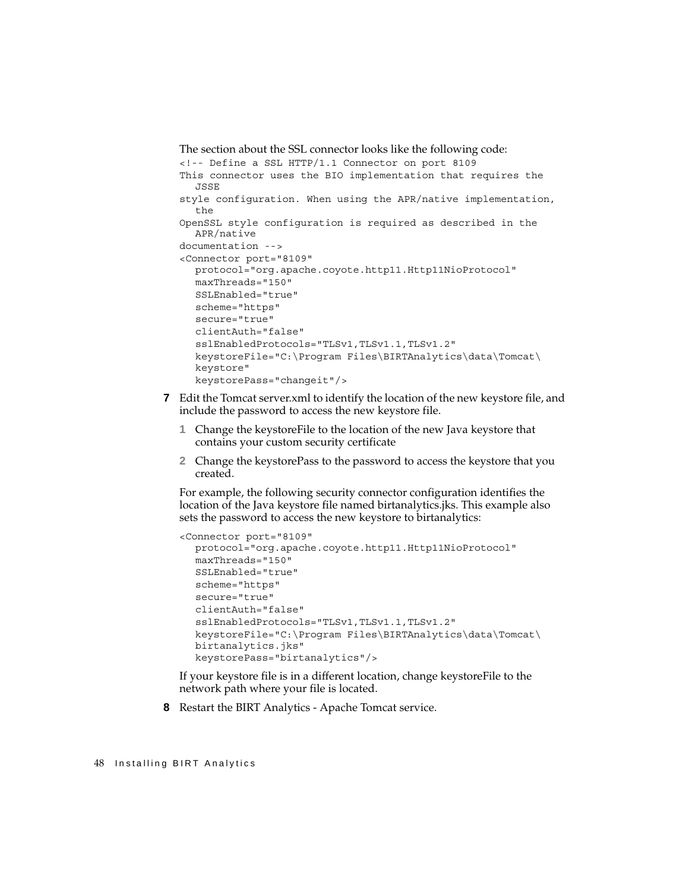The section about the SSL connector looks like the following code:

```
<!-- Define a SSL HTTP/1.1 Connector on port 8109
This connector uses the BIO implementation that requires the
   JSSE
style configuration. When using the APR/native implementation,
   the
OpenSSL style configuration is required as described in the
   APR/native
documentation -->
<Connector port="8109"
   protocol="org.apache.coyote.http11.Http11NioProtocol"
   maxThreads="150"
   SSLEnabled="true"
   scheme="https"
   secure="true"
   clientAuth="false"
   sslEnabledProtocols="TLSv1,TLSv1.1,TLSv1.2"
   keystoreFile="C:\Program Files\BIRTAnalytics\data\Tomcat\
   keystore"
   keystorePass="changeit"/>
```

7 Edit the Tomcat server.xml to identify the location of the new keystore file, and include the password to access the new keystore file.

   1 Change the keystoreFile to the location of the new Java keystore that contains your custom security certificate

   2 Change the keystorePass to the password to access the keystore that you created.

   For example, the following security connector configuration identifies the location of the Java keystore file named birtanalytics.jks. This example also sets the password to access the new keystore to birtanalytics:

```
<Connector port="8109"
   protocol="org.apache.coyote.http11.Http11NioProtocol"
   maxThreads="150"
   SSLEnabled="true"
   scheme="https"
   secure="true"
   clientAuth="false"
   sslEnabledProtocols="TLSv1,TLSv1.1,TLSv1.2"
   keystoreFile="C:\Program Files\BIRTAnalytics\data\Tomcat\
   birtanalytics.jks"
   keystorePass="birtanalytics"/>
```

   If your keystore file is in a different location, change keystoreFile to the network path where your file is located.

8 Restart the BIRT Analytics - Apache Tomcat service.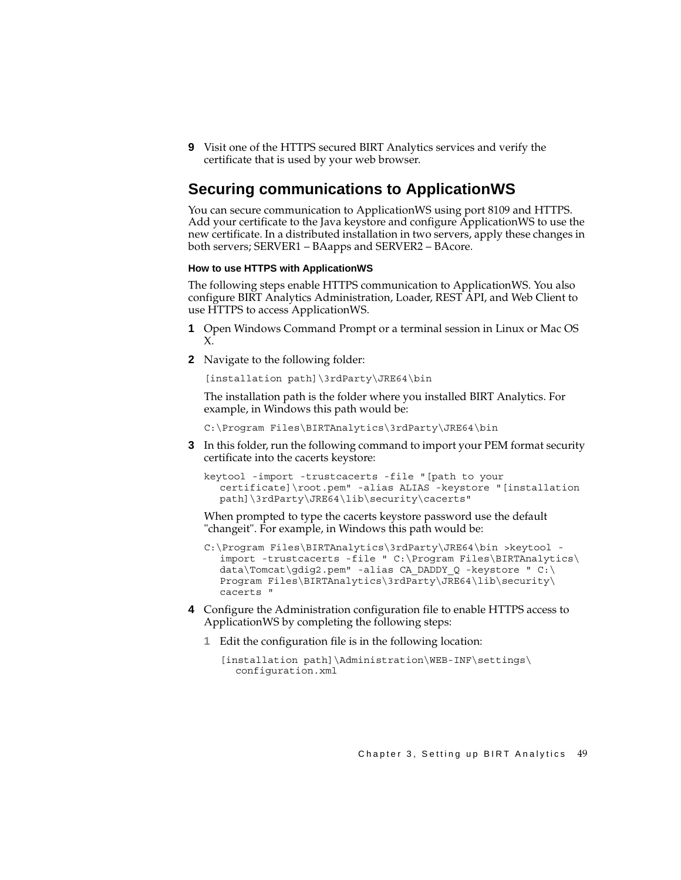9 Visit one of the HTTPS secured BIRT Analytics services and verify the certificate that is used by your web browser.

## Securing communications to ApplicationWS

You can secure communication to ApplicationWS using port 8109 and HTTPS. Add your certificate to the Java keystore and configure ApplicationWS to use the new certificate. In a distributed installation in two servers, apply these changes in both servers; SERVER1 – BAapps and SERVER2 – BAcore.

#### How to use HTTPS with ApplicationWS

The following steps enable HTTPS communication to ApplicationWS. You also configure BIRT Analytics Administration, Loader, REST API, and Web Client to use HTTPS to access ApplicationWS.

1 Open Windows Command Prompt or a terminal session in Linux or Mac OS X.

2 Navigate to the following folder:

```
[installation path]\3rdParty\JRE64\bin
```

The installation path is the folder where you installed BIRT Analytics. For example, in Windows this path would be:

```
C:\Program Files\BIRTAnalytics\3rdParty\JRE64\bin
```

3 In this folder, run the following command to import your PEM format security certificate into the cacerts keystore:

```
keytool -import -trustcacerts -file "[path to your
   certificate]\root.pem" -alias ALIAS -keystore "[installation
   path]\3rdParty\JRE64\lib\security\cacerts"
```

When prompted to type the cacerts keystore password use the default "changeit". For example, in Windows this path would be:

```
C:\Program Files\BIRTAnalytics\3rdParty\JRE64\bin >keytool -
   import -trustcacerts -file " C:\Program Files\BIRTAnalytics\
   data\Tomcat\gdig2.pem" -alias CA_DADDY_Q -keystore " C:\
   Program Files\BIRTAnalytics\3rdParty\JRE64\lib\security\
   cacerts "
```

4 Configure the Administration configuration file to enable HTTPS access to ApplicationWS by completing the following steps:

   1 Edit the configuration file is in the following location:

   ```
   [installation path]\Administration\WEB-INF\settings\
     configuration.xml
   ```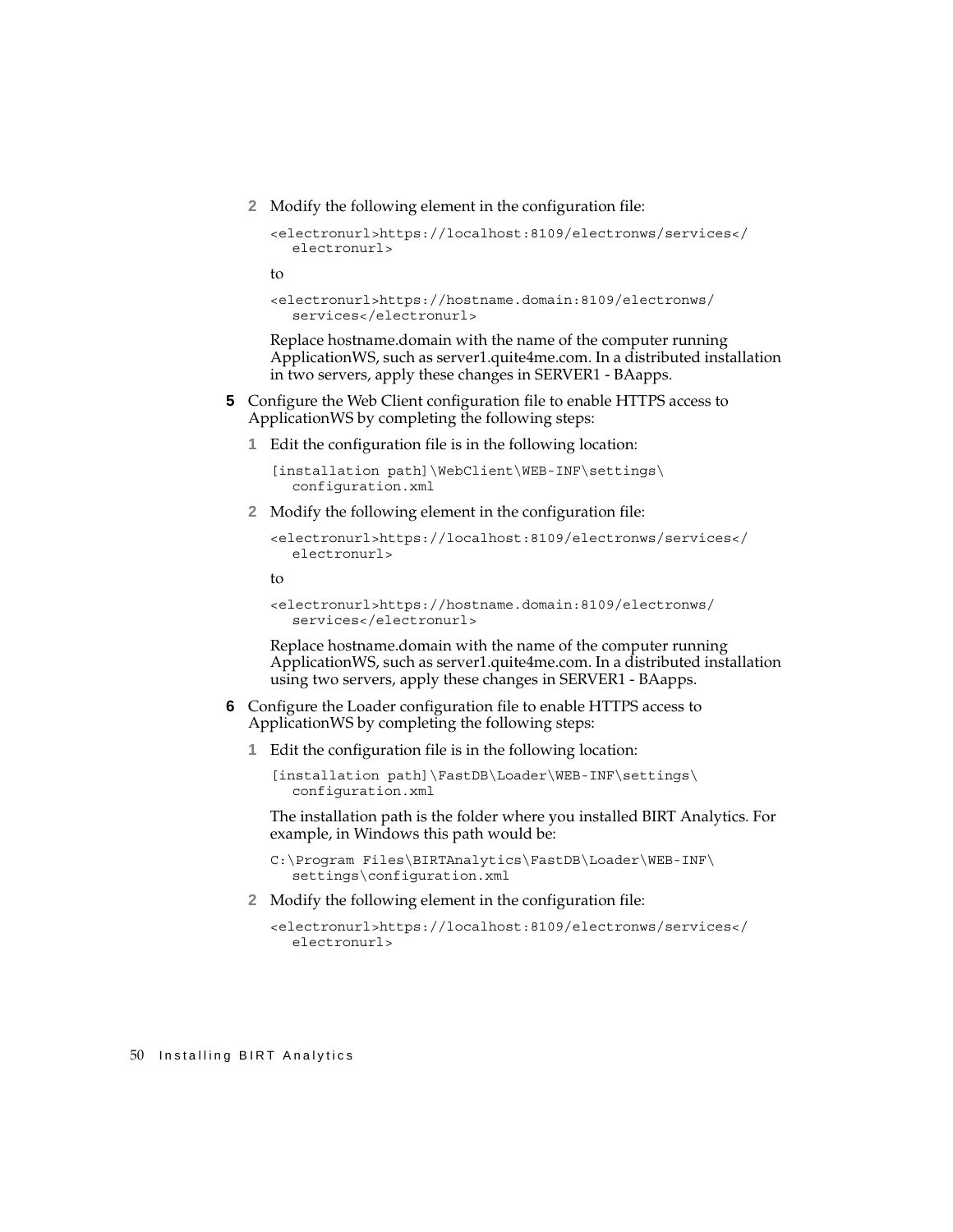2 Modify the following element in the configuration file:

```
<electronurl>https://localhost:8109/electronws/services</
   electronurl>
```

to

```
<electronurl>https://hostname.domain:8109/electronws/
   services</electronurl>
```

Replace hostname.domain with the name of the computer running ApplicationWS, such as server1.quite4me.com. In a distributed installation in two servers, apply these changes in SERVER1 - BAapps.

**5** Configure the Web Client configuration file to enable HTTPS access to ApplicationWS by completing the following steps:

1 Edit the configuration file is in the following location:

```
[installation path]\WebClient\WEB-INF\settings\
   configuration.xml
```

2 Modify the following element in the configuration file:

```
<electronurl>https://localhost:8109/electronws/services</
   electronurl>
```

to

```
<electronurl>https://hostname.domain:8109/electronws/
   services</electronurl>
```

Replace hostname.domain with the name of the computer running ApplicationWS, such as server1.quite4me.com. In a distributed installation using two servers, apply these changes in SERVER1 - BAapps.

**6** Configure the Loader configuration file to enable HTTPS access to ApplicationWS by completing the following steps:

1 Edit the configuration file is in the following location:

```
[installation path]\FastDB\Loader\WEB-INF\settings\
   configuration.xml
```

The installation path is the folder where you installed BIRT Analytics. For example, in Windows this path would be:

```
C:\Program Files\BIRTAnalytics\FastDB\Loader\WEB-INF\
   settings\configuration.xml
```

2 Modify the following element in the configuration file:

```
<electronurl>https://localhost:8109/electronws/services</
   electronurl>
```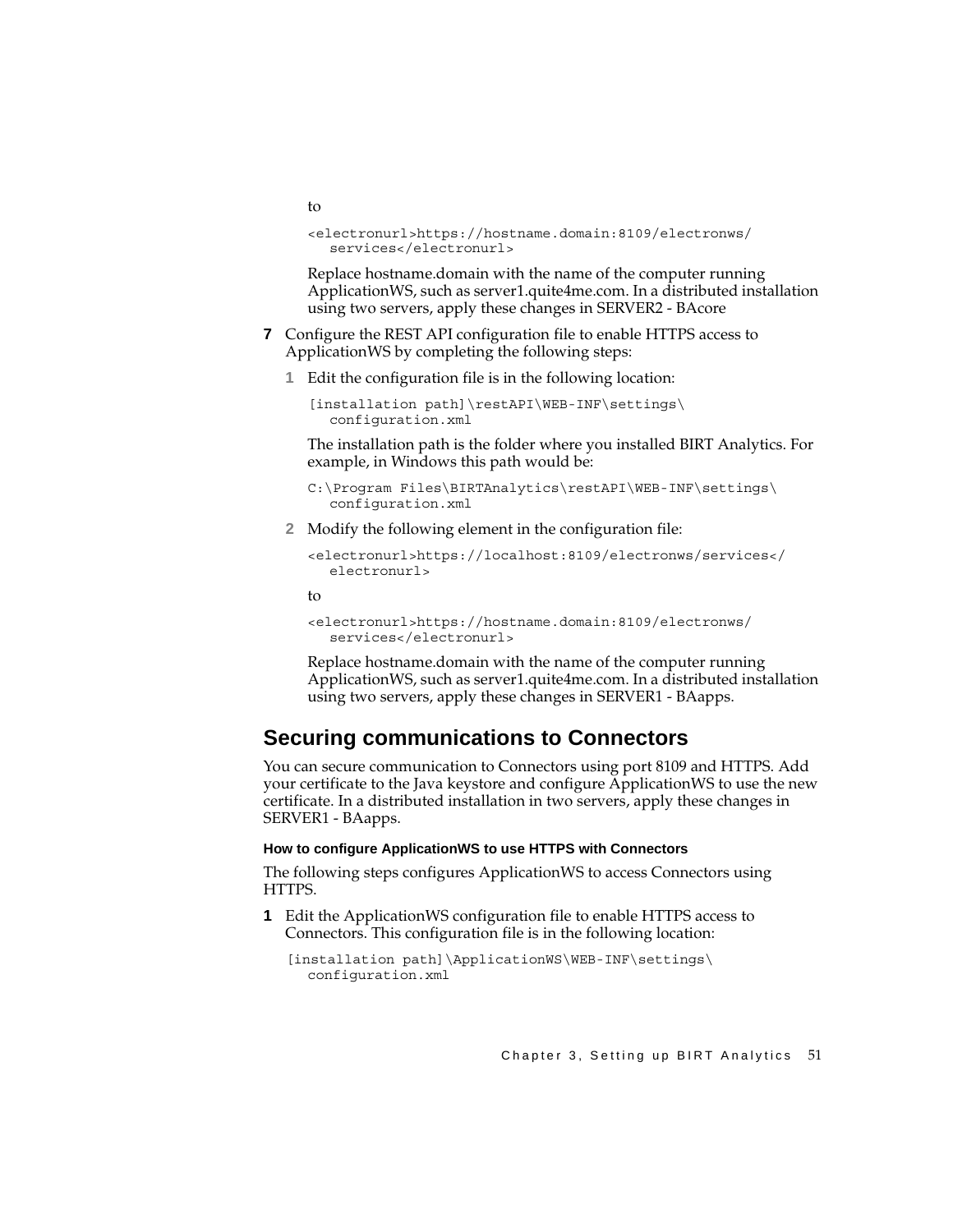to

```
<electronurl>https://hostname.domain:8109/electronws/
   services</electronurl>
```

Replace hostname.domain with the name of the computer running ApplicationWS, such as server1.quite4me.com. In a distributed installation using two servers, apply these changes in SERVER2 - BAcore

**7** Configure the REST API configuration file to enable HTTPS access to ApplicationWS by completing the following steps:

   **1** Edit the configuration file is in the following location:

   ```
   [installation path]\restAPI\WEB-INF\settings\
      configuration.xml
   ```

   The installation path is the folder where you installed BIRT Analytics. For example, in Windows this path would be:

   ```
   C:\Program Files\BIRTAnalytics\restAPI\WEB-INF\settings\
      configuration.xml
   ```

   **2** Modify the following element in the configuration file:

   ```
   <electronurl>https://localhost:8109/electronws/services</
      electronurl>
   ```

   to

   ```
   <electronurl>https://hostname.domain:8109/electronws/
      services</electronurl>
   ```

   Replace hostname.domain with the name of the computer running ApplicationWS, such as server1.quite4me.com. In a distributed installation using two servers, apply these changes in SERVER1 - BAapps.

## Securing communications to Connectors

You can secure communication to Connectors using port 8109 and HTTPS. Add your certificate to the Java keystore and configure ApplicationWS to use the new certificate. In a distributed installation in two servers, apply these changes in SERVER1 - BAapps.

#### How to configure ApplicationWS to use HTTPS with Connectors

The following steps configures ApplicationWS to access Connectors using HTTPS.

**1** Edit the ApplicationWS configuration file to enable HTTPS access to Connectors. This configuration file is in the following location:

```
[installation path]\ApplicationWS\WEB-INF\settings\
   configuration.xml
```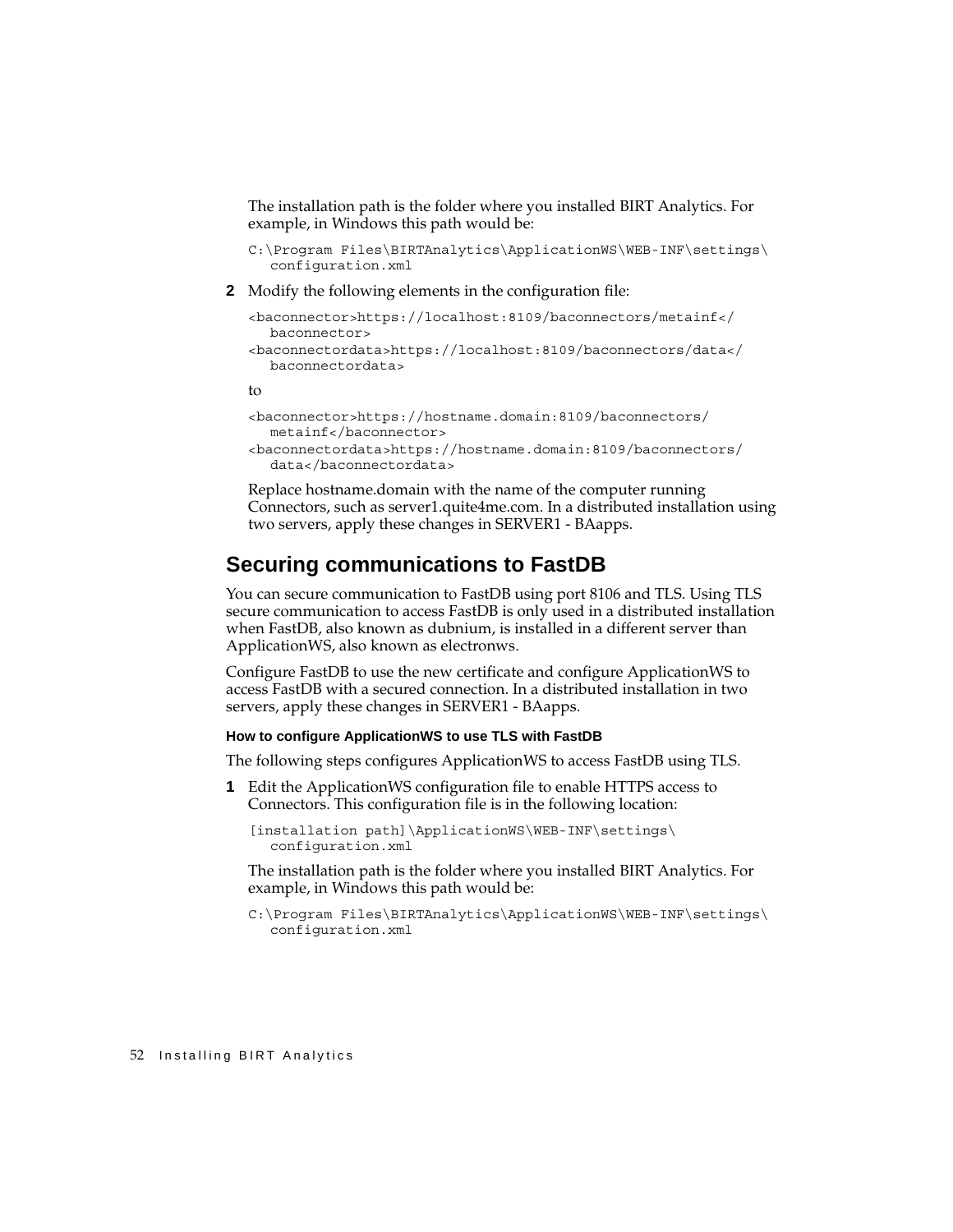The installation path is the folder where you installed BIRT Analytics. For example, in Windows this path would be:

```
C:\Program Files\BIRTAnalytics\ApplicationWS\WEB-INF\settings\
   configuration.xml
```

**2** Modify the following elements in the configuration file:

```
<baconnector>https://localhost:8109/baconnectors/metainf</
   baconnector>
<baconnectordata>https://localhost:8109/baconnectors/data</
   baconnectordata>
```

to

```
<baconnector>https://hostname.domain:8109/baconnectors/
   metainf</baconnector>
<baconnectordata>https://hostname.domain:8109/baconnectors/
   data</baconnectordata>
```

Replace hostname.domain with the name of the computer running Connectors, such as server1.quite4me.com. In a distributed installation using two servers, apply these changes in SERVER1 - BAapps.

## Securing communications to FastDB

You can secure communication to FastDB using port 8106 and TLS. Using TLS secure communication to access FastDB is only used in a distributed installation when FastDB, also known as dubnium, is installed in a different server than ApplicationWS, also known as electronws.

Configure FastDB to use the new certificate and configure ApplicationWS to access FastDB with a secured connection. In a distributed installation in two servers, apply these changes in SERVER1 - BAapps.

#### How to configure ApplicationWS to use TLS with FastDB

The following steps configures ApplicationWS to access FastDB using TLS.

**1** Edit the ApplicationWS configuration file to enable HTTPS access to Connectors. This configuration file is in the following location:

```
[installation path]\ApplicationWS\WEB-INF\settings\
   configuration.xml
```

The installation path is the folder where you installed BIRT Analytics. For example, in Windows this path would be:

```
C:\Program Files\BIRTAnalytics\ApplicationWS\WEB-INF\settings\
   configuration.xml
```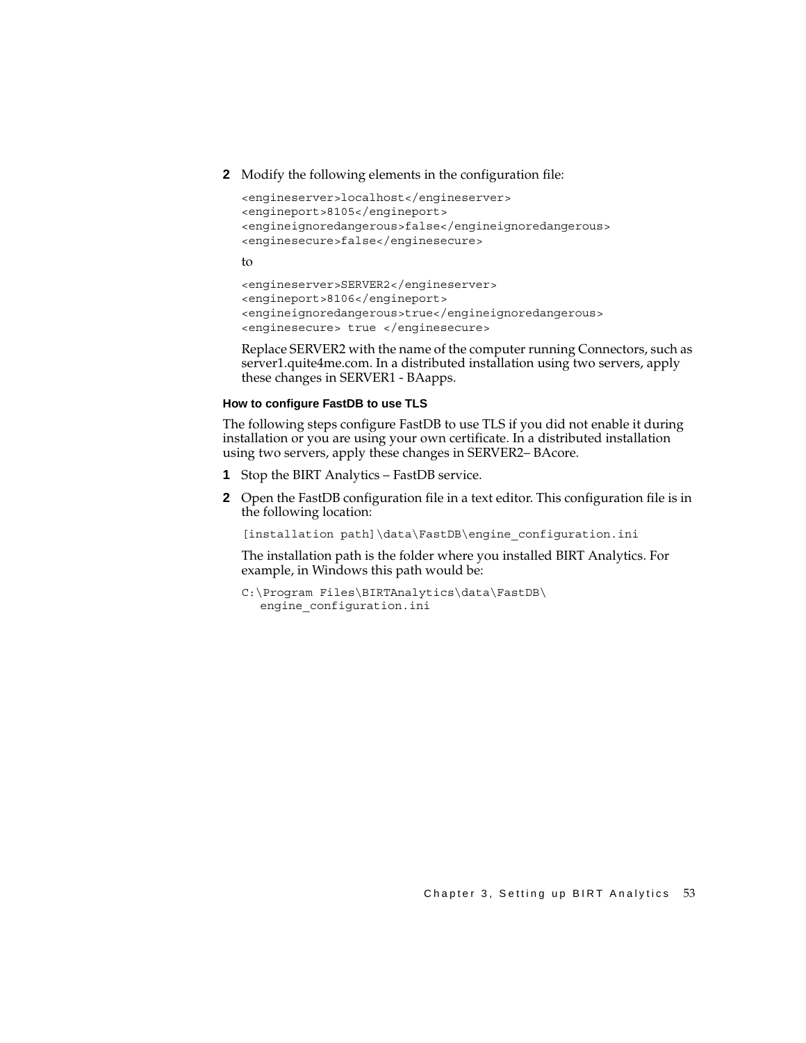2. Modify the following elements in the configuration file:

```
<engineserver>localhost</engineserver>
<engineport>8105</engineport>
<engineignoredangerous>false</engineignoredangerous>
<enginesecure>false</enginesecure>
```

to

```
<engineserver>SERVER2</engineserver>
<engineport>8106</engineport>
<engineignoredangerous>true</engineignoredangerous>
<enginesecure> true </enginesecure>
```

Replace SERVER2 with the name of the computer running Connectors, such as server1.quite4me.com. In a distributed installation using two servers, apply these changes in SERVER1 - BAapps.

#### How to configure FastDB to use TLS

The following steps configure FastDB to use TLS if you did not enable it during installation or you are using your own certificate. In a distributed installation using two servers, apply these changes in SERVER2– BAcore.

1. Stop the BIRT Analytics – FastDB service.
2. Open the FastDB configuration file in a text editor. This configuration file is in the following location:

```
[installation path]\data\FastDB\engine_configuration.ini
```

The installation path is the folder where you installed BIRT Analytics. For example, in Windows this path would be:

```
C:\Program Files\BIRTAnalytics\data\FastDB\
   engine_configuration.ini
```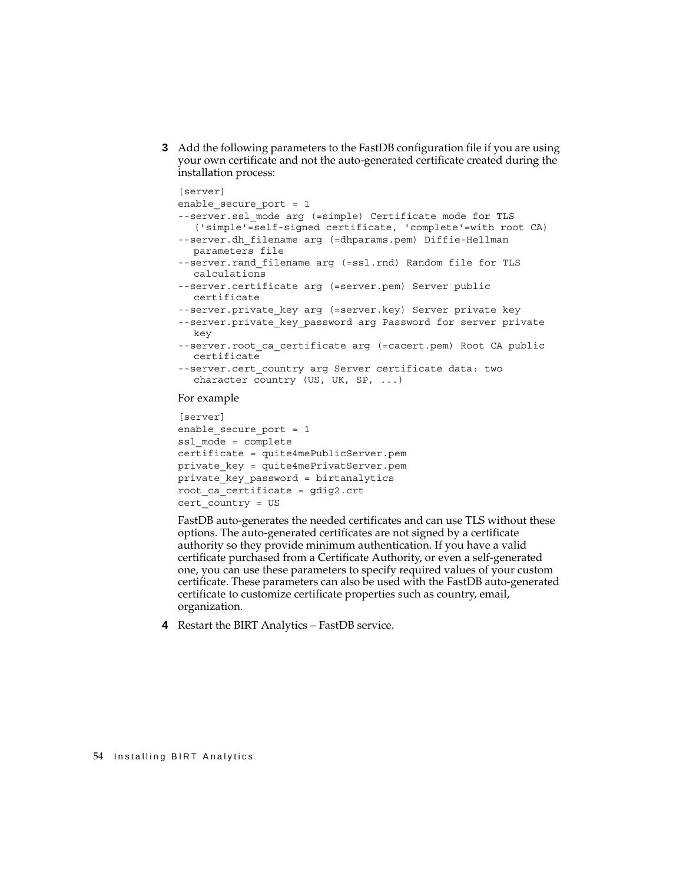3. Add the following parameters to the FastDB configuration file if you are using your own certificate and not the auto-generated certificate created during the installation process:

```
[server]
enable_secure_port = 1
--server.ssl_mode arg (=simple) Certificate mode for TLS
   ('simple'=self-signed certificate, 'complete'=with root CA)
--server.dh_filename arg (=dhparams.pem) Diffie-Hellman
   parameters file
--server.rand_filename arg (=ssl.rnd) Random file for TLS
   calculations
--server.certificate arg (=server.pem) Server public
   certificate
--server.private_key arg (=server.key) Server private key
--server.private_key_password arg Password for server private
   key
--server.root_ca_certificate arg (=cacert.pem) Root CA public
   certificate
--server.cert_country arg Server certificate data: two
   character country (US, UK, SP, ...)
```

   For example

```
[server]
enable_secure_port = 1
ssl_mode = complete
certificate = quite4mePublicServer.pem
private_key = quite4mePrivatServer.pem
private_key_password = birtanalytics
root_ca_certificate = gdig2.crt
cert_country = US
```

   FastDB auto-generates the needed certificates and can use TLS without these options. The auto-generated certificates are not signed by a certificate authority so they provide minimum authentication. If you have a valid certificate purchased from a Certificate Authority, or even a self-generated one, you can use these parameters to specify required values of your custom certificate. These parameters can also be used with the FastDB auto-generated certificate to customize certificate properties such as country, email, organization.

4. Restart the BIRT Analytics – FastDB service.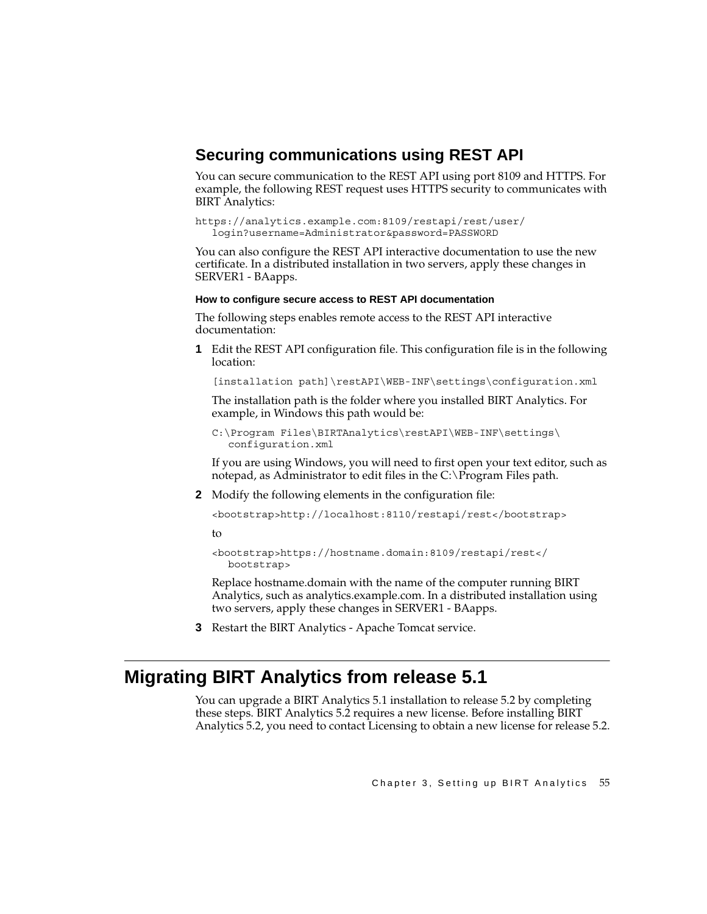## Securing communications using REST API

You can secure communication to the REST API using port 8109 and HTTPS. For example, the following REST request uses HTTPS security to communicates with BIRT Analytics:

```
https://analytics.example.com:8109/restapi/rest/user/
   login?username=Administrator&password=PASSWORD
```

You can also configure the REST API interactive documentation to use the new certificate. In a distributed installation in two servers, apply these changes in SERVER1 - BAapps.

#### How to configure secure access to REST API documentation

The following steps enables remote access to the REST API interactive documentation:

1. Edit the REST API configuration file. This configuration file is in the following location:

   ```
   [installation path]\restAPI\WEB-INF\settings\configuration.xml
   ```

   The installation path is the folder where you installed BIRT Analytics. For example, in Windows this path would be:

   ```
   C:\Program Files\BIRTAnalytics\restAPI\WEB-INF\settings\
      configuration.xml
   ```

   If you are using Windows, you will need to first open your text editor, such as notepad, as Administrator to edit files in the C:\Program Files path.

2. Modify the following elements in the configuration file:

   ```
   <bootstrap>http://localhost:8110/restapi/rest</bootstrap>
   ```

   to

   ```
   <bootstrap>https://hostname.domain:8109/restapi/rest</
      bootstrap>
   ```

   Replace hostname.domain with the name of the computer running BIRT Analytics, such as analytics.example.com. In a distributed installation using two servers, apply these changes in SERVER1 - BAapps.

3. Restart the BIRT Analytics - Apache Tomcat service.

# Migrating BIRT Analytics from release 5.1

You can upgrade a BIRT Analytics 5.1 installation to release 5.2 by completing these steps. BIRT Analytics 5.2 requires a new license. Before installing BIRT Analytics 5.2, you need to contact Licensing to obtain a new license for release 5.2.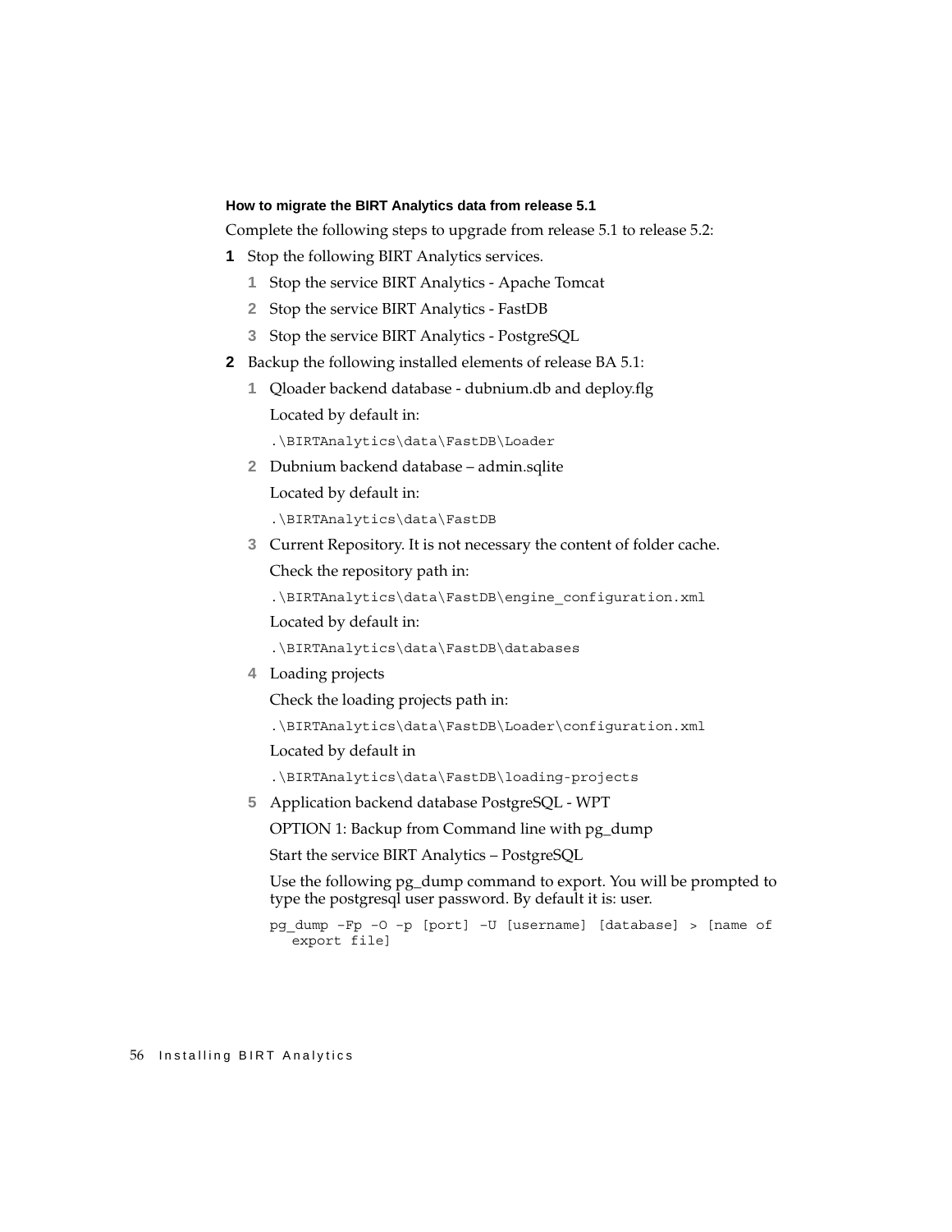#### How to migrate the BIRT Analytics data from release 5.1

Complete the following steps to upgrade from release 5.1 to release 5.2:

1. Stop the following BIRT Analytics services.
    1. Stop the service BIRT Analytics - Apache Tomcat
    2. Stop the service BIRT Analytics - FastDB
    3. Stop the service BIRT Analytics - PostgreSQL
2. Backup the following installed elements of release BA 5.1:
    1. Qloader backend database - dubnium.db and deploy.flg

       Located by default in:

       ```
       .\BIRTAnalytics\data\FastDB\Loader
       ```

    2. Dubnium backend database – admin.sqlite

       Located by default in:

       ```
       .\BIRTAnalytics\data\FastDB
       ```

    3. Current Repository. It is not necessary the content of folder cache.

       Check the repository path in:

       ```
       .\BIRTAnalytics\data\FastDB\engine_configuration.xml
       ```

       Located by default in:

       ```
       .\BIRTAnalytics\data\FastDB\databases
       ```

    4. Loading projects

       Check the loading projects path in:

       ```
       .\BIRTAnalytics\data\FastDB\Loader\configuration.xml
       ```

       Located by default in

       ```
       .\BIRTAnalytics\data\FastDB\loading-projects
       ```

    5. Application backend database PostgreSQL - WPT

       OPTION 1: Backup from Command line with pg_dump

       Start the service BIRT Analytics – PostgreSQL

       Use the following pg_dump command to export. You will be prompted to type the postgresql user password. By default it is: user.

       ```
       pg_dump -Fp -O -p [port] -U [username] [database] > [name of
          export file]
       ```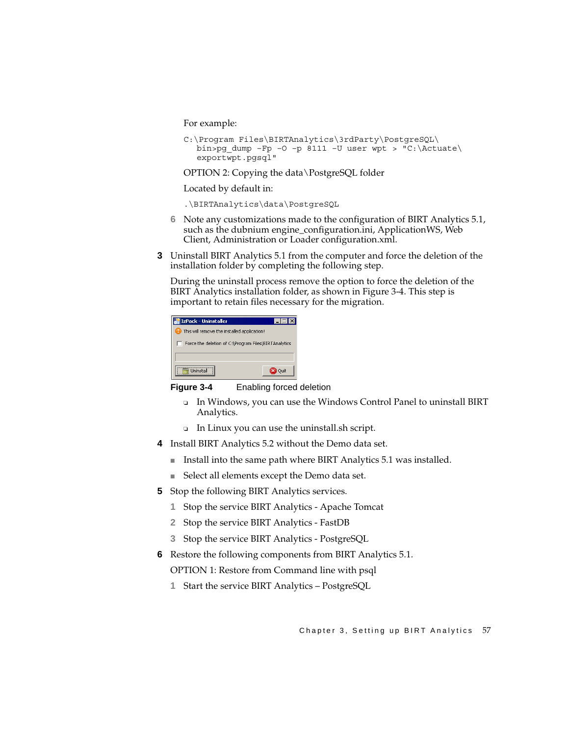For example:

```
C:\Program Files\BIRTAnalytics\3rdParty\PostgreSQL\
   bin>pg_dump -Fp -O -p 8111 -U user wpt > "C:\Actuate\
   exportwpt.pgsql"
```

OPTION 2: Copying the data\PostgreSQL folder

Located by default in:

```
.\BIRTAnalytics\data\PostgreSQL
```

6 Note any customizations made to the configuration of BIRT Analytics 5.1, such as the dubnium engine_configuration.ini, ApplicationWS, Web Client, Administration or Loader configuration.xml.

**3** Uninstall BIRT Analytics 5.1 from the computer and force the deletion of the installation folder by completing the following step.

During the uninstall process remove the option to force the deletion of the BIRT Analytics installation folder, as shown in Figure 3-4. This step is important to retain files necessary for the migration.

**Figure 3-4** Enabling forced deletion

- In Windows, you can use the Windows Control Panel to uninstall BIRT Analytics.
- In Linux you can use the uninstall.sh script.

**4** Install BIRT Analytics 5.2 without the Demo data set.

- Install into the same path where BIRT Analytics 5.1 was installed.
- Select all elements except the Demo data set.

**5** Stop the following BIRT Analytics services.

1 Stop the service BIRT Analytics - Apache Tomcat

2 Stop the service BIRT Analytics - FastDB

3 Stop the service BIRT Analytics - PostgreSQL

**6** Restore the following components from BIRT Analytics 5.1.

OPTION 1: Restore from Command line with psql

1 Start the service BIRT Analytics – PostgreSQL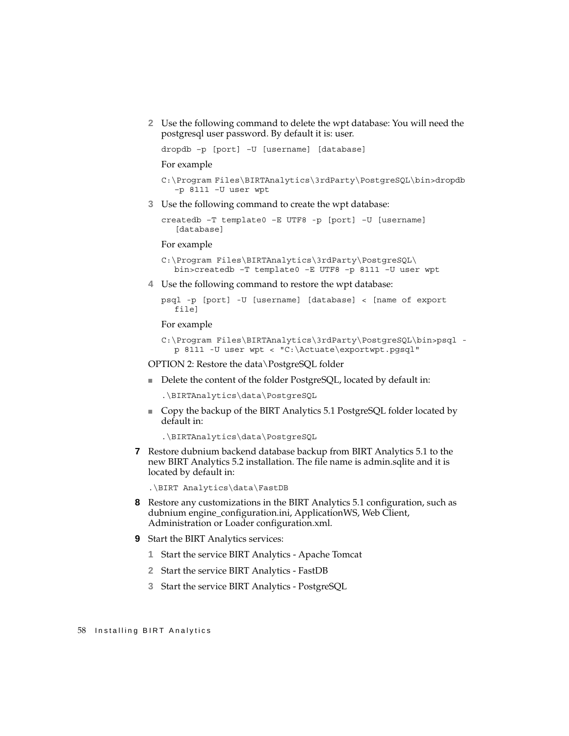2. Use the following command to delete the wpt database: You will need the postgresql user password. By default it is: user.

   ```
   dropdb –p [port] –U [username] [database]
   ```

   For example

   ```
   C:\Program Files\BIRTAnalytics\3rdParty\PostgreSQL\bin>dropdb
      –p 8111 –U user wpt
   ```

3. Use the following command to create the wpt database:

   ```
   createdb –T template0 –E UTF8 -p [port] –U [username]
      [database]
   ```

   For example

   ```
   C:\Program Files\BIRTAnalytics\3rdParty\PostgreSQL\
      bin>createdb –T template0 –E UTF8 –p 8111 –U user wpt
   ```

4. Use the following command to restore the wpt database:

   ```
   psql -p [port] -U [username] [database] < [name of export
      file]
   ```

   For example

   ```
   C:\Program Files\BIRTAnalytics\3rdParty\PostgreSQL\bin>psql -
      p 8111 -U user wpt < "C:\Actuate\exportwpt.pgsql"
   ```

OPTION 2: Restore the data\PostgreSQL folder

- Delete the content of the folder PostgreSQL, located by default in:

  ```
  .\BIRTAnalytics\data\PostgreSQL
  ```

- Copy the backup of the BIRT Analytics 5.1 PostgreSQL folder located by default in:

  ```
  .\BIRTAnalytics\data\PostgreSQL
  ```

7. Restore dubnium backend database backup from BIRT Analytics 5.1 to the new BIRT Analytics 5.2 installation. The file name is admin.sqlite and it is located by default in:

   ```
   .\BIRT Analytics\data\FastDB
   ```

8. Restore any customizations in the BIRT Analytics 5.1 configuration, such as dubnium engine_configuration.ini, ApplicationWS, Web Client, Administration or Loader configuration.xml.

9. Start the BIRT Analytics services:

   1. Start the service BIRT Analytics - Apache Tomcat
   2. Start the service BIRT Analytics - FastDB
   3. Start the service BIRT Analytics - PostgreSQL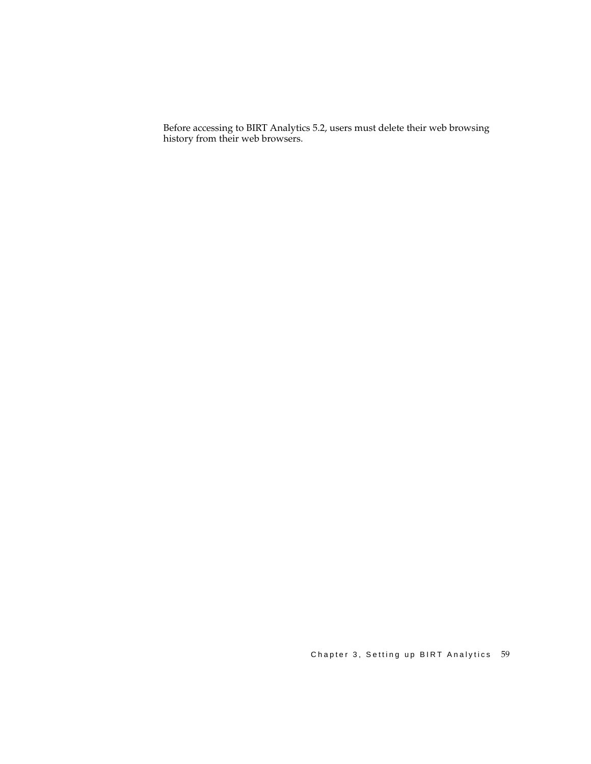Before accessing to BIRT Analytics 5.2, users must delete their web browsing history from their web browsers.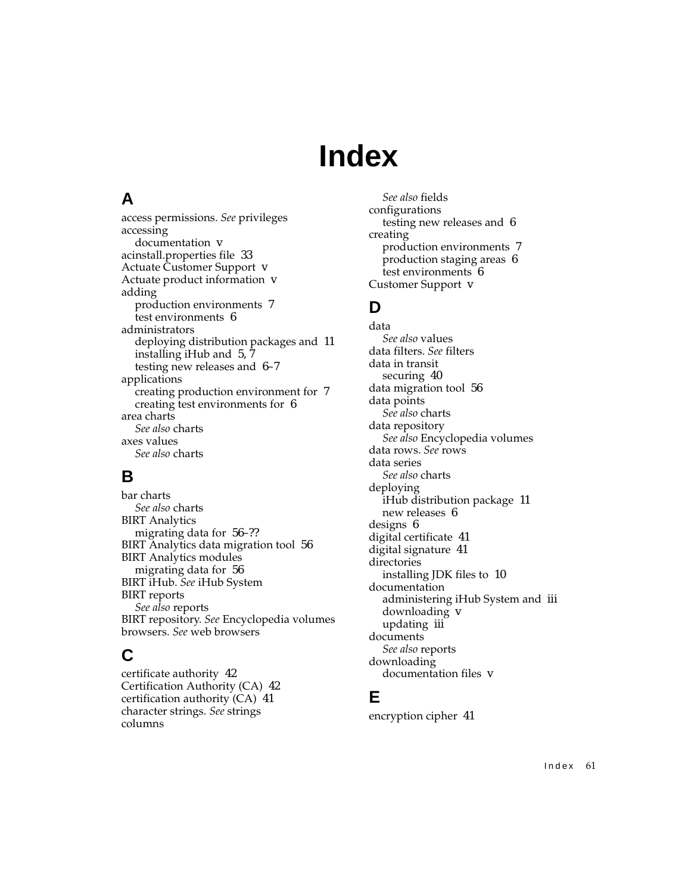# Index

## A

access permissions. *See* privileges
accessing
  documentation v
acinstall.properties file 33
Actuate Customer Support v
Actuate product information v
adding
  production environments 7
  test environments 6
administrators
  deploying distribution packages and 11
  installing iHub and 5, 7
  testing new releases and 6–7
applications
  creating production environment for 7
  creating test environments for 6
area charts
  *See also* charts
axes values
  *See also* charts

## B

bar charts
  *See also* charts
BIRT Analytics
  migrating data for 56–??
BIRT Analytics data migration tool 56
BIRT Analytics modules
  migrating data for 56
BIRT iHub. *See* iHub System
BIRT reports
  *See also* reports
BIRT repository. *See* Encyclopedia volumes
browsers. *See* web browsers

## C

certificate authority 42
Certification Authority (CA) 42
certification authority (CA) 41
character strings. *See* strings
columns
  *See also* fields
configurations
  testing new releases and 6
creating
  production environments 7
  production staging areas 6
  test environments 6
Customer Support v

## D

data
  *See also* values
data filters. *See* filters
data in transit
  securing 40
data migration tool 56
data points
  *See also* charts
data repository
  *See also* Encyclopedia volumes
data rows. *See* rows
data series
  *See also* charts
deploying
  iHub distribution package 11
  new releases 6
designs 6
digital certificate 41
digital signature 41
directories
  installing JDK files to 10
documentation
  administering iHub System and iii
  downloading v
  updating iii
documents
  *See also* reports
downloading
  documentation files v

## E

encryption cipher 41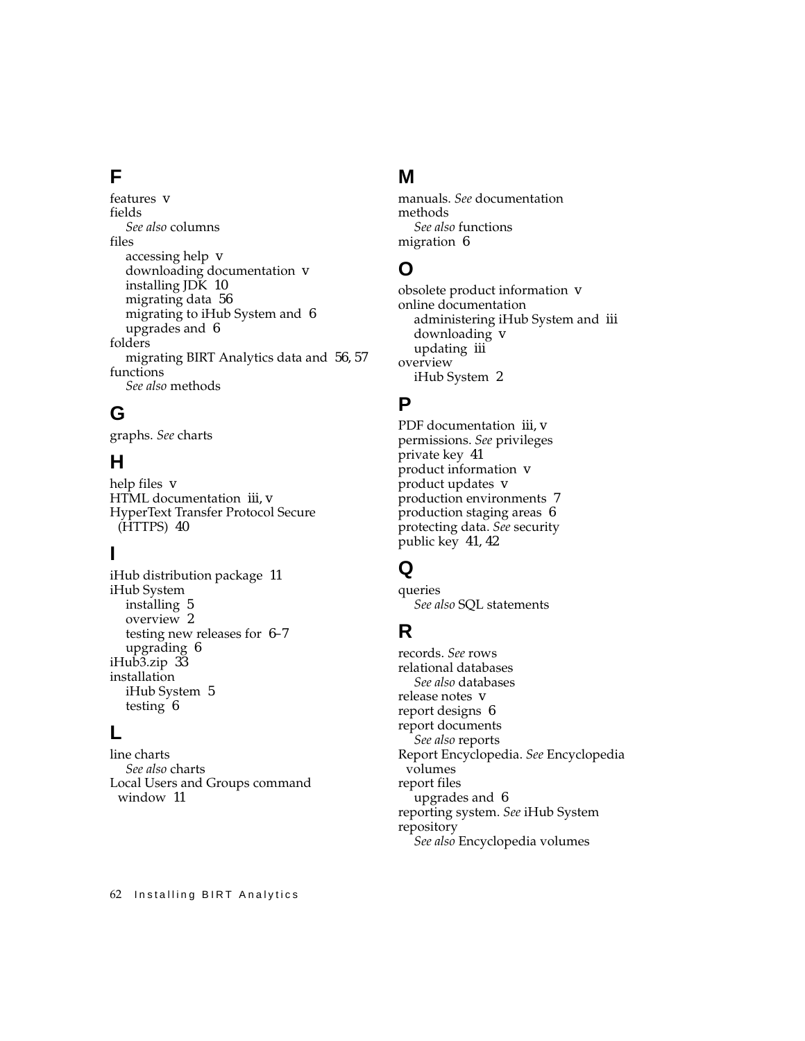## F

features v  
fields  
  *See also* columns  
files  
  accessing help v  
  downloading documentation v  
  installing JDK 10  
  migrating data 56  
  migrating to iHub System and 6  
  upgrades and 6  
folders  
  migrating BIRT Analytics data and 56, 57  
functions  
  *See also* methods

## G

graphs. *See* charts

## H

help files v  
HTML documentation iii, v  
HyperText Transfer Protocol Secure (HTTPS) 40

## I

iHub distribution package 11  
iHub System  
  installing 5  
  overview 2  
  testing new releases for 6–7  
  upgrading 6  
iHub3.zip 33  
installation  
  iHub System 5  
  testing 6

## L

line charts  
  *See also* charts  
Local Users and Groups command window 11

## M

manuals. *See* documentation  
methods  
  *See also* functions  
migration 6

## O

obsolete product information v  
online documentation  
  administering iHub System and iii  
  downloading v  
  updating iii  
overview  
  iHub System 2

## P

PDF documentation iii, v  
permissions. *See* privileges  
private key 41  
product information v  
product updates v  
production environments 7  
production staging areas 6  
protecting data. *See* security  
public key 41, 42

## Q

queries  
  *See also* SQL statements

## R

records. *See* rows  
relational databases  
  *See also* databases  
release notes v  
report designs 6  
report documents  
  *See also* reports  
Report Encyclopedia. *See* Encyclopedia volumes  
report files  
  upgrades and 6  
reporting system. *See* iHub System  
repository  
  *See also* Encyclopedia volumes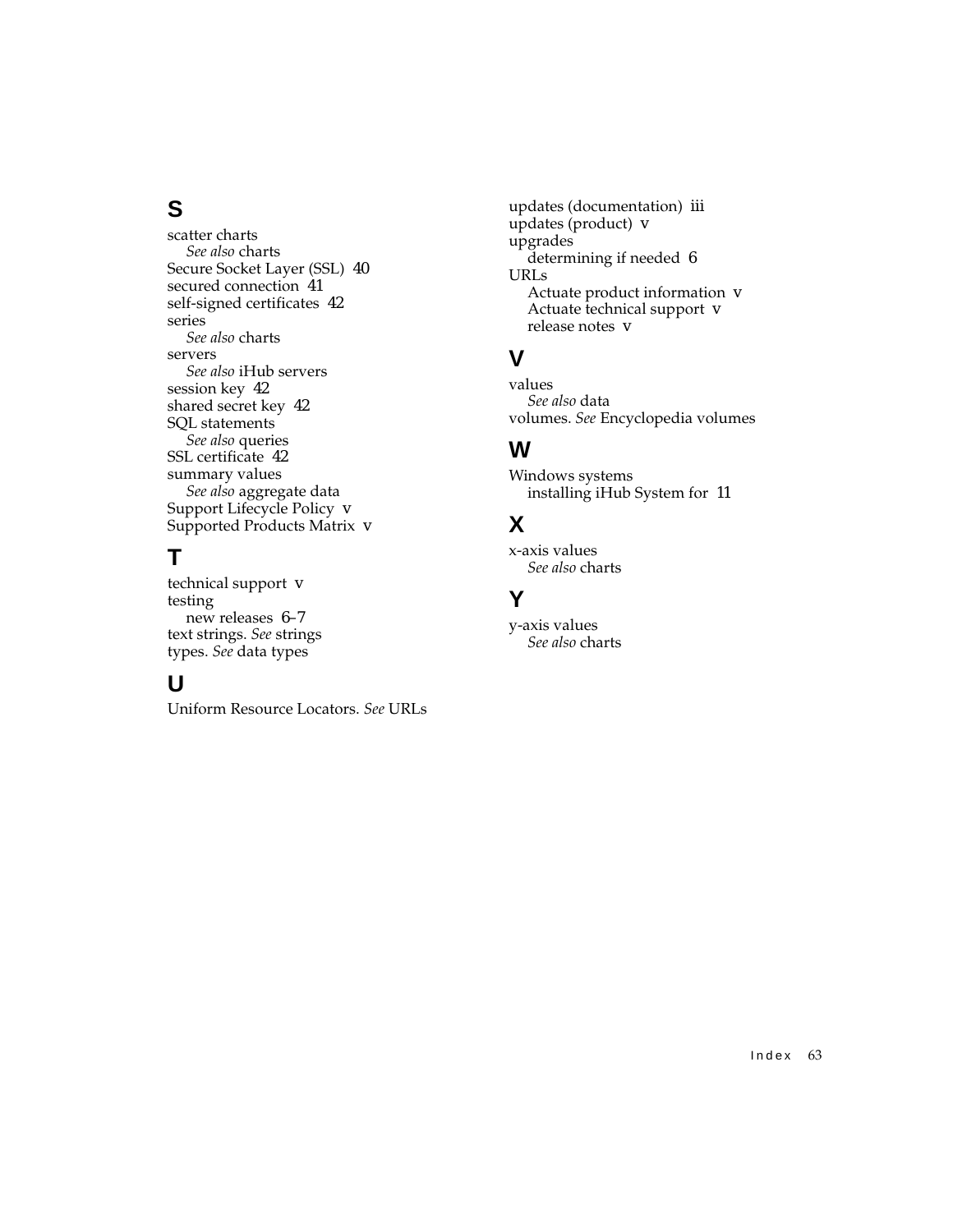## S

scatter charts
  *See also* charts
Secure Socket Layer (SSL) 40
secured connection 41
self-signed certificates 42
series
  *See also* charts
servers
  *See also* iHub servers
session key 42
shared secret key 42
SQL statements
  *See also* queries
SSL certificate 42
summary values
  *See also* aggregate data
Support Lifecycle Policy v
Supported Products Matrix v

## T

technical support v
testing
  new releases 6–7
text strings. *See* strings
types. *See* data types

## U

Uniform Resource Locators. *See* URLs
updates (documentation) iii
updates (product) v
upgrades
  determining if needed 6
URLs
  Actuate product information v
  Actuate technical support v
  release notes v

## V

values
  *See also* data
volumes. *See* Encyclopedia volumes

## W

Windows systems
  installing iHub System for 11

## X

x-axis values
  *See also* charts

## Y

y-axis values
  *See also* charts